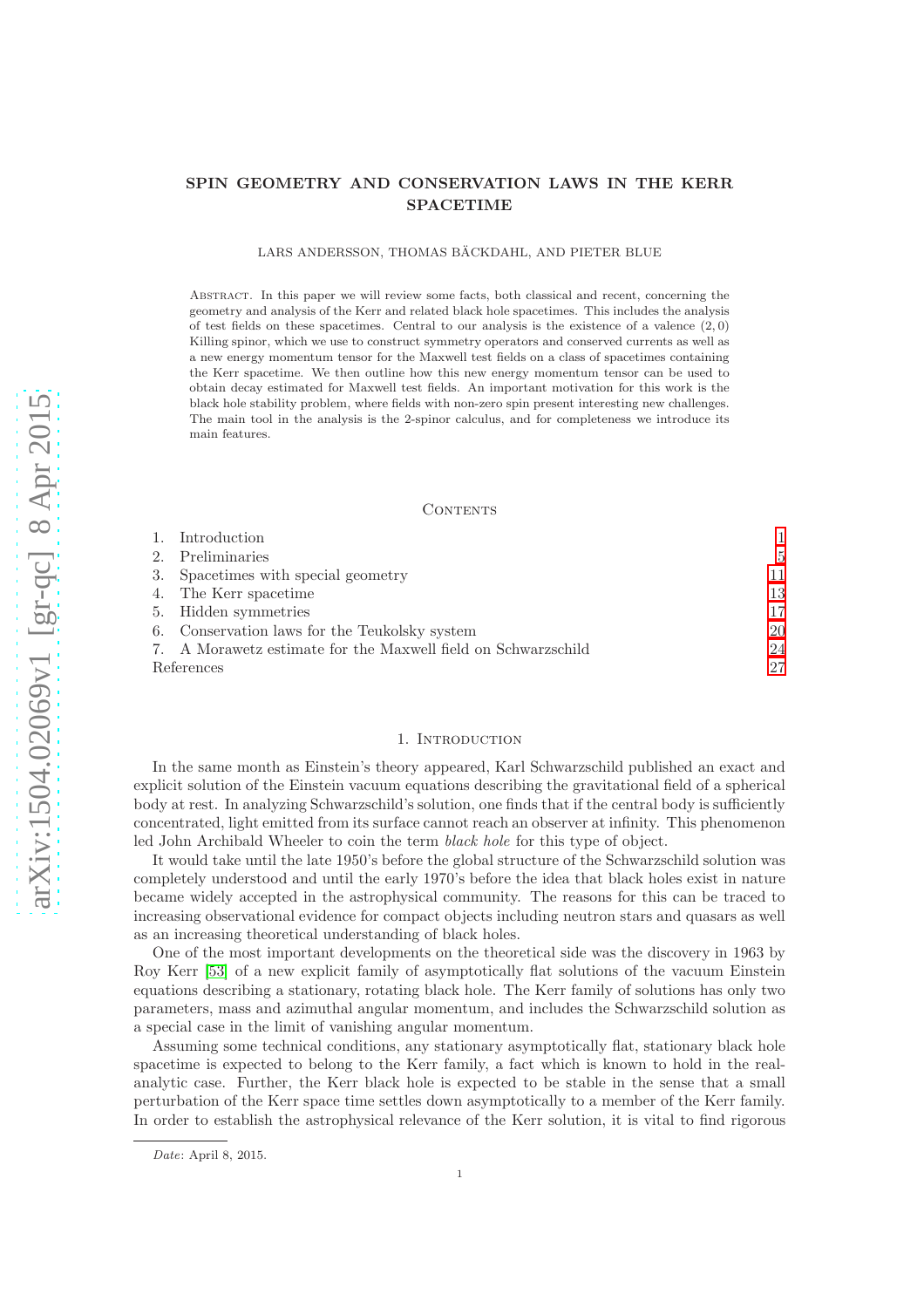# SPIN GEOMETRY AND CONSERVATION LAWS IN THE KERR SPACETIME

LARS ANDERSSON, THOMAS BÄCKDAHL, AND PIETER BLUE

Abstract. In this paper we will review some facts, both classical and recent, concerning the geometry and analysis of the Kerr and related black hole spacetimes. This includes the analysis of test fields on these spacetimes. Central to our analysis is the existence of a valence $(2,0)$ Killing spinor, which we use to construct symmetry operators and conserved currents as well as a new energy momentum tensor for the Maxwell test fields on a class of spacetimes containing the Kerr spacetime. We then outline how this new energy momentum tensor can be used to obtain decay estimated for Maxwell test fields. An important motivation for this work is the black hole stability problem, where fields with non-zero spin present interesting new challenges. The main tool in the analysis is the 2-spinor calculus, and for completeness we introduce its main features.

## Contents

| | | |
|---|---|---|
| 1. | Introduction | 1 |
| 2. | Preliminaries | 5 |
| 3. | Spacetimes with special geometry | 11 |
| 4. | The Kerr spacetime | 13 |
| 5. | Hidden symmetries | 17 |
| 6. | Conservation laws for the Teukolsky system | 20 |
| 7. | A Morawetz estimate for the Maxwell field on Schwarzschild | 24 |
| | References | 27 |

## 1. Introduction

In the same month as Einstein's theory appeared, Karl Schwarzschild published an exact and explicit solution of the Einstein vacuum equations describing the gravitational field of a spherical body at rest. In analyzing Schwarzschild's solution, one finds that if the central body is sufficiently concentrated, light emitted from its surface cannot reach an observer at infinity. This phenomenon led John Archibald Wheeler to coin the term *black hole* for this type of object.

It would take until the late 1950's before the global structure of the Schwarzschild solution was completely understood and until the early 1970's before the idea that black holes exist in nature became widely accepted in the astrophysical community. The reasons for this can be traced to increasing observational evidence for compact objects including neutron stars and quasars as well as an increasing theoretical understanding of black holes.

One of the most important developments on the theoretical side was the discovery in 1963 by Roy Kerr [53] of a new explicit family of asymptotically flat solutions of the vacuum Einstein equations describing a stationary, rotating black hole. The Kerr family of solutions has only two parameters, mass and azimuthal angular momentum, and includes the Schwarzschild solution as a special case in the limit of vanishing angular momentum.

Assuming some technical conditions, any stationary asymptotically flat, stationary black hole spacetime is expected to belong to the Kerr family, a fact which is known to hold in the real-analytic case. Further, the Kerr black hole is expected to be stable in the sense that a small perturbation of the Kerr space time settles down asymptotically to a member of the Kerr family. In order to establish the astrophysical relevance of the Kerr solution, it is vital to find rigorous

*Date*: April 8, 2015.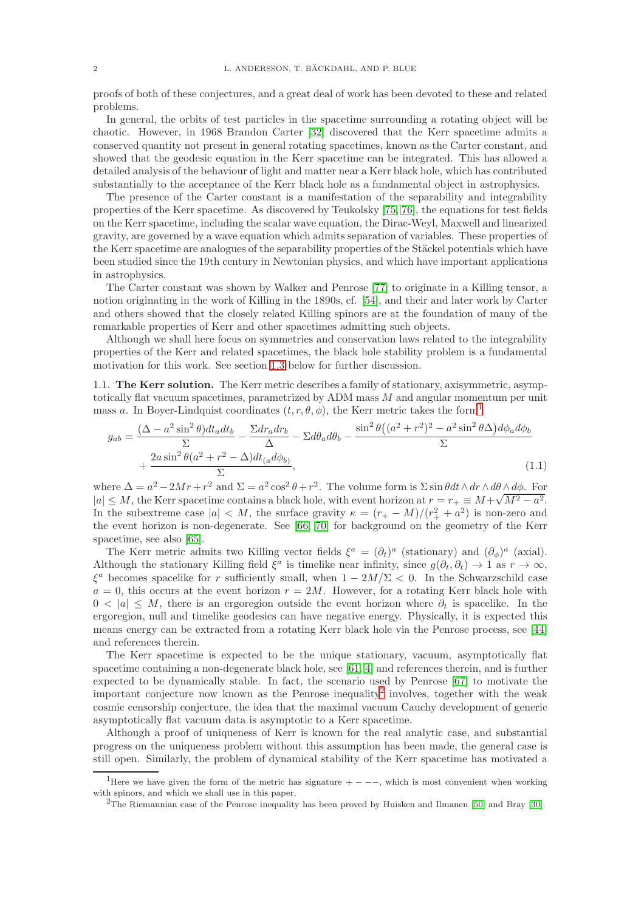proofs of both of these conjectures, and a great deal of work has been devoted to these and related problems.

In general, the orbits of test particles in the spacetime surrounding a rotating object will be chaotic. However, in 1968 Brandon Carter [32] discovered that the Kerr spacetime admits a conserved quantity not present in general rotating spacetimes, known as the Carter constant, and showed that the geodesic equation in the Kerr spacetime can be integrated. This has allowed a detailed analysis of the behaviour of light and matter near a Kerr black hole, which has contributed substantially to the acceptance of the Kerr black hole as a fundamental object in astrophysics.

The presence of the Carter constant is a manifestation of the separability and integrability properties of the Kerr spacetime. As discovered by Teukolsky [75, 76], the equations for test fields on the Kerr spacetime, including the scalar wave equation, the Dirac-Weyl, Maxwell and linearized gravity, are governed by a wave equation which admits separation of variables. These properties of the Kerr spacetime are analogues of the separability properties of the Stäckel potentials which have been studied since the 19th century in Newtonian physics, and which have important applications in astrophysics.

The Carter constant was shown by Walker and Penrose [77] to originate in a Killing tensor, a notion originating in the work of Killing in the 1890s, cf. [54], and their and later work by Carter and others showed that the closely related Killing spinors are at the foundation of many of the remarkable properties of Kerr and other spacetimes admitting such objects.

Although we shall here focus on symmetries and conservation laws related to the integrability properties of the Kerr and related spacetimes, the black hole stability problem is a fundamental motivation for this work. See section 1.3 below for further discussion.

### 1.1. The Kerr solution.

The Kerr metric describes a family of stationary, axisymmetric, asymptotically flat vacuum spacetimes, parametrized by ADM mass $M$ and angular momentum per unit mass $a$. In Boyer-Lindquist coordinates $(t, r, \theta, \phi)$, the Kerr metric takes the form[1]

$$g_{ab} = \frac{(\Delta - a^2 \sin^2\theta) dt_a dt_b}{\Sigma} - \frac{\Sigma dr_a dr_b}{\Delta} - \Sigma d\theta_a d\theta_b - \frac{\sin^2\theta\big((a^2+r^2)^2 - a^2\sin^2\theta\Delta\big)d\phi_a d\phi_b}{\Sigma} + \frac{2a\sin^2\theta(a^2+r^2-\Delta)dt_{(a}d\phi_{b)}}{\Sigma}, \tag{1.1}$$

where $\Delta = a^2 - 2Mr + r^2$ and $\Sigma = a^2\cos^2\theta + r^2$. The volume form is $\Sigma \sin\theta dt \wedge dr \wedge d\theta \wedge d\phi$. For $|a| \leq M$, the Kerr spacetime contains a black hole, with event horizon at $r = r_+ \equiv M + \sqrt{M^2 - a^2}$. In the subextreme case $|a| < M$, the surface gravity $\kappa = (r_+ - M)/(r_+^2 + a^2)$ is non-zero and the event horizon is non-degenerate. See [66, 70] for background on the geometry of the Kerr spacetime, see also [65].

The Kerr metric admits two Killing vector fields $\xi^a = (\partial_t)^a$ (stationary) and $(\partial_\phi)^a$ (axial). Although the stationary Killing field $\xi^a$ is timelike near infinity, since $g(\partial_t, \partial_t) \to 1$ as $r \to \infty$, $\xi^a$ becomes spacelike for $r$ sufficiently small, when $1 - 2M/\Sigma < 0$. In the Schwarzschild case $a = 0$, this occurs at the event horizon $r = 2M$. However, for a rotating Kerr black hole with $0 < |a| \leq M$, there is an ergoregion outside the event horizon where $\partial_t$ is spacelike. In the ergoregion, null and timelike geodesics can have negative energy. Physically, it is expected this means energy can be extracted from a rotating Kerr black hole via the Penrose process, see [44] and references therein.

The Kerr spacetime is expected to be the unique stationary, vacuum, asymptotically flat spacetime containing a non-degenerate black hole, see [61, 4] and references therein, and is further expected to be dynamically stable. In fact, the scenario used by Penrose [67] to motivate the important conjecture now known as the Penrose inequality[2] involves, together with the weak cosmic censorship conjecture, the idea that the maximal vacuum Cauchy development of generic asymptotically flat vacuum data is asymptotic to a Kerr spacetime.

Although a proof of uniqueness of Kerr is known for the real analytic case, and substantial progress on the uniqueness problem without this assumption has been made, the general case is still open. Similarly, the problem of dynamical stability of the Kerr spacetime has motivated a

---

[1] Here we have given the form of the metric has signature $+ - - -$, which is most convenient when working with spinors, and which we shall use in this paper.

[2] The Riemannian case of the Penrose inequality has been proved by Huisken and Ilmanen [50] and Bray [30].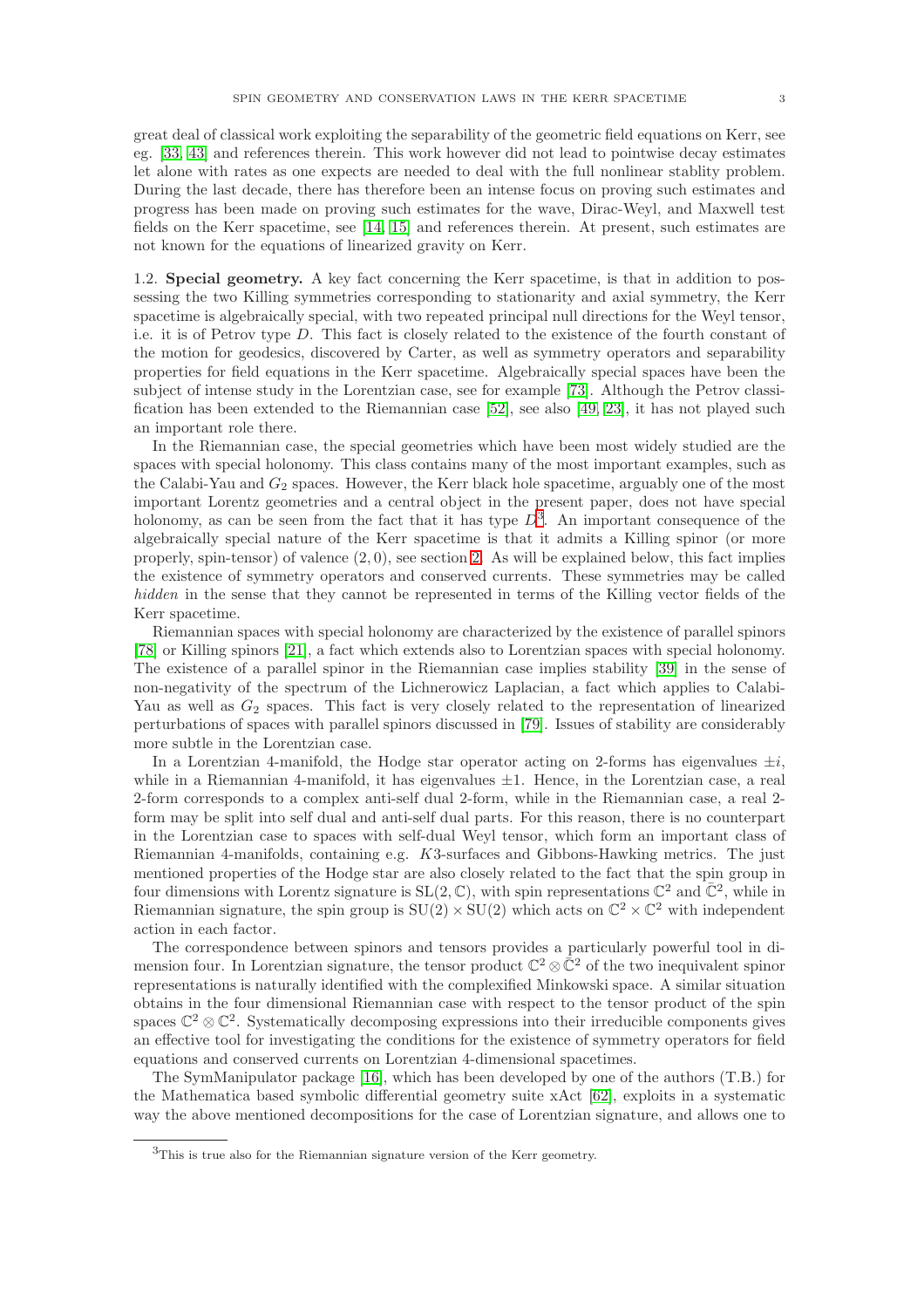great deal of classical work exploiting the separability of the geometric field equations on Kerr, see eg. [33, 43] and references therein. This work however did not lead to pointwise decay estimates let alone with rates as one expects are needed to deal with the full nonlinear stablity problem. During the last decade, there has therefore been an intense focus on proving such estimates and progress has been made on proving such estimates for the wave, Dirac-Weyl, and Maxwell test fields on the Kerr spacetime, see [14, 15] and references therein. At present, such estimates are not known for the equations of linearized gravity on Kerr.

1.2. **Special geometry.** A key fact concerning the Kerr spacetime, is that in addition to possessing the two Killing symmetries corresponding to stationarity and axial symmetry, the Kerr spacetime is algebraically special, with two repeated principal null directions for the Weyl tensor, i.e. it is of Petrov type $D$. This fact is closely related to the existence of the fourth constant of the motion for geodesics, discovered by Carter, as well as symmetry operators and separability properties for field equations in the Kerr spacetime. Algebraically special spaces have been the subject of intense study in the Lorentzian case, see for example [73]. Although the Petrov classification has been extended to the Riemannian case [52], see also [49, 23], it has not played such an important role there.

In the Riemannian case, the special geometries which have been most widely studied are the spaces with special holonomy. This class contains many of the most important examples, such as the Calabi-Yau and $G_2$ spaces. However, the Kerr black hole spacetime, arguably one of the most important Lorentz geometries and a central object in the present paper, does not have special holonomy, as can be seen from the fact that it has type $D$[3]. An important consequence of the algebraically special nature of the Kerr spacetime is that it admits a Killing spinor (or more properly, spin-tensor) of valence $(2, 0)$, see section 2. As will be explained below, this fact implies the existence of symmetry operators and conserved currents. These symmetries may be called *hidden* in the sense that they cannot be represented in terms of the Killing vector fields of the Kerr spacetime.

Riemannian spaces with special holonomy are characterized by the existence of parallel spinors [78] or Killing spinors [21], a fact which extends also to Lorentzian spaces with special holonomy. The existence of a parallel spinor in the Riemannian case implies stability [39] in the sense of non-negativity of the spectrum of the Lichnerowicz Laplacian, a fact which applies to Calabi-Yau as well as $G_2$ spaces. This fact is very closely related to the representation of linearized perturbations of spaces with parallel spinors discussed in [79]. Issues of stability are considerably more subtle in the Lorentzian case.

In a Lorentzian 4-manifold, the Hodge star operator acting on 2-forms has eigenvalues $\pm i$, while in a Riemannian 4-manifold, it has eigenvalues $\pm 1$. Hence, in the Lorentzian case, a real 2-form corresponds to a complex anti-self dual 2-form, while in the Riemannian case, a real 2-form may be split into self dual and anti-self dual parts. For this reason, there is no counterpart in the Lorentzian case to spaces with self-dual Weyl tensor, which form an important class of Riemannian 4-manifolds, containing e.g. $K3$-surfaces and Gibbons-Hawking metrics. The just mentioned properties of the Hodge star are also closely related to the fact that the spin group in four dimensions with Lorentz signature is $\mathrm{SL}(2, \mathbb{C})$, with spin representations $\mathbb{C}^2$ and $\bar{\mathbb{C}}^2$, while in Riemannian signature, the spin group is $\mathrm{SU}(2) \times \mathrm{SU}(2)$ which acts on $\mathbb{C}^2 \times \mathbb{C}^2$ with independent action in each factor.

The correspondence between spinors and tensors provides a particularly powerful tool in dimension four. In Lorentzian signature, the tensor product $\mathbb{C}^2 \otimes \bar{\mathbb{C}}^2$ of the two inequivalent spinor representations is naturally identified with the complexified Minkowski space. A similar situation obtains in the four dimensional Riemannian case with respect to the tensor product of the spin spaces $\mathbb{C}^2 \otimes \mathbb{C}^2$. Systematically decomposing expressions into their irreducible components gives an effective tool for investigating the conditions for the existence of symmetry operators for field equations and conserved currents on Lorentzian 4-dimensional spacetimes.

The SymManipulator package [16], which has been developed by one of the authors (T.B.) for the Mathematica based symbolic differential geometry suite xAct [62], exploits in a systematic way the above mentioned decompositions for the case of Lorentzian signature, and allows one to

[3] This is true also for the Riemannian signature version of the Kerr geometry.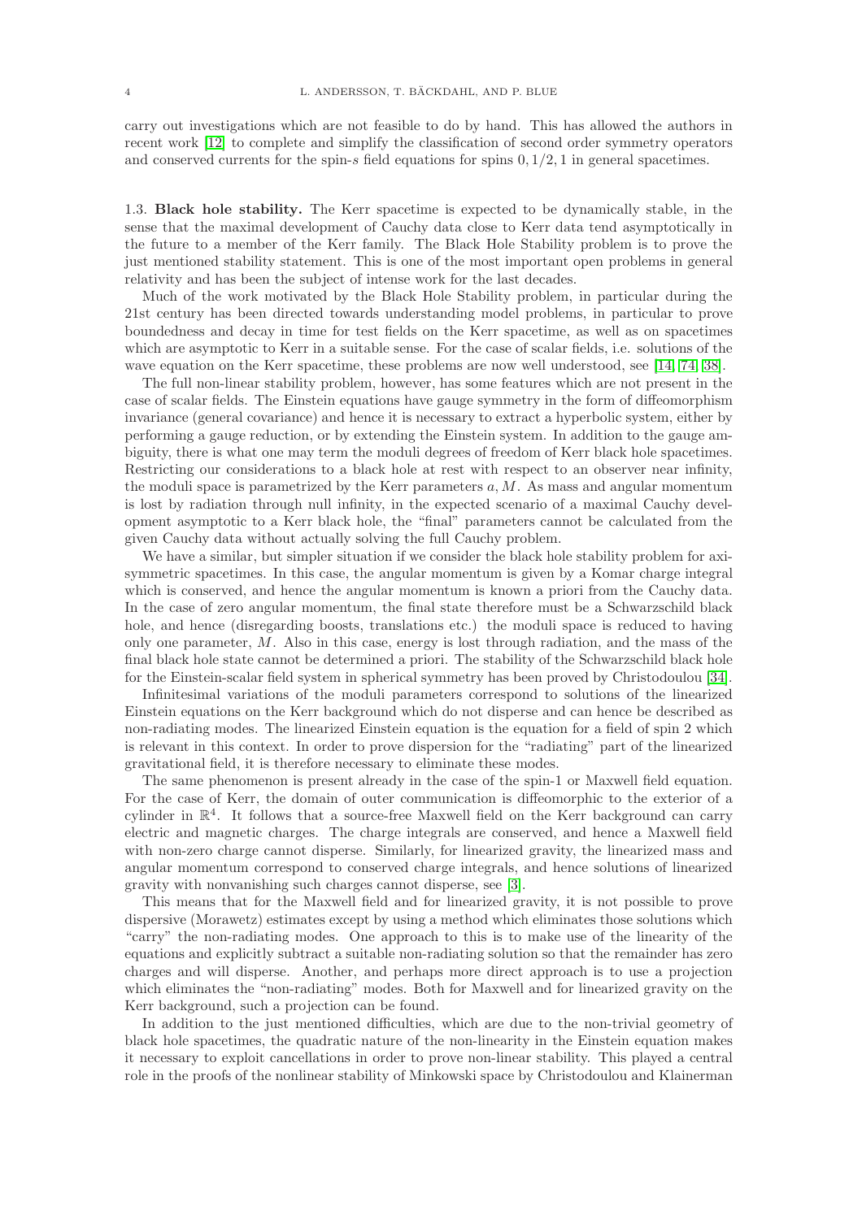carry out investigations which are not feasible to do by hand. This has allowed the authors in recent work [12] to complete and simplify the classification of second order symmetry operators and conserved currents for the spin-$s$ field equations for spins $0, 1/2, 1$ in general spacetimes.

### 1.3. Black hole stability.

The Kerr spacetime is expected to be dynamically stable, in the sense that the maximal development of Cauchy data close to Kerr data tend asymptotically in the future to a member of the Kerr family. The Black Hole Stability problem is to prove the just mentioned stability statement. This is one of the most important open problems in general relativity and has been the subject of intense work for the last decades.

Much of the work motivated by the Black Hole Stability problem, in particular during the 21st century has been directed towards understanding model problems, in particular to prove boundedness and decay in time for test fields on the Kerr spacetime, as well as on spacetimes which are asymptotic to Kerr in a suitable sense. For the case of scalar fields, i.e. solutions of the wave equation on the Kerr spacetime, these problems are now well understood, see [14, 74, 38].

The full non-linear stability problem, however, has some features which are not present in the case of scalar fields. The Einstein equations have gauge symmetry in the form of diffeomorphism invariance (general covariance) and hence it is necessary to extract a hyperbolic system, either by performing a gauge reduction, or by extending the Einstein system. In addition to the gauge ambiguity, there is what one may term the moduli degrees of freedom of Kerr black hole spacetimes. Restricting our considerations to a black hole at rest with respect to an observer near infinity, the moduli space is parametrized by the Kerr parameters $a, M$. As mass and angular momentum is lost by radiation through null infinity, in the expected scenario of a maximal Cauchy development asymptotic to a Kerr black hole, the "final" parameters cannot be calculated from the given Cauchy data without actually solving the full Cauchy problem.

We have a similar, but simpler situation if we consider the black hole stability problem for axisymmetric spacetimes. In this case, the angular momentum is given by a Komar charge integral which is conserved, and hence the angular momentum is known a priori from the Cauchy data. In the case of zero angular momentum, the final state therefore must be a Schwarzschild black hole, and hence (disregarding boosts, translations etc.) the moduli space is reduced to having only one parameter, $M$. Also in this case, energy is lost through radiation, and the mass of the final black hole state cannot be determined a priori. The stability of the Schwarzschild black hole for the Einstein-scalar field system in spherical symmetry has been proved by Christodoulou [34].

Infinitesimal variations of the moduli parameters correspond to solutions of the linearized Einstein equations on the Kerr background which do not disperse and can hence be described as non-radiating modes. The linearized Einstein equation is the equation for a field of spin 2 which is relevant in this context. In order to prove dispersion for the "radiating" part of the linearized gravitational field, it is therefore necessary to eliminate these modes.

The same phenomenon is present already in the case of the spin-1 or Maxwell field equation. For the case of Kerr, the domain of outer communication is diffeomorphic to the exterior of a cylinder in $\mathbb{R}^4$. It follows that a source-free Maxwell field on the Kerr background can carry electric and magnetic charges. The charge integrals are conserved, and hence a Maxwell field with non-zero charge cannot disperse. Similarly, for linearized gravity, the linearized mass and angular momentum correspond to conserved charge integrals, and hence solutions of linearized gravity with nonvanishing such charges cannot disperse, see [3].

This means that for the Maxwell field and for linearized gravity, it is not possible to prove dispersive (Morawetz) estimates except by using a method which eliminates those solutions which "carry" the non-radiating modes. One approach to this is to make use of the linearity of the equations and explicitly subtract a suitable non-radiating solution so that the remainder has zero charges and will disperse. Another, and perhaps more direct approach is to use a projection which eliminates the "non-radiating" modes. Both for Maxwell and for linearized gravity on the Kerr background, such a projection can be found.

In addition to the just mentioned difficulties, which are due to the non-trivial geometry of black hole spacetimes, the quadratic nature of the non-linearity in the Einstein equation makes it necessary to exploit cancellations in order to prove non-linear stability. This played a central role in the proofs of the nonlinear stability of Minkowski space by Christodoulou and Klainerman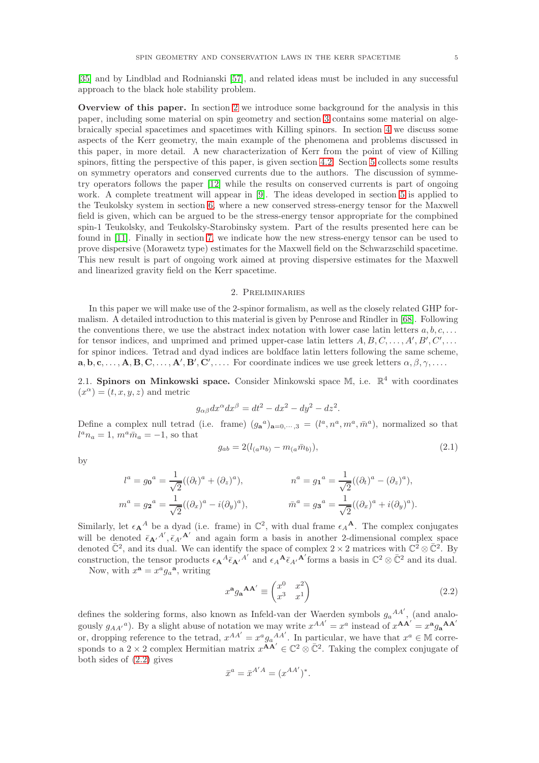[35] and by Lindblad and Rodnianski [57], and related ideas must be included in any successful approach to the black hole stability problem.

**Overview of this paper.** In section 2 we introduce some background for the analysis in this paper, including some material on spin geometry and section 3 contains some material on algebraically special spacetimes and spacetimes with Killing spinors. In section 4 we discuss some aspects of the Kerr geometry, the main example of the phenomena and problems discussed in this paper, in more detail. A new characterization of Kerr from the point of view of Killing spinors, fitting the perspective of this paper, is given section 4.2. Section 5 collects some results on symmetry operators and conserved currents due to the authors. The discussion of symmetry operators follows the paper [12] while the results on conserved currents is part of ongoing work. A complete treatment will appear in [9]. The ideas developed in section 5 is applied to the Teukolsky system in section 6, where a new conserved stress-energy tensor for the Maxwell field is given, which can be argued to be the stress-energy tensor appropriate for the compbined spin-1 Teukolsky, and Teukolsky-Starobinsky system. Part of the results presented here can be found in [11]. Finally in section 7, we indicate how the new stress-energy tensor can be used to prove dispersive (Morawetz type) estimates for the Maxwell field on the Schwarzschild spacetime. This new result is part of ongoing work aimed at proving dispersive estimates for the Maxwell and linearized gravity field on the Kerr spacetime.

## 2. Preliminaries

In this paper we will make use of the 2-spinor formalism, as well as the closely related GHP formalism. A detailed introduction to this material is given by Penrose and Rindler in [68]. Following the conventions there, we use the abstract index notation with lower case latin letters $a, b, c, \dots$ for tensor indices, and unprimed and primed upper-case latin letters $A, B, C, \dots, A', B', C', \dots$ for spinor indices. Tetrad and dyad indices are boldface latin letters following the same scheme, $\mathbf{a}, \mathbf{b}, \mathbf{c}, \dots, \mathbf{A}, \mathbf{B}, \mathbf{C}, \dots, \mathbf{A}', \mathbf{B}', \mathbf{C}', \dots$. For coordinate indices we use greek letters $\alpha, \beta, \gamma, \dots$.

### 2.1. Spinors on Minkowski space.

Consider Minkowski space $\mathbb{M}$, i.e. $\mathbb{R}^4$ with coordinates $(x^\alpha) = (t, x, y, z)$ and metric

$$g_{\alpha\beta} dx^\alpha dx^\beta = dt^2 - dx^2 - dy^2 - dz^2.$$

Define a complex null tetrad (i.e. frame) $(g_{\mathbf{a}}{}^a)_{\mathbf{a}=0,\cdots,3} = (l^a, n^a, m^a, \bar{m}^a)$, normalized so that $l^a n_a = 1$, $m^a \bar{m}_a = -1$, so that

$$g_{ab} = 2(l_{(a} n_{b)} - m_{(a} \bar{m}_{b)}), \tag{2.1}$$

by

$$l^a = g_{\mathbf{0}}{}^a = \frac{1}{\sqrt{2}}((\partial_t)^a + (\partial_z)^a), \qquad n^a = g_{\mathbf{1}}{}^a = \frac{1}{\sqrt{2}}((\partial_t)^a - (\partial_z)^a),$$

$$m^a = g_{\mathbf{2}}{}^a = \frac{1}{\sqrt{2}}((\partial_x)^a - i(\partial_y)^a), \qquad \bar{m}^a = g_{\mathbf{3}}{}^a = \frac{1}{\sqrt{2}}((\partial_x)^a + i(\partial_y)^a).$$

Similarly, let $\epsilon_{\mathbf{A}}{}^A$ be a dyad (i.e. frame) in $\mathbb{C}^2$, with dual frame $\epsilon_A{}^{\mathbf{A}}$. The complex conjugates will be denoted $\bar{\epsilon}_{\mathbf{A}'}{}^{A'}, \bar{\epsilon}_{A'}{}^{\mathbf{A}'}$ and again form a basis in another 2-dimensional complex space denoted $\bar{\mathbb{C}}^2$, and its dual. We can identify the space of complex $2 \times 2$ matrices with $\mathbb{C}^2 \otimes \bar{\mathbb{C}}^2$. By construction, the tensor products $\epsilon_{\mathbf{A}}{}^A \bar{\epsilon}_{\mathbf{A}'}{}^{A'}$ and $\epsilon_A{}^{\mathbf{A}} \bar{\epsilon}_{A'}{}^{\mathbf{A}'}$ forms a basis in $\mathbb{C}^2 \otimes \bar{\mathbb{C}}^2$ and its dual.

Now, with $x^{\mathbf{a}} = x^a g_a{}^{\mathbf{a}}$, writing

$$x^{\mathbf{a}} g_{\mathbf{a}}{}^{\mathbf{A}\mathbf{A}'} \equiv \begin{pmatrix} x^0 & x^2 \\ x^3 & x^1 \end{pmatrix} \tag{2.2}$$

defines the soldering forms, also known as Infeld-van der Waerden symbols $g_a{}^{AA'}$, (and analogously $g_{AA'}{}^a$). By a slight abuse of notation we may write $x^{AA'} = x^a$ instead of $x^{\mathbf{A}\mathbf{A}'} = x^{\mathbf{a}} g_{\mathbf{a}}{}^{\mathbf{A}\mathbf{A}'}$ or, dropping reference to the tetrad, $x^{AA'} = x^a g_a{}^{AA'}$. In particular, we have that $x^a \in \mathbb{M}$ corresponds to a $2 \times 2$ complex Hermitian matrix $x^{\mathbf{A}\mathbf{A}'} \in \mathbb{C}^2 \otimes \bar{\mathbb{C}}^2$. Taking the complex conjugate of both sides of (2.2) gives

$$\bar{x}^a = \bar{x}^{A'A} = (x^{AA'})^*.$$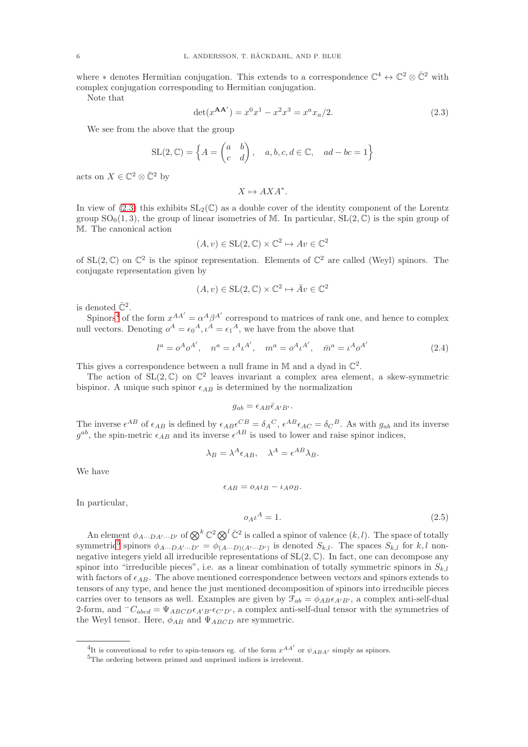where $*$ denotes Hermitian conjugation. This extends to a correspondence $\mathbb{C}^4 \leftrightarrow \mathbb{C}^2 \otimes \bar{\mathbb{C}}^2$ with complex conjugation corresponding to Hermitian conjugation.

Note that

$$\det(x^{\mathbf{AA'}}) = x^0 x^1 - x^2 x^3 = x^a x_a/2. \tag{2.3}$$

We see from the above that the group

$$\mathrm{SL}(2,\mathbb{C}) = \left\{ A = \begin{pmatrix} a & b \\ c & d \end{pmatrix}, \quad a,b,c,d \in \mathbb{C}, \quad ad - bc = 1 \right\}$$

acts on $X \in \mathbb{C}^2 \otimes \bar{\mathbb{C}}^2$ by

$$X \mapsto AXA^*.$$

In view of (2.3) this exhibits $\mathrm{SL}_2(\mathbb{C})$ as a double cover of the identity component of the Lorentz group $\mathrm{SO}_0(1,3)$, the group of linear isometries of $\mathbb{M}$. In particular, $\mathrm{SL}(2,\mathbb{C})$ is the spin group of $\mathbb{M}$. The canonical action

$$(A, v) \in \mathrm{SL}(2,\mathbb{C}) \times \mathbb{C}^2 \mapsto Av \in \mathbb{C}^2$$

of $\mathrm{SL}(2,\mathbb{C})$ on $\mathbb{C}^2$ is the spinor representation. Elements of $\mathbb{C}^2$ are called (Weyl) spinors. The conjugate representation given by

$$(A, v) \in \mathrm{SL}(2,\mathbb{C}) \times \mathbb{C}^2 \mapsto \bar{A}v \in \mathbb{C}^2$$

is denoted $\bar{\mathbb{C}}^2$.

Spinors[4] of the form $x^{AA'} = \alpha^A \beta^{A'}$ correspond to matrices of rank one, and hence to complex null vectors. Denoting $o^A = \epsilon_0{}^A, \iota^A = \epsilon_1{}^A$, we have from the above that

$$l^a = o^A o^{A'}, \quad n^a = \iota^A \iota^{A'}, \quad m^a = o^A \iota^{A'}, \quad \bar{m}^a = \iota^A o^{A'} \tag{2.4}$$

This gives a correspondence between a null frame in $\mathbb{M}$ and a dyad in $\mathbb{C}^2$.

The action of $\mathrm{SL}(2,\mathbb{C})$ on $\mathbb{C}^2$ leaves invariant a complex area element, a skew-symmetric bispinor. A unique such spinor $\epsilon_{AB}$ is determined by the normalization

$$g_{ab} = \epsilon_{AB} \bar{\epsilon}_{A'B'}.$$

The inverse $\epsilon^{AB}$ of $\epsilon_{AB}$ is defined by $\epsilon_{AB}\epsilon^{CB} = \delta_A{}^C$, $\epsilon^{AB}\epsilon_{AC} = \delta_C{}^B$. As with $g_{ab}$ and its inverse $g^{ab}$, the spin-metric $\epsilon_{AB}$ and its inverse $\epsilon^{AB}$ is used to lower and raise spinor indices,

$$\lambda_B = \lambda^A \epsilon_{AB}, \quad \lambda^A = \epsilon^{AB} \lambda_B.$$

We have

$$\epsilon_{AB} = o_A \iota_B - \iota_A o_B.$$

In particular,

$$o_A \iota^A = 1. \tag{2.5}$$

An element $\phi_{A \cdots D A' \cdots D'}$ of $\bigotimes^k \mathbb{C}^2 \bigotimes^l \bar{\mathbb{C}}^2$ is called a spinor of valence $(k,l)$. The space of totally symmetric[5] spinors $\phi_{A \cdots D A' \cdots D'} = \phi_{(A \cdots D)(A' \cdots D')}$ is denoted $S_{k,l}$. The spaces $S_{k,l}$ for $k, l$ non-negative integers yield all irreducible representations of $\mathrm{SL}(2,\mathbb{C})$. In fact, one can decompose any spinor into "irreducible pieces", i.e. as a linear combination of totally symmetric spinors in $S_{k,l}$ with factors of $\epsilon_{AB}$. The above mentioned correspondence between vectors and spinors extends to tensors of any type, and hence the just mentioned decomposition of spinors into irreducible pieces carries over to tensors as well. Examples are given by $\mathcal{F}_{ab} = \phi_{AB} \epsilon_{A'B'}$, a complex anti-self-dual 2-form, and ${}^-C_{abcd} = \Psi_{ABCD} \epsilon_{A'B'} \epsilon_{C'D'}$, a complex anti-self-dual tensor with the symmetries of the Weyl tensor. Here, $\phi_{AB}$ and $\Psi_{ABCD}$ are symmetric.

---

[4] It is conventional to refer to spin-tensors eg. of the form $x^{AA'}$ or $\psi_{ABA'}$ simply as spinors.

[5] The ordering between primed and unprimed indices is irrelevent.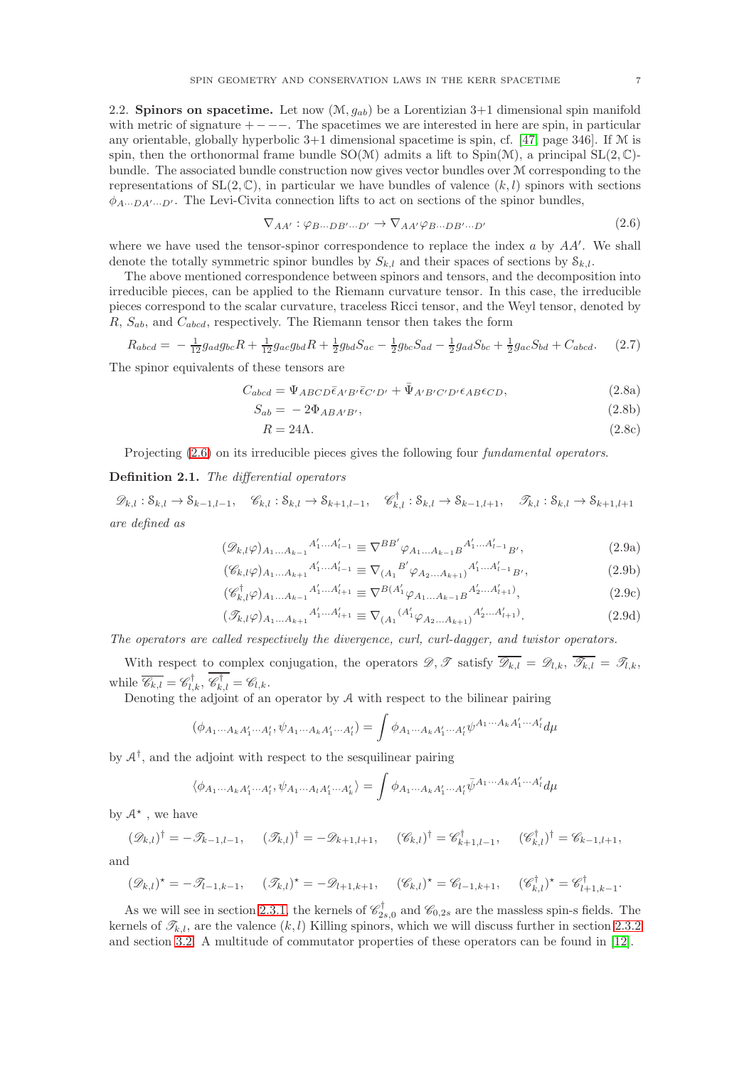## 2.2. Spinors on spacetime.

**2.2. Spinors on spacetime.** Let now $(\mathcal{M}, g_{ab})$ be a Lorentzian 3+1 dimensional spin manifold with metric of signature $+---$. The spacetimes we are interested in here are spin, in particular any orientable, globally hyperbolic 3+1 dimensional spacetime is spin, cf. [47, page 346]. If $\mathcal{M}$ is spin, then the orthonormal frame bundle $\mathrm{SO}(\mathcal{M})$ admits a lift to $\mathrm{Spin}(\mathcal{M})$, a principal $\mathrm{SL}(2,\mathbb{C})$-bundle. The associated bundle construction now gives vector bundles over $\mathcal{M}$ corresponding to the representations of $\mathrm{SL}(2,\mathbb{C})$, in particular we have bundles of valence $(k,l)$ spinors with sections $\phi_{A\cdots DA'\cdots D'}$. The Levi-Civita connection lifts to act on sections of the spinor bundles,

$$\nabla_{AA'} : \varphi_{B\cdots DB'\cdots D'} \to \nabla_{AA'}\varphi_{B\cdots DB'\cdots D'} \tag{2.6}$$

where we have used the tensor-spinor correspondence to replace the index $a$ by $AA'$. We shall denote the totally symmetric spinor bundles by $S_{k,l}$ and their spaces of sections by $\mathcal{S}_{k,l}$.

The above mentioned correspondence between spinors and tensors, and the decomposition into irreducible pieces, can be applied to the Riemann curvature tensor. In this case, the irreducible pieces correspond to the scalar curvature, traceless Ricci tensor, and the Weyl tensor, denoted by $R$, $S_{ab}$, and $C_{abcd}$, respectively. The Riemann tensor then takes the form

$$R_{abcd} = -\tfrac{1}{12}g_{ad}g_{bc}R + \tfrac{1}{12}g_{ac}g_{bd}R + \tfrac{1}{2}g_{bd}S_{ac} - \tfrac{1}{2}g_{bc}S_{ad} - \tfrac{1}{2}g_{ad}S_{bc} + \tfrac{1}{2}g_{ac}S_{bd} + C_{abcd}. \tag{2.7}$$

The spinor equivalents of these tensors are

$$C_{abcd} = \Psi_{ABCD}\bar{\epsilon}_{A'B'}\bar{\epsilon}_{C'D'} + \bar{\Psi}_{A'B'C'D'}\epsilon_{AB}\epsilon_{CD}, \tag{2.8a}$$

$$S_{ab} = -2\Phi_{ABA'B'}, \tag{2.8b}$$

$$R = 24\Lambda. \tag{2.8c}$$

Projecting (2.6) on its irreducible pieces gives the following four *fundamental operators*.

**Definition 2.1.** *The differential operators*

$$\mathscr{D}_{k,l} : \mathcal{S}_{k,l} \to \mathcal{S}_{k-1,l-1}, \quad \mathscr{C}_{k,l} : \mathcal{S}_{k,l} \to \mathcal{S}_{k+1,l-1}, \quad \mathscr{C}^\dagger_{k,l} : \mathcal{S}_{k,l} \to \mathcal{S}_{k-1,l+1}, \quad \mathscr{T}_{k,l} : \mathcal{S}_{k,l} \to \mathcal{S}_{k+1,l+1}$$

*are defined as*

$$(\mathscr{D}_{k,l}\varphi)_{A_1\dots A_{k-1}}{}^{A'_1\dots A'_{l-1}} \equiv \nabla^{BB'}\varphi_{A_1\dots A_{k-1}B}{}^{A'_1\dots A'_{l-1}}{}_{B'}, \tag{2.9a}$$

$$(\mathscr{C}_{k,l}\varphi)_{A_1\dots A_{k+1}}{}^{A'_1\dots A'_{l-1}} \equiv \nabla_{(A_1}{}^{B'}\varphi_{A_2\dots A_{k+1})}{}^{A'_1\dots A'_{l-1}}{}_{B'}, \tag{2.9b}$$

$$(\mathscr{C}^\dagger_{k,l}\varphi)_{A_1\dots A_{k-1}}{}^{A'_1\dots A'_{l+1}} \equiv \nabla^{B(A'_1}\varphi_{A_1\dots A_{k-1}B}{}^{A'_2\dots A'_{l+1})}, \tag{2.9c}$$

$$(\mathscr{T}_{k,l}\varphi)_{A_1\dots A_{k+1}}{}^{A'_1\dots A'_{l+1}} \equiv \nabla_{(A_1}{}^{(A'_1}\varphi_{A_2\dots A_{k+1})}{}^{A'_2\dots A'_{l+1})}. \tag{2.9d}$$

*The operators are called respectively the divergence, curl, curl-dagger, and twistor operators.*

With respect to complex conjugation, the operators $\mathscr{D}, \mathscr{T}$ satisfy $\overline{\mathscr{D}_{k,l}} = \mathscr{D}_{l,k}$, $\overline{\mathscr{T}_{k,l}} = \mathscr{T}_{l,k}$, while $\overline{\mathscr{C}_{k,l}} = \mathscr{C}^\dagger_{l,k}$, $\overline{\mathscr{C}^\dagger_{k,l}} = \mathscr{C}_{l,k}$.

Denoting the adjoint of an operator by $\mathcal{A}$ with respect to the bilinear pairing

$$(\phi_{A_1\cdots A_kA'_1\cdots A'_l}, \psi_{A_1\cdots A_kA'_1\cdots A'_l}) = \int \phi_{A_1\cdots A_kA'_1\cdots A'_l}\psi^{A_1\cdots A_kA'_1\cdots A'_l}d\mu$$

by $\mathcal{A}^\dagger$, and the adjoint with respect to the sesquilinear pairing

$$\langle\phi_{A_1\cdots A_kA'_1\cdots A'_l}, \psi_{A_1\cdots A_lA'_1\cdots A'_k}\rangle = \int \phi_{A_1\cdots A_kA'_1\cdots A'_l}\bar{\psi}^{A_1\cdots A_kA'_1\cdots A'_l}d\mu$$

by $\mathcal{A}^\star$ , we have

$$(\mathscr{D}_{k,l})^\dagger = -\mathscr{T}_{k-1,l-1}, \quad (\mathscr{T}_{k,l})^\dagger = -\mathscr{D}_{k+1,l+1}, \quad (\mathscr{C}_{k,l})^\dagger = \mathscr{C}^\dagger_{k+1,l-1}, \quad (\mathscr{C}^\dagger_{k,l})^\dagger = \mathscr{C}_{k-1,l+1},$$

and

$$(\mathscr{D}_{k,l})^\star = -\mathscr{T}_{l-1,k-1}, \quad (\mathscr{T}_{k,l})^\star = -\mathscr{D}_{l+1,k+1}, \quad (\mathscr{C}_{k,l})^\star = \mathscr{C}_{l-1,k+1}, \quad (\mathscr{C}^\dagger_{k,l})^\star = \mathscr{C}^\dagger_{l+1,k-1}.$$

As we will see in section 2.3.1, the kernels of $\mathscr{C}^\dagger_{2s,0}$ and $\mathscr{C}_{0,2s}$ are the massless spin-s fields. The kernels of $\mathscr{T}_{k,l}$, are the valence $(k,l)$ Killing spinors, which we will discuss further in section 2.3.2 and section 3.2. A multitude of commutator properties of these operators can be found in [12].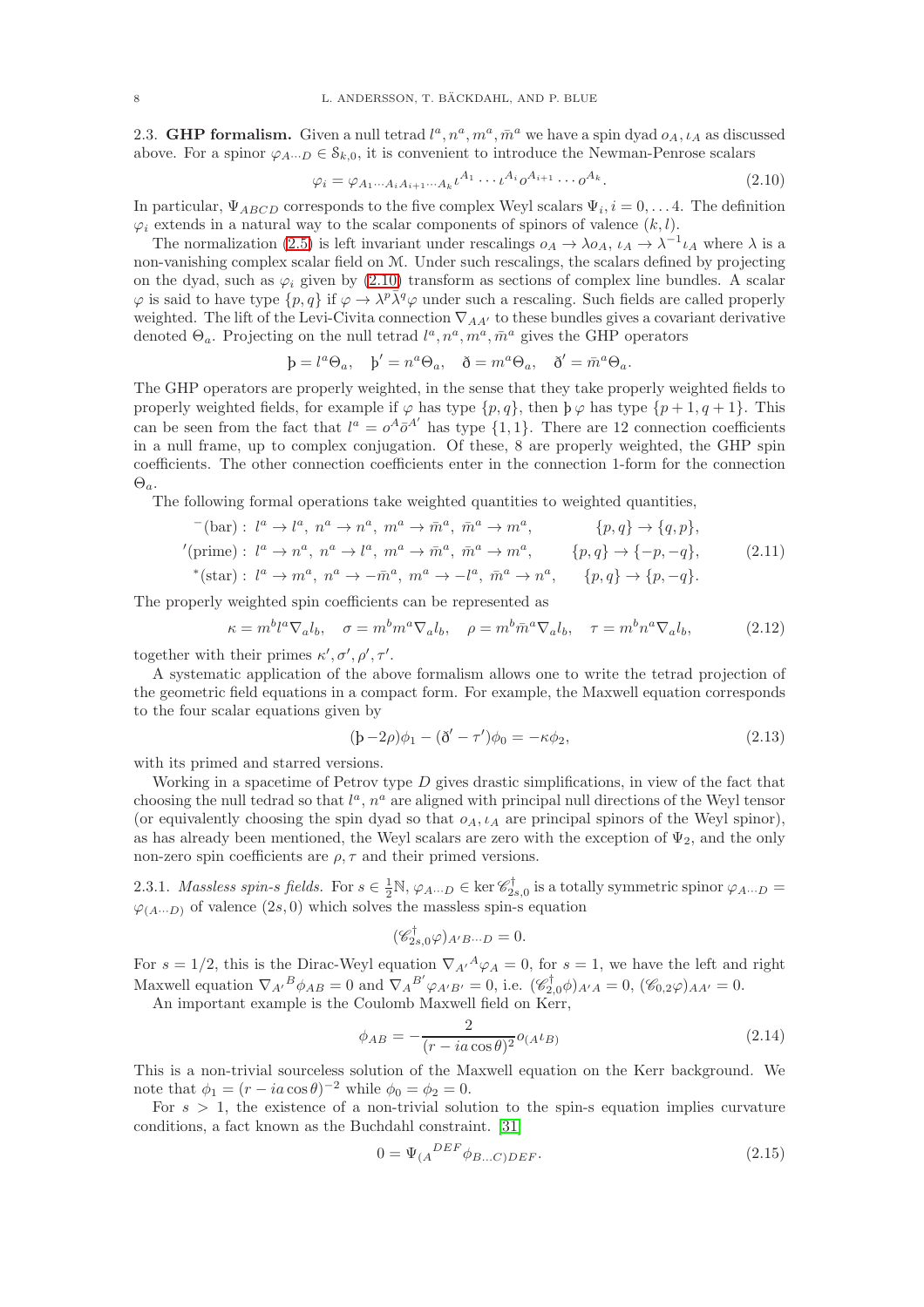2.3. **GHP formalism.** Given a null tetrad $l^a, n^a, m^a, \bar{m}^a$ we have a spin dyad $o_A, \iota_A$ as discussed above. For a spinor $\varphi_{A\cdots D} \in \mathcal{S}_{k,0}$, it is convenient to introduce the Newman-Penrose scalars

$$\varphi_i = \varphi_{A_1\cdots A_i A_{i+1}\cdots A_k} \iota^{A_1} \cdots \iota^{A_i} o^{A_{i+1}} \cdots o^{A_k}. \tag{2.10}$$

In particular, $\Psi_{ABCD}$ corresponds to the five complex Weyl scalars $\Psi_i, i = 0, \ldots 4$. The definition $\varphi_i$ extends in a natural way to the scalar components of spinors of valence $(k, l)$.

The normalization (2.5) is left invariant under rescalings $o_A \to \lambda o_A$, $\iota_A \to \lambda^{-1}\iota_A$ where $\lambda$ is a non-vanishing complex scalar field on $\mathcal{M}$. Under such rescalings, the scalars defined by projecting on the dyad, such as $\varphi_i$ given by (2.10) transform as sections of complex line bundles. A scalar $\varphi$ is said to have type $\{p, q\}$ if $\varphi \to \lambda^p \bar{\lambda}^q \varphi$ under such a rescaling. Such fields are called properly weighted. The lift of the Levi-Civita connection $\nabla_{AA'}$ to these bundles gives a covariant derivative denoted $\Theta_a$. Projecting on the null tetrad $l^a, n^a, m^a, \bar{m}^a$ gives the GHP operators

$$\text{þ} = l^a\Theta_a, \quad \text{þ}' = n^a\Theta_a, \quad \eth = m^a\Theta_a, \quad \eth' = \bar{m}^a\Theta_a.$$

The GHP operators are properly weighted, in the sense that they take properly weighted fields to properly weighted fields, for example if $\varphi$ has type $\{p, q\}$, then $\text{þ}\,\varphi$ has type $\{p + 1, q + 1\}$. This can be seen from the fact that $l^a = o^A\bar{o}^{A'}$ has type $\{1, 1\}$. There are 12 connection coefficients in a null frame, up to complex conjugation. Of these, 8 are properly weighted, the GHP spin coefficients. The other connection coefficients enter in the connection 1-form for the connection $\Theta_a$.

The following formal operations take weighted quantities to weighted quantities,

$$\begin{aligned}
{}^{-}(\text{bar}):&\ l^a \to l^a,\ n^a \to n^a,\ m^a \to \bar{m}^a,\ \bar{m}^a \to m^a, && \{p, q\} \to \{q, p\}, \\
{}'(\text{prime}):&\ l^a \to n^a,\ n^a \to l^a,\ m^a \to \bar{m}^a,\ \bar{m}^a \to m^a, && \{p, q\} \to \{-p, -q\}, \\
{}^{*}(\text{star}):&\ l^a \to m^a,\ n^a \to -\bar{m}^a,\ m^a \to -l^a,\ \bar{m}^a \to n^a, && \{p, q\} \to \{p, -q\}.
\end{aligned} \tag{2.11}$$

The properly weighted spin coefficients can be represented as

$$\kappa = m^b l^a \nabla_a l_b, \quad \sigma = m^b m^a \nabla_a l_b, \quad \rho = m^b \bar{m}^a \nabla_a l_b, \quad \tau = m^b n^a \nabla_a l_b, \tag{2.12}$$

together with their primes $\kappa', \sigma', \rho', \tau'$.

A systematic application of the above formalism allows one to write the tetrad projection of the geometric field equations in a compact form. For example, the Maxwell equation corresponds to the four scalar equations given by

$$(\text{þ} - 2\rho)\phi_1 - (\eth' - \tau')\phi_0 = -\kappa\phi_2, \tag{2.13}$$

with its primed and starred versions.

Working in a spacetime of Petrov type $D$ gives drastic simplifications, in view of the fact that choosing the null tedrad so that $l^a$, $n^a$ are aligned with principal null directions of the Weyl tensor (or equivalently choosing the spin dyad so that $o_A, \iota_A$ are principal spinors of the Weyl spinor), as has already been mentioned, the Weyl scalars are zero with the exception of $\Psi_2$, and the only non-zero spin coefficients are $\rho, \tau$ and their primed versions.

2.3.1. *Massless spin-s fields.* For $s \in \frac{1}{2}\mathbb{N}$, $\varphi_{A\cdots D} \in \ker \mathscr{C}^\dagger_{2s,0}$ is a totally symmetric spinor $\varphi_{A\cdots D} = \varphi_{(A\cdots D)}$ of valence $(2s, 0)$ which solves the massless spin-s equation

$$(\mathscr{C}^\dagger_{2s,0}\varphi)_{A'B\cdots D} = 0.$$

For $s = 1/2$, this is the Dirac-Weyl equation $\nabla_{A'}{}^{A}\varphi_A = 0$, for $s = 1$, we have the left and right Maxwell equation $\nabla_{A'}{}^{B}\phi_{AB} = 0$ and $\nabla_A{}^{B'}\varphi_{A'B'} = 0$, i.e. $(\mathscr{C}^\dagger_{2,0}\phi)_{A'A} = 0$, $(\mathscr{C}_{0,2}\varphi)_{AA'} = 0$.

An important example is the Coulomb Maxwell field on Kerr,

$$\phi_{AB} = -\frac{2}{(r - ia\cos\theta)^2} o_{(A}\iota_{B)} \tag{2.14}$$

This is a non-trivial sourceless solution of the Maxwell equation on the Kerr background. We note that $\phi_1 = (r - ia\cos\theta)^{-2}$ while $\phi_0 = \phi_2 = 0$.

For $s > 1$, the existence of a non-trivial solution to the spin-s equation implies curvature conditions, a fact known as the Buchdahl constraint. [31]

$$0 = \Psi_{(A}{}^{DEF}\phi_{B\ldots C)DEF}. \tag{2.15}$$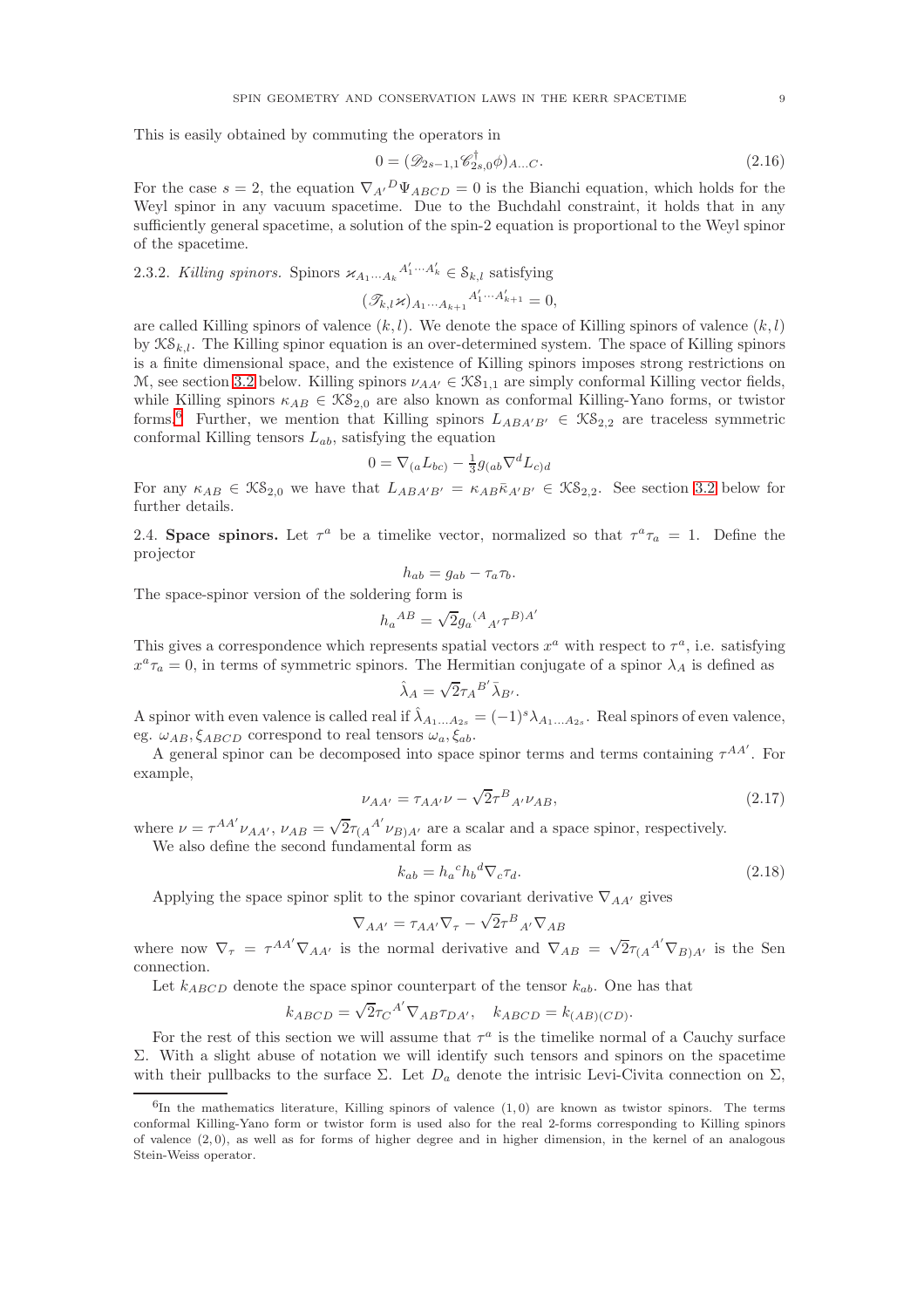This is easily obtained by commuting the operators in

$$0 = (\mathscr{D}_{2s-1,1}\mathscr{C}^\dagger_{2s,0}\phi)_{A\dots C}. \tag{2.16}$$

For the case $s = 2$, the equation $\nabla_{A'}{}^{D}\Psi_{ABCD} = 0$ is the Bianchi equation, which holds for the Weyl spinor in any vacuum spacetime. Due to the Buchdahl constraint, it holds that in any sufficiently general spacetime, a solution of the spin-2 equation is proportional to the Weyl spinor of the spacetime.

2.3.2. *Killing spinors.* Spinors $\varkappa_{A_1\cdots A_k}{}^{A'_1\cdots A'_k} \in \mathcal{S}_{k,l}$ satisfying

$$(\mathscr{T}_{k,l}\varkappa)_{A_1\cdots A_{k+1}}{}^{A'_1\cdots A'_{k+1}} = 0,$$

are called Killing spinors of valence $(k,l)$. We denote the space of Killing spinors of valence $(k,l)$ by $\mathcal{KS}_{k,l}$. The Killing spinor equation is an over-determined system. The space of Killing spinors is a finite dimensional space, and the existence of Killing spinors imposes strong restrictions on $\mathcal{M}$, see section 3.2 below. Killing spinors $\nu_{AA'} \in \mathcal{KS}_{1,1}$ are simply conformal Killing vector fields, while Killing spinors $\kappa_{AB} \in \mathcal{KS}_{2,0}$ are also known as conformal Killing-Yano forms, or twistor forms.[6] Further, we mention that Killing spinors $L_{ABA'B'} \in \mathcal{KS}_{2,2}$ are traceless symmetric conformal Killing tensors $L_{ab}$, satisfying the equation

$$0 = \nabla_{(a}L_{bc)} - \tfrac{1}{3}g_{(ab}\nabla^d L_{c)d}$$

For any $\kappa_{AB} \in \mathcal{KS}_{2,0}$ we have that $L_{ABA'B'} = \kappa_{AB}\bar{\kappa}_{A'B'} \in \mathcal{KS}_{2,2}$. See section 3.2 below for further details.

2.4. **Space spinors.** Let $\tau^a$ be a timelike vector, normalized so that $\tau^a\tau_a = 1$. Define the projector

$$h_{ab} = g_{ab} - \tau_a\tau_b.$$

The space-spinor version of the soldering form is

$$h_a{}^{AB} = \sqrt{2}g_a{}^{(A}{}_{A'}\tau^{B)A'}$$

This gives a correspondence which represents spatial vectors $x^a$ with respect to $\tau^a$, i.e. satisfying $x^a\tau_a = 0$, in terms of symmetric spinors. The Hermitian conjugate of a spinor $\lambda_A$ is defined as

$$\hat{\lambda}_A = \sqrt{2}\tau_A{}^{B'}\bar{\lambda}_{B'}.$$

A spinor with even valence is called real if $\hat{\lambda}_{A_1\dots A_{2s}} = (-1)^s\lambda_{A_1\dots A_{2s}}$. Real spinors of even valence, eg. $\omega_{AB}, \xi_{ABCD}$ correspond to real tensors $\omega_a, \xi_{ab}$.

A general spinor can be decomposed into space spinor terms and terms containing $\tau^{AA'}$. For example,

$$\nu_{AA'} = \tau_{AA'}\nu - \sqrt{2}\tau^B{}_{A'}\nu_{AB}, \tag{2.17}$$

where $\nu = \tau^{AA'}\nu_{AA'}$, $\nu_{AB} = \sqrt{2}\tau_{(A}{}^{A'}\nu_{B)A'}$ are a scalar and a space spinor, respectively.

We also define the second fundamental form as

$$k_{ab} = h_a{}^c h_b{}^d \nabla_c\tau_d. \tag{2.18}$$

Applying the space spinor split to the spinor covariant derivative $\nabla_{AA'}$ gives

$$\nabla_{AA'} = \tau_{AA'}\nabla_\tau - \sqrt{2}\tau^B{}_{A'}\nabla_{AB}$$

where now $\nabla_\tau = \tau^{AA'}\nabla_{AA'}$ is the normal derivative and $\nabla_{AB} = \sqrt{2}\tau_{(A}{}^{A'}\nabla_{B)A'}$ is the Sen connection.

Let $k_{ABCD}$ denote the space spinor counterpart of the tensor $k_{ab}$. One has that

$$k_{ABCD} = \sqrt{2}\tau_C{}^{A'}\nabla_{AB}\tau_{DA'}, \quad k_{ABCD} = k_{(AB)(CD)}.$$

For the rest of this section we will assume that $\tau^a$ is the timelike normal of a Cauchy surface $\Sigma$. With a slight abuse of notation we will identify such tensors and spinors on the spacetime with their pullbacks to the surface $\Sigma$. Let $D_a$ denote the intrisic Levi-Civita connection on $\Sigma$,

[6] In the mathematics literature, Killing spinors of valence $(1,0)$ are known as twistor spinors. The terms conformal Killing-Yano form or twistor form is used also for the real 2-forms corresponding to Killing spinors of valence $(2,0)$, as well as for forms of higher degree and in higher dimension, in the kernel of an analogous Stein-Weiss operator.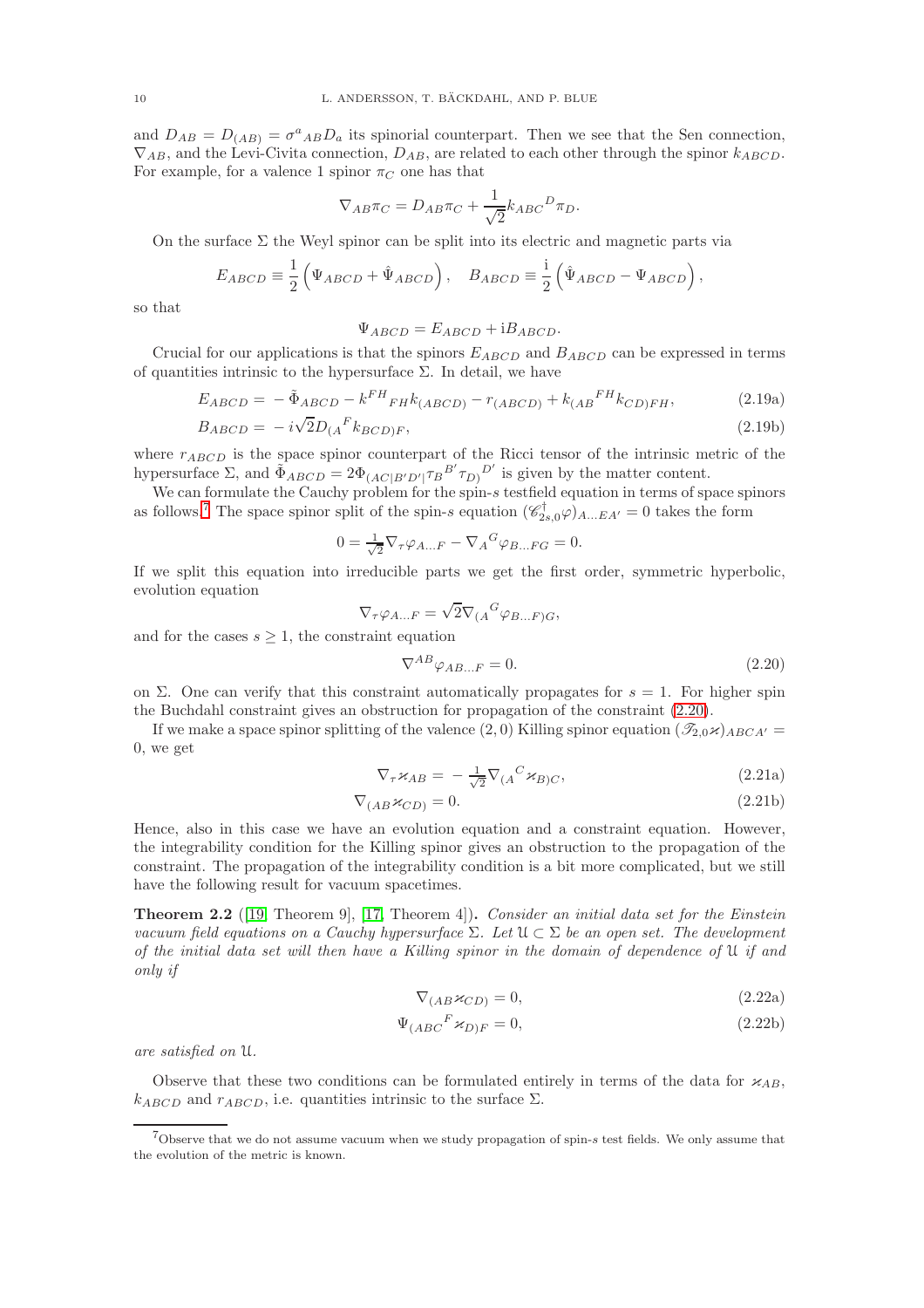and $D_{AB} = D_{(AB)} = \sigma^a{}_{AB} D_a$ its spinorial counterpart. Then we see that the Sen connection, $\nabla_{AB}$, and the Levi-Civita connection, $D_{AB}$, are related to each other through the spinor $k_{ABCD}$. For example, for a valence 1 spinor $\pi_C$ one has that

$$\nabla_{AB}\pi_C = D_{AB}\pi_C + \frac{1}{\sqrt{2}} k_{ABC}{}^D \pi_D.$$

On the surface $\Sigma$ the Weyl spinor can be split into its electric and magnetic parts via

$$E_{ABCD} \equiv \frac{1}{2}\left(\Psi_{ABCD} + \hat{\Psi}_{ABCD}\right), \quad B_{ABCD} \equiv \frac{\mathrm{i}}{2}\left(\hat{\Psi}_{ABCD} - \Psi_{ABCD}\right),$$

so that

$$\Psi_{ABCD} = E_{ABCD} + \mathrm{i} B_{ABCD}.$$

Crucial for our applications is that the spinors $E_{ABCD}$ and $B_{ABCD}$ can be expressed in terms of quantities intrinsic to the hypersurface $\Sigma$. In detail, we have

$$E_{ABCD} = -\tilde{\Phi}_{ABCD} - k^{FH}{}_{FH} k_{(ABCD)} - r_{(ABCD)} + k_{(AB}{}^{FH} k_{CD)FH}, \tag{2.19a}$$

$$B_{ABCD} = -i\sqrt{2} D_{(A}{}^F k_{BCD)F}, \tag{2.19b}$$

where $r_{ABCD}$ is the space spinor counterpart of the Ricci tensor of the intrinsic metric of the hypersurface $\Sigma$, and $\tilde{\Phi}_{ABCD} = 2\Phi_{(AC|B'D'|}\tau_B{}^{B'}\tau_{D)}{}^{D'}$ is given by the matter content.

We can formulate the Cauchy problem for the spin-$s$ testfield equation in terms of space spinors as follows.[7] The space spinor split of the spin-$s$ equation $(\mathscr{C}^\dagger_{2s,0}\varphi)_{A\dots EA'} = 0$ takes the form

$$0 = \tfrac{1}{\sqrt{2}} \nabla_\tau \varphi_{A\dots F} - \nabla_A{}^G \varphi_{B\dots FG} = 0.$$

If we split this equation into irreducible parts we get the first order, symmetric hyperbolic, evolution equation

$$\nabla_\tau \varphi_{A\dots F} = \sqrt{2} \nabla_{(A}{}^G \varphi_{B\dots F)G},$$

and for the cases $s \geq 1$, the constraint equation

$$\nabla^{AB} \varphi_{AB\dots F} = 0. \tag{2.20}$$

on $\Sigma$. One can verify that this constraint automatically propagates for $s = 1$. For higher spin the Buchdahl constraint gives an obstruction for propagation of the constraint (2.20).

If we make a space spinor splitting of the valence $(2, 0)$ Killing spinor equation $(\mathscr{T}_{2,0}\varkappa)_{ABCA'} = 0$, we get

$$\nabla_\tau \varkappa_{AB} = -\tfrac{1}{\sqrt{2}} \nabla_{(A}{}^C \varkappa_{B)C}, \tag{2.21a}$$

$$\nabla_{(AB}\varkappa_{CD)} = 0. \tag{2.21b}$$

Hence, also in this case we have an evolution equation and a constraint equation. However, the integrability condition for the Killing spinor gives an obstruction to the propagation of the constraint. The propagation of the integrability condition is a bit more complicated, but we still have the following result for vacuum spacetimes.

**Theorem 2.2** ([19, Theorem 9], [17, Theorem 4])**.** *Consider an initial data set for the Einstein vacuum field equations on a Cauchy hypersurface $\Sigma$. Let $\mathfrak{U} \subset \Sigma$ be an open set. The development of the initial data set will then have a Killing spinor in the domain of dependence of $\mathfrak{U}$ if and only if*

$$\nabla_{(AB}\varkappa_{CD)} = 0, \tag{2.22a}$$

$$\Psi_{(ABC}{}^F \varkappa_{D)F} = 0, \tag{2.22b}$$

*are satisfied on $\mathfrak{U}$.*

Observe that these two conditions can be formulated entirely in terms of the data for $\varkappa_{AB}$, $k_{ABCD}$ and $r_{ABCD}$, i.e. quantities intrinsic to the surface $\Sigma$.

[7] Observe that we do not assume vacuum when we study propagation of spin-$s$ test fields. We only assume that the evolution of the metric is known.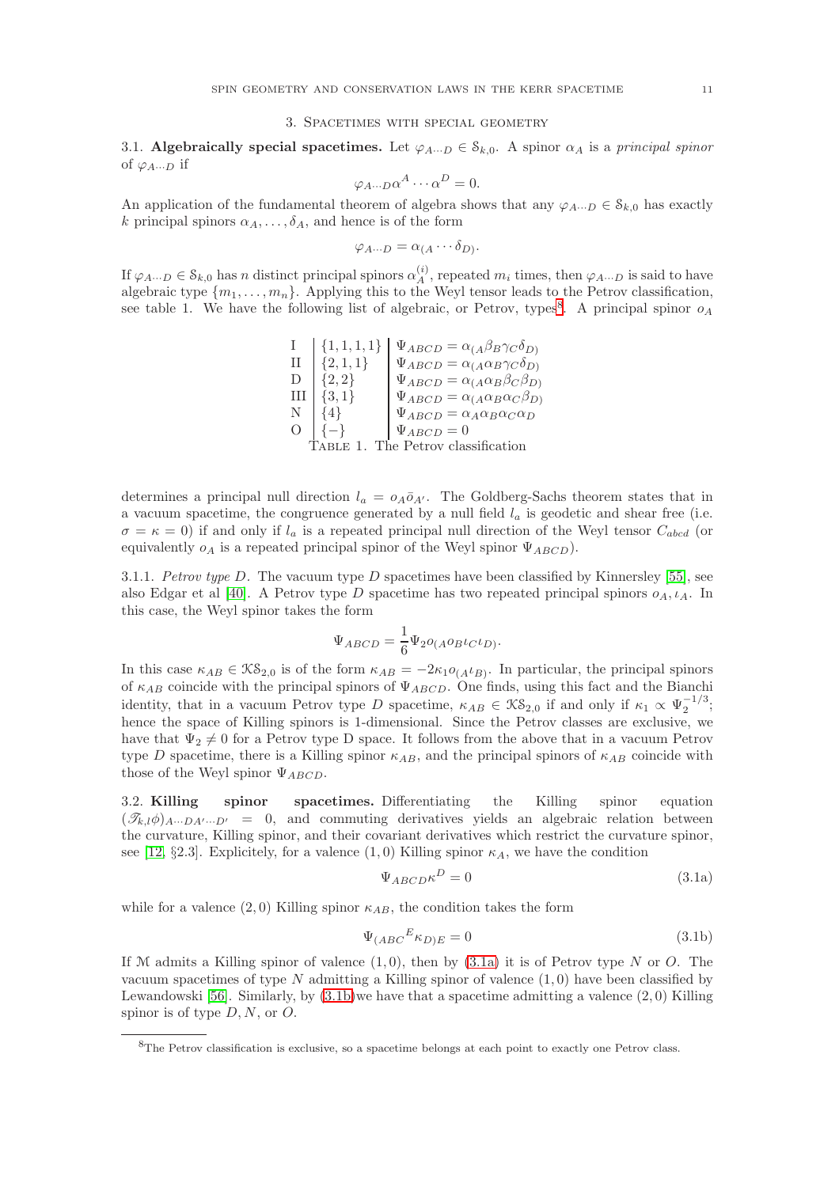## 3. Spacetimes with special geometry

3.1. **Algebraically special spacetimes.** Let $\varphi_{A\cdots D} \in \mathcal{S}_{k,0}$. A spinor $\alpha_A$ is a *principal spinor* of $\varphi_{A\cdots D}$ if

$$\varphi_{A\cdots D}\alpha^A \cdots \alpha^D = 0.$$

An application of the fundamental theorem of algebra shows that any $\varphi_{A\cdots D} \in \mathcal{S}_{k,0}$ has exactly $k$ principal spinors $\alpha_A, \ldots, \delta_A$, and hence is of the form

$$\varphi_{A\cdots D} = \alpha_{(A} \cdots \delta_{D)}.$$

If $\varphi_{A\cdots D} \in \mathcal{S}_{k,0}$ has $n$ distinct principal spinors $\alpha_A^{(i)}$, repeated $m_i$ times, then $\varphi_{A\cdots D}$ is said to have algebraic type $\{m_1, \ldots, m_n\}$. Applying this to the Weyl tensor leads to the Petrov classification, see table 1. We have the following list of algebraic, or Petrov, types[8]. A principal spinor $o_A$

| | | |
|---|---|---|
| I | $\{1,1,1,1\}$ | $\Psi_{ABCD} = \alpha_{(A}\beta_B\gamma_C\delta_{D)}$ |
| II | $\{2,1,1\}$ | $\Psi_{ABCD} = \alpha_{(A}\alpha_B\gamma_C\delta_{D)}$ |
| D | $\{2,2\}$ | $\Psi_{ABCD} = \alpha_{(A}\alpha_B\beta_C\beta_{D)}$ |
| III | $\{3,1\}$ | $\Psi_{ABCD} = \alpha_{(A}\alpha_B\alpha_C\beta_{D)}$ |
| N | $\{4\}$ | $\Psi_{ABCD} = \alpha_A\alpha_B\alpha_C\alpha_D$ |
| O | $\{-\}$ | $\Psi_{ABCD} = 0$ |

Table 1. The Petrov classification

determines a principal null direction $l_a = o_A\bar{o}_{A'}$. The Goldberg-Sachs theorem states that in a vacuum spacetime, the congruence generated by a null field $l_a$ is geodetic and shear free (i.e. $\sigma = \kappa = 0$) if and only if $l_a$ is a repeated principal null direction of the Weyl tensor $C_{abcd}$ (or equivalently $o_A$ is a repeated principal spinor of the Weyl spinor $\Psi_{ABCD}$).

3.1.1. *Petrov type D.* The vacuum type $D$ spacetimes have been classified by Kinnersley [55], see also Edgar et al [40]. A Petrov type $D$ spacetime has two repeated principal spinors $o_A, \iota_A$. In this case, the Weyl spinor takes the form

$$\Psi_{ABCD} = \frac{1}{6}\Psi_2 o_{(A}o_B\iota_C\iota_{D)}.$$

In this case $\kappa_{AB} \in \mathcal{KS}_{2,0}$ is of the form $\kappa_{AB} = -2\kappa_1 o_{(A}\iota_{B)}$. In particular, the principal spinors of $\kappa_{AB}$ coincide with the principal spinors of $\Psi_{ABCD}$. One finds, using this fact and the Bianchi identity, that in a vacuum Petrov type $D$ spacetime, $\kappa_{AB} \in \mathcal{KS}_{2,0}$ if and only if $\kappa_1 \propto \Psi_2^{-1/3}$; hence the space of Killing spinors is 1-dimensional. Since the Petrov classes are exclusive, we have that $\Psi_2 \neq 0$ for a Petrov type D space. It follows from the above that in a vacuum Petrov type $D$ spacetime, there is a Killing spinor $\kappa_{AB}$, and the principal spinors of $\kappa_{AB}$ coincide with those of the Weyl spinor $\Psi_{ABCD}$.

3.2. **Killing spinor spacetimes.** Differentiating the Killing spinor equation $(\mathscr{T}_{k,l}\phi)_{A\cdots DA'\cdots D'} = 0$, and commuting derivatives yields an algebraic relation between the curvature, Killing spinor, and their covariant derivatives which restrict the curvature spinor, see [12, §2.3]. Explicitely, for a valence $(1,0)$ Killing spinor $\kappa_A$, we have the condition

$$\Psi_{ABCD}\kappa^D = 0 \tag{3.1a}$$

while for a valence $(2,0)$ Killing spinor $\kappa_{AB}$, the condition takes the form

$$\Psi_{(ABC}{}^E\kappa_{D)E} = 0 \tag{3.1b}$$

If $\mathcal{M}$ admits a Killing spinor of valence $(1,0)$, then by (3.1a) it is of Petrov type $N$ or $O$. The vacuum spacetimes of type $N$ admitting a Killing spinor of valence $(1,0)$ have been classified by Lewandowski [56]. Similarly, by (3.1b) we have that a spacetime admitting a valence $(2,0)$ Killing spinor is of type $D$, $N$, or $O$.

[8] The Petrov classification is exclusive, so a spacetime belongs at each point to exactly one Petrov class.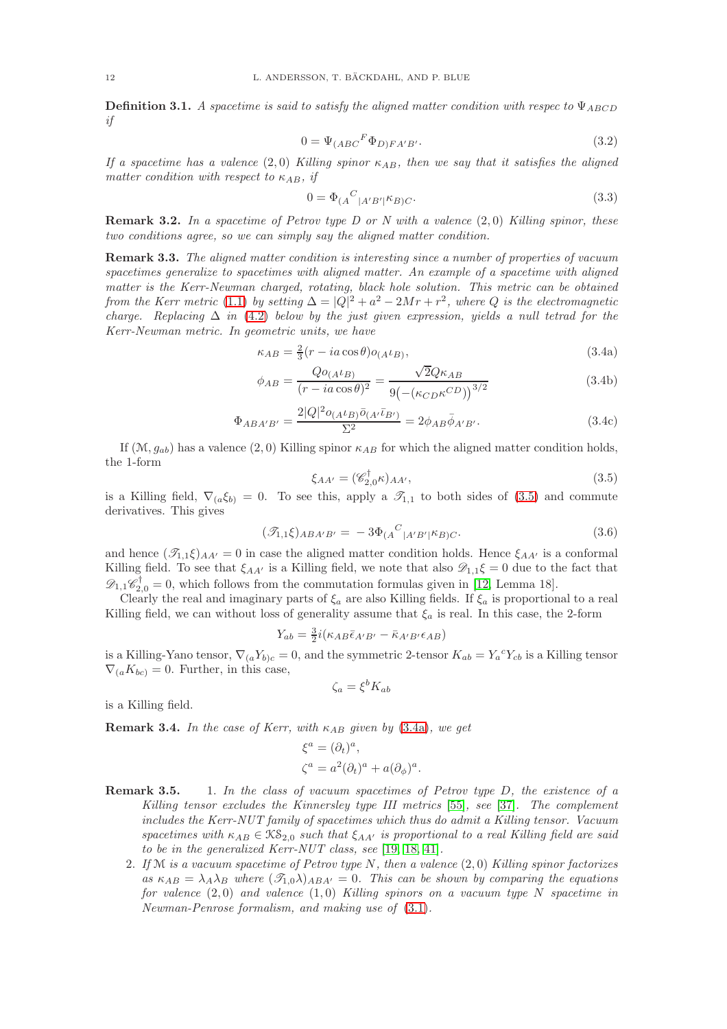**Definition 3.1.** *A spacetime is said to satisfy the aligned matter condition with respec to $\Psi_{ABCD}$ if*

$$0 = \Psi_{(ABC}{}^{F}\Phi_{D)FA'B'}. \tag{3.2}$$

*If a spacetime has a valence $(2,0)$ Killing spinor $\kappa_{AB}$, then we say that it satisfies the aligned matter condition with respect to $\kappa_{AB}$, if*

$$0 = \Phi_{(A}{}^{C}{}_{|A'B'|}\kappa_{B)C}. \tag{3.3}$$

**Remark 3.2.** *In a spacetime of Petrov type D or N with a valence $(2,0)$ Killing spinor, these two conditions agree, so we can simply say the aligned matter condition.*

**Remark 3.3.** *The aligned matter condition is interesting since a number of properties of vacuum spacetimes generalize to spacetimes with aligned matter. An example of a spacetime with aligned matter is the Kerr-Newman charged, rotating, black hole solution. This metric can be obtained from the Kerr metric (1.1) by setting $\Delta = |Q|^2 + a^2 - 2Mr + r^2$, where $Q$ is the electromagnetic charge. Replacing $\Delta$ in (4.2) below by the just given expression, yields a null tetrad for the Kerr-Newman metric. In geometric units, we have*

$$\kappa_{AB} = \tfrac{2}{3}(r - ia\cos\theta)o_{(A}\iota_{B)}, \tag{3.4a}$$

$$\phi_{AB} = \frac{Qo_{(A}\iota_{B)}}{(r - ia\cos\theta)^2} = \frac{\sqrt{2}Q\kappa_{AB}}{9\big(-(\kappa_{CD}\kappa^{CD})\big)^{3/2}} \tag{3.4b}$$

$$\Phi_{ABA'B'} = \frac{2|Q|^2 o_{(A}\iota_{B)}\bar{o}_{(A'}\bar{\iota}_{B')}}{\Sigma^2} = 2\phi_{AB}\bar{\phi}_{A'B'}. \tag{3.4c}$$

If $(\mathcal{M}, g_{ab})$ has a valence $(2,0)$ Killing spinor $\kappa_{AB}$ for which the aligned matter condition holds, the 1-form

$$\xi_{AA'} = (\mathscr{C}^{\dagger}_{2,0}\kappa)_{AA'}, \tag{3.5}$$

is a Killing field, $\nabla_{(a}\xi_{b)} = 0$. To see this, apply a $\mathscr{T}_{1,1}$ to both sides of (3.5) and commute derivatives. This gives

$$(\mathscr{T}_{1,1}\xi)_{ABA'B'} = -3\Phi_{(A}{}^{C}{}_{|A'B'|}\kappa_{B)C}. \tag{3.6}$$

and hence $(\mathscr{T}_{1,1}\xi)_{AA'} = 0$ in case the aligned matter condition holds. Hence $\xi_{AA'}$ is a conformal Killing field. To see that $\xi_{AA'}$ is a Killing field, we note that also $\mathscr{D}_{1,1}\xi = 0$ due to the fact that $\mathscr{D}_{1,1}\mathscr{C}^{\dagger}_{2,0} = 0$, which follows from the commutation formulas given in [12, Lemma 18].

Clearly the real and imaginary parts of $\xi_a$ are also Killing fields. If $\xi_a$ is proportional to a real Killing field, we can without loss of generality assume that $\xi_a$ is real. In this case, the 2-form

$$Y_{ab} = \tfrac{3}{2}i(\kappa_{AB}\bar{\epsilon}_{A'B'} - \bar{\kappa}_{A'B'}\epsilon_{AB})$$

is a Killing-Yano tensor, $\nabla_{(a}Y_{b)c} = 0$, and the symmetric 2-tensor $K_{ab} = Y_a{}^c Y_{cb}$ is a Killing tensor $\nabla_{(a}K_{bc)} = 0$. Further, in this case,

$$\zeta_a = \xi^b K_{ab}$$

is a Killing field.

**Remark 3.4.** *In the case of Kerr, with $\kappa_{AB}$ given by (3.4a), we get*

$$\xi^a = (\partial_t)^a,$$
$$\zeta^a = a^2(\partial_t)^a + a(\partial_\phi)^a.$$

**Remark 3.5.**

1. *In the class of vacuum spacetimes of Petrov type D, the existence of a Killing tensor excludes the Kinnersley type III metrics [55], see [37]. The complement includes the Kerr-NUT family of spacetimes which thus do admit a Killing tensor. Vacuum spacetimes with $\kappa_{AB} \in \mathcal{KS}_{2,0}$ such that $\xi_{AA'}$ is proportional to a real Killing field are said to be in the generalized Kerr-NUT class, see [19, 18, 41].*
2. *If $\mathcal{M}$ is a vacuum spacetime of Petrov type N, then a valence $(2,0)$ Killing spinor factorizes as $\kappa_{AB} = \lambda_A\lambda_B$ where $(\mathscr{T}_{1,0}\lambda)_{ABA'} = 0$. This can be shown by comparing the equations for valence $(2,0)$ and valence $(1,0)$ Killing spinors on a vacuum type N spacetime in Newman-Penrose formalism, and making use of (3.1).*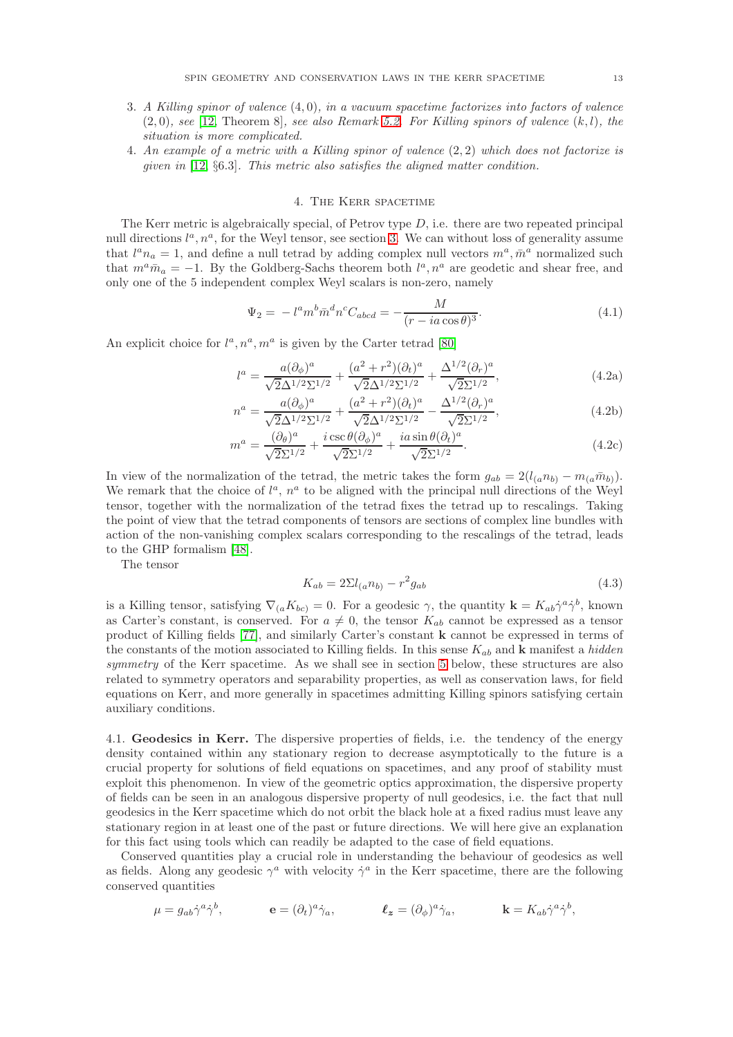3. *A Killing spinor of valence* $(4,0)$*, in a vacuum spacetime factorizes into factors of valence* $(2,0)$*, see* [12, Theorem 8]*, see also Remark 5.2. For Killing spinors of valence* $(k,l)$*, the situation is more complicated.*
4. *An example of a metric with a Killing spinor of valence* $(2,2)$ *which does not factorize is given in* [12, §6.3]*. This metric also satisfies the aligned matter condition.*

## 4. The Kerr spacetime

The Kerr metric is algebraically special, of Petrov type $D$, i.e. there are two repeated principal null directions $l^a, n^a$, for the Weyl tensor, see section 3. We can without loss of generality assume that $l^a n_a = 1$, and define a null tetrad by adding complex null vectors $m^a, \bar{m}^a$ normalized such that $m^a \bar{m}_a = -1$. By the Goldberg-Sachs theorem both $l^a, n^a$ are geodetic and shear free, and only one of the 5 independent complex Weyl scalars is non-zero, namely

$$\Psi_2 = -l^a m^b \bar{m}^d n^c C_{abcd} = -\frac{M}{(r - ia\cos\theta)^3}. \tag{4.1}$$

An explicit choice for $l^a, n^a, m^a$ is given by the Carter tetrad [80]

$$l^a = \frac{a(\partial_\phi)^a}{\sqrt{2}\Delta^{1/2}\Sigma^{1/2}} + \frac{(a^2+r^2)(\partial_t)^a}{\sqrt{2}\Delta^{1/2}\Sigma^{1/2}} + \frac{\Delta^{1/2}(\partial_r)^a}{\sqrt{2}\Sigma^{1/2}}, \tag{4.2a}$$

$$n^a = \frac{a(\partial_\phi)^a}{\sqrt{2}\Delta^{1/2}\Sigma^{1/2}} + \frac{(a^2+r^2)(\partial_t)^a}{\sqrt{2}\Delta^{1/2}\Sigma^{1/2}} - \frac{\Delta^{1/2}(\partial_r)^a}{\sqrt{2}\Sigma^{1/2}}, \tag{4.2b}$$

$$m^a = \frac{(\partial_\theta)^a}{\sqrt{2}\Sigma^{1/2}} + \frac{i\csc\theta(\partial_\phi)^a}{\sqrt{2}\Sigma^{1/2}} + \frac{ia\sin\theta(\partial_t)^a}{\sqrt{2}\Sigma^{1/2}}. \tag{4.2c}$$

In view of the normalization of the tetrad, the metric takes the form $g_{ab} = 2(l_{(a}n_{b)} - m_{(a}\bar{m}_{b)})$. We remark that the choice of $l^a$, $n^a$ to be aligned with the principal null directions of the Weyl tensor, together with the normalization of the tetrad fixes the tetrad up to rescalings. Taking the point of view that the tetrad components of tensors are sections of complex line bundles with action of the non-vanishing complex scalars corresponding to the rescalings of the tetrad, leads to the GHP formalism [48].

The tensor

$$K_{ab} = 2\Sigma l_{(a}n_{b)} - r^2 g_{ab} \tag{4.3}$$

is a Killing tensor, satisfying $\nabla_{(a}K_{bc)} = 0$. For a geodesic $\gamma$, the quantity $\mathbf{k} = K_{ab}\dot{\gamma}^a\dot{\gamma}^b$, known as Carter's constant, is conserved. For $a \neq 0$, the tensor $K_{ab}$ cannot be expressed as a tensor product of Killing fields [77], and similarly Carter's constant $\mathbf{k}$ cannot be expressed in terms of the constants of the motion associated to Killing fields. In this sense $K_{ab}$ and $\mathbf{k}$ manifest a *hidden symmetry* of the Kerr spacetime. As we shall see in section 5 below, these structures are also related to symmetry operators and separability properties, as well as conservation laws, for field equations on Kerr, and more generally in spacetimes admitting Killing spinors satisfying certain auxiliary conditions.

### 4.1. Geodesics in Kerr.

The dispersive properties of fields, i.e. the tendency of the energy density contained within any stationary region to decrease asymptotically to the future is a crucial property for solutions of field equations on spacetimes, and any proof of stability must exploit this phenomenon. In view of the geometric optics approximation, the dispersive property of fields can be seen in an analogous dispersive property of null geodesics, i.e. the fact that null geodesics in the Kerr spacetime which do not orbit the black hole at a fixed radius must leave any stationary region in at least one of the past or future directions. We will here give an explanation for this fact using tools which can readily be adapted to the case of field equations.

Conserved quantities play a crucial role in understanding the behaviour of geodesics as well as fields. Along any geodesic $\gamma^a$ with velocity $\dot{\gamma}^a$ in the Kerr spacetime, there are the following conserved quantities

$$\mu = g_{ab}\dot{\gamma}^a\dot{\gamma}^b, \qquad \mathbf{e} = (\partial_t)^a\dot{\gamma}_a, \qquad \boldsymbol{\ell_z} = (\partial_\phi)^a\dot{\gamma}_a, \qquad \mathbf{k} = K_{ab}\dot{\gamma}^a\dot{\gamma}^b,$$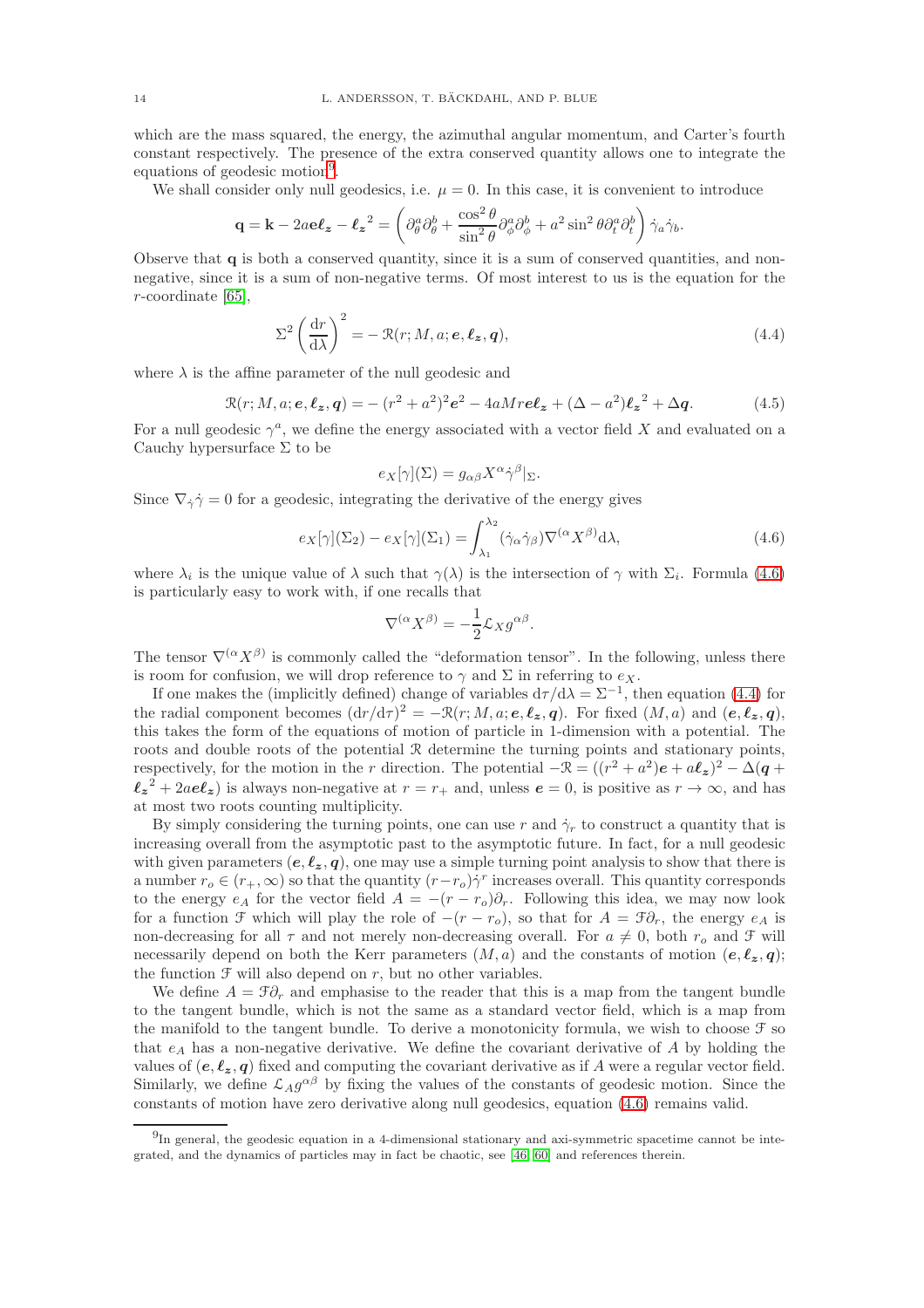which are the mass squared, the energy, the azimuthal angular momentum, and Carter's fourth constant respectively. The presence of the extra conserved quantity allows one to integrate the equations of geodesic motion[9].

We shall consider only null geodesics, i.e. $\mu = 0$. In this case, it is convenient to introduce

$$\mathbf{q} = \mathbf{k} - 2a\boldsymbol{e}\boldsymbol{\ell_z} - \boldsymbol{\ell_z}^2 = \left(\partial_\theta^a\partial_\theta^b + \frac{\cos^2\theta}{\sin^2\theta}\partial_\phi^a\partial_\phi^b + a^2\sin^2\theta\partial_t^a\partial_t^b\right)\dot\gamma_a\dot\gamma_b.$$

Observe that $\mathbf{q}$ is both a conserved quantity, since it is a sum of conserved quantities, and non-negative, since it is a sum of non-negative terms. Of most interest to us is the equation for the $r$-coordinate [65],

$$\Sigma^2\left(\frac{\mathrm{d}r}{\mathrm{d}\lambda}\right)^2 = -\,\mathcal{R}(r; M, a; \boldsymbol{e}, \boldsymbol{\ell_z}, \boldsymbol{q}), \tag{4.4}$$

where $\lambda$ is the affine parameter of the null geodesic and

$$\mathcal{R}(r; M, a; \boldsymbol{e}, \boldsymbol{\ell_z}, \boldsymbol{q}) = -(r^2+a^2)^2\boldsymbol{e}^2 - 4aMr\boldsymbol{e}\boldsymbol{\ell_z} + (\Delta - a^2)\boldsymbol{\ell_z}^2 + \Delta\boldsymbol{q}. \tag{4.5}$$

For a null geodesic $\gamma^a$, we define the energy associated with a vector field $X$ and evaluated on a Cauchy hypersurface $\Sigma$ to be

$$e_X[\gamma](\Sigma) = g_{\alpha\beta}X^\alpha\dot\gamma^\beta|_\Sigma.$$

Since $\nabla_{\dot\gamma}\dot\gamma = 0$ for a geodesic, integrating the derivative of the energy gives

$$e_X[\gamma](\Sigma_2) - e_X[\gamma](\Sigma_1) = \int_{\lambda_1}^{\lambda_2}(\dot\gamma_\alpha\dot\gamma_\beta)\nabla^{(\alpha}X^{\beta)}\mathrm{d}\lambda, \tag{4.6}$$

where $\lambda_i$ is the unique value of $\lambda$ such that $\gamma(\lambda)$ is the intersection of $\gamma$ with $\Sigma_i$. Formula (4.6) is particularly easy to work with, if one recalls that

$$\nabla^{(\alpha}X^{\beta)} = -\frac{1}{2}\mathcal{L}_X g^{\alpha\beta}.$$

The tensor $\nabla^{(\alpha}X^{\beta)}$ is commonly called the "deformation tensor". In the following, unless there is room for confusion, we will drop reference to $\gamma$ and $\Sigma$ in referring to $e_X$.

If one makes the (implicitly defined) change of variables $\mathrm{d}\tau/\mathrm{d}\lambda = \Sigma^{-1}$, then equation (4.4) for the radial component becomes $(\mathrm{d}r/\mathrm{d}\tau)^2 = -\mathcal{R}(r; M, a; \boldsymbol{e}, \boldsymbol{\ell_z}, \boldsymbol{q})$. For fixed $(M, a)$ and $(\boldsymbol{e}, \boldsymbol{\ell_z}, \boldsymbol{q})$, this takes the form of the equations of motion of particle in 1-dimension with a potential. The roots and double roots of the potential $\mathcal{R}$ determine the turning points and stationary points, respectively, for the motion in the $r$ direction. The potential $-\mathcal{R} = ((r^2+a^2)\boldsymbol{e} + a\boldsymbol{\ell_z})^2 - \Delta(\boldsymbol{q} + \boldsymbol{\ell_z}^2 + 2a\boldsymbol{e}\boldsymbol{\ell_z})$ is always non-negative at $r = r_+$ and, unless $\boldsymbol{e} = 0$, is positive as $r \to \infty$, and has at most two roots counting multiplicity.

By simply considering the turning points, one can use $r$ and $\dot\gamma_r$ to construct a quantity that is increasing overall from the asymptotic past to the asymptotic future. In fact, for a null geodesic with given parameters $(\boldsymbol{e}, \boldsymbol{\ell_z}, \boldsymbol{q})$, one may use a simple turning point analysis to show that there is a number $r_o \in (r_+, \infty)$ so that the quantity $(r - r_o)\dot\gamma^r$ increases overall. This quantity corresponds to the energy $e_A$ for the vector field $A = -(r - r_o)\partial_r$. Following this idea, we may now look for a function $\mathcal{F}$ which will play the role of $-(r - r_o)$, so that for $A = \mathcal{F}\partial_r$, the energy $e_A$ is non-decreasing for all $\tau$ and not merely non-decreasing overall. For $a \neq 0$, both $r_o$ and $\mathcal{F}$ will necessarily depend on both the Kerr parameters $(M, a)$ and the constants of motion $(\boldsymbol{e}, \boldsymbol{\ell_z}, \boldsymbol{q})$; the function $\mathcal{F}$ will also depend on $r$, but no other variables.

We define $A = \mathcal{F}\partial_r$ and emphasise to the reader that this is a map from the tangent bundle to the tangent bundle, which is not the same as a standard vector field, which is a map from the manifold to the tangent bundle. To derive a monotonicity formula, we wish to choose $\mathcal{F}$ so that $e_A$ has a non-negative derivative. We define the covariant derivative of $A$ by holding the values of $(\boldsymbol{e}, \boldsymbol{\ell_z}, \boldsymbol{q})$ fixed and computing the covariant derivative as if $A$ were a regular vector field. Similarly, we define $\mathcal{L}_A g^{\alpha\beta}$ by fixing the values of the constants of geodesic motion. Since the constants of motion have zero derivative along null geodesics, equation (4.6) remains valid.

[9] In general, the geodesic equation in a 4-dimensional stationary and axi-symmetric spacetime cannot be integrated, and the dynamics of particles may in fact be chaotic, see [46, 60] and references therein.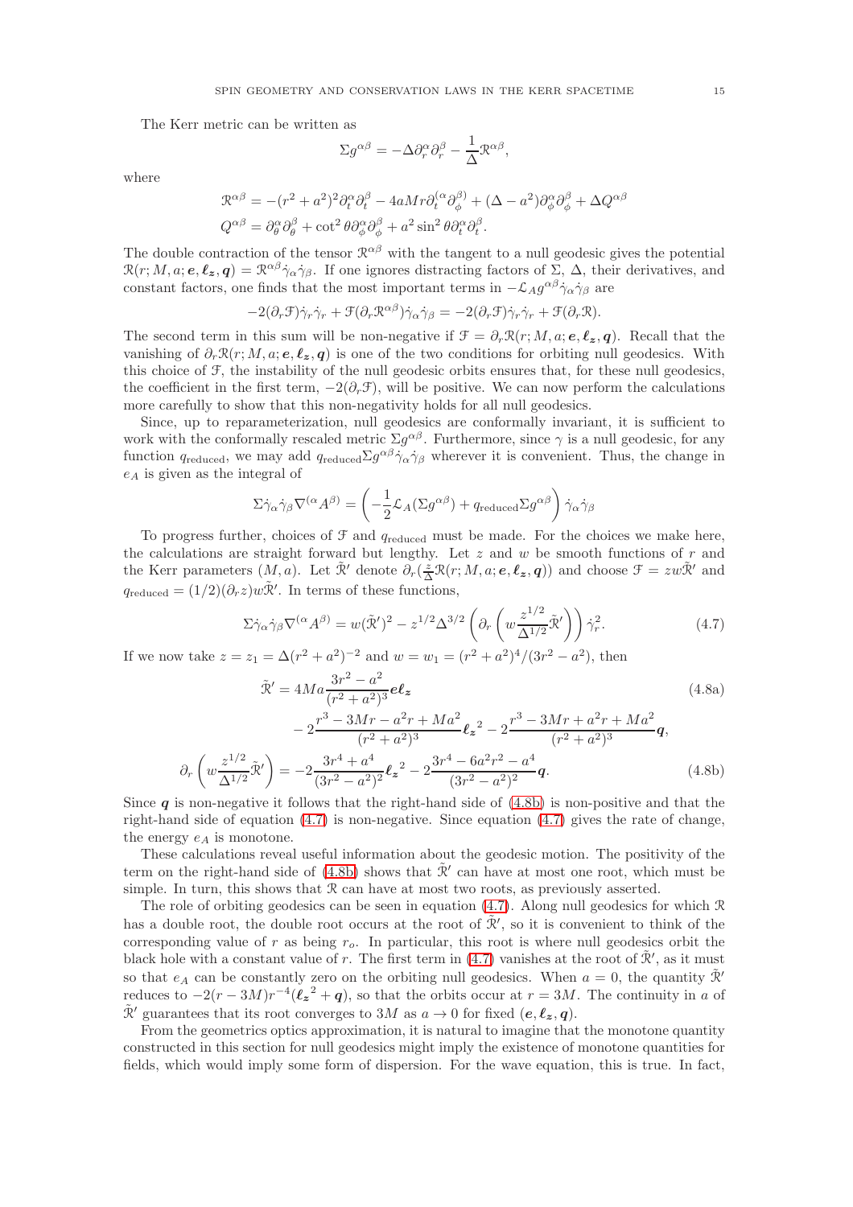The Kerr metric can be written as

$$\Sigma g^{\alpha\beta} = -\Delta\partial_r^\alpha\partial_r^\beta - \frac{1}{\Delta}\mathcal{R}^{\alpha\beta},$$

where

$$\begin{aligned}
\mathcal{R}^{\alpha\beta} &= -(r^2+a^2)^2\partial_t^\alpha\partial_t^\beta - 4aMr\partial_t^{(\alpha}\partial_\phi^{\beta)} + (\Delta - a^2)\partial_\phi^\alpha\partial_\phi^\beta + \Delta Q^{\alpha\beta}\\
Q^{\alpha\beta} &= \partial_\theta^\alpha\partial_\theta^\beta + \cot^2\theta\partial_\phi^\alpha\partial_\phi^\beta + a^2\sin^2\theta\partial_t^\alpha\partial_t^\beta.
\end{aligned}$$

The double contraction of the tensor $\mathcal{R}^{\alpha\beta}$ with the tangent to a null geodesic gives the potential $\mathcal{R}(r; M, a; \boldsymbol{e}, \boldsymbol{\ell_z}, \boldsymbol{q}) = \mathcal{R}^{\alpha\beta}\dot\gamma_\alpha\dot\gamma_\beta$. If one ignores distracting factors of $\Sigma$, $\Delta$, their derivatives, and constant factors, one finds that the most important terms in $-\mathcal{L}_A g^{\alpha\beta}\dot\gamma_\alpha\dot\gamma_\beta$ are

$$-2(\partial_r\mathcal{F})\dot\gamma_r\dot\gamma_r + \mathcal{F}(\partial_r\mathcal{R}^{\alpha\beta})\dot\gamma_\alpha\dot\gamma_\beta = -2(\partial_r\mathcal{F})\dot\gamma_r\dot\gamma_r + \mathcal{F}(\partial_r\mathcal{R}).$$

The second term in this sum will be non-negative if $\mathcal{F} = \partial_r\mathcal{R}(r; M, a; \boldsymbol{e}, \boldsymbol{\ell_z}, \boldsymbol{q})$. Recall that the vanishing of $\partial_r\mathcal{R}(r; M, a; \boldsymbol{e}, \boldsymbol{\ell_z}, \boldsymbol{q})$ is one of the two conditions for orbiting null geodesics. With this choice of $\mathcal{F}$, the instability of the null geodesic orbits ensures that, for these null geodesics, the coefficient in the first term, $-2(\partial_r\mathcal{F})$, will be positive. We can now perform the calculations more carefully to show that this non-negativity holds for all null geodesics.

Since, up to reparameterization, null geodesics are conformally invariant, it is sufficient to work with the conformally rescaled metric $\Sigma g^{\alpha\beta}$. Furthermore, since $\gamma$ is a null geodesic, for any function $q_{\text{reduced}}$, we may add $q_{\text{reduced}}\Sigma g^{\alpha\beta}\dot\gamma_\alpha\dot\gamma_\beta$ wherever it is convenient. Thus, the change in $e_A$ is given as the integral of

$$\Sigma\dot\gamma_\alpha\dot\gamma_\beta\nabla^{(\alpha}A^{\beta)} = \left(-\frac{1}{2}\mathcal{L}_A(\Sigma g^{\alpha\beta}) + q_{\text{reduced}}\Sigma g^{\alpha\beta}\right)\dot\gamma_\alpha\dot\gamma_\beta$$

To progress further, choices of $\mathcal{F}$ and $q_{\text{reduced}}$ must be made. For the choices we make here, the calculations are straight forward but lengthy. Let $z$ and $w$ be smooth functions of $r$ and the Kerr parameters $(M, a)$. Let $\tilde{\mathcal{R}}'$ denote $\partial_r(\frac{z}{\Delta}\mathcal{R}(r; M, a; \boldsymbol{e}, \boldsymbol{\ell_z}, \boldsymbol{q}))$ and choose $\mathcal{F} = zw\tilde{\mathcal{R}}'$ and $q_{\text{reduced}} = (1/2)(\partial_r z)w\tilde{\mathcal{R}}'$. In terms of these functions,

$$\Sigma\dot\gamma_\alpha\dot\gamma_\beta\nabla^{(\alpha}A^{\beta)} = w(\tilde{\mathcal{R}}')^2 - z^{1/2}\Delta^{3/2}\left(\partial_r\left(w\frac{z^{1/2}}{\Delta^{1/2}}\tilde{\mathcal{R}}'\right)\right)\dot\gamma_r^2. \tag{4.7}$$

If we now take $z = z_1 = \Delta(r^2+a^2)^{-2}$ and $w = w_1 = (r^2+a^2)^4/(3r^2-a^2)$, then

$$\begin{aligned}
\tilde{\mathcal{R}}' &= 4Ma\frac{3r^2-a^2}{(r^2+a^2)^3}\boldsymbol{e}\boldsymbol{\ell_z} \\
&\quad - 2\frac{r^3-3Mr-a^2r+Ma^2}{(r^2+a^2)^3}\boldsymbol{\ell_z}^2 - 2\frac{r^3-3Mr+a^2r+Ma^2}{(r^2+a^2)^3}\boldsymbol{q},
\end{aligned} \tag{4.8a}$$

$$\partial_r\left(w\frac{z^{1/2}}{\Delta^{1/2}}\tilde{\mathcal{R}}'\right) = -2\frac{3r^4+a^4}{(3r^2-a^2)^2}\boldsymbol{\ell_z}^2 - 2\frac{3r^4-6a^2r^2-a^4}{(3r^2-a^2)^2}\boldsymbol{q}. \tag{4.8b}$$

Since $\boldsymbol{q}$ is non-negative it follows that the right-hand side of (4.8b) is non-positive and that the right-hand side of equation (4.7) is non-negative. Since equation (4.7) gives the rate of change, the energy $e_A$ is monotone.

These calculations reveal useful information about the geodesic motion. The positivity of the term on the right-hand side of (4.8b) shows that $\tilde{\mathcal{R}}'$ can have at most one root, which must be simple. In turn, this shows that $\mathcal{R}$ can have at most two roots, as previously asserted.

The role of orbiting geodesics can be seen in equation (4.7). Along null geodesics for which $\mathcal{R}$ has a double root, the double root occurs at the root of $\tilde{\mathcal{R}}'$, so it is convenient to think of the corresponding value of $r$ as being $r_o$. In particular, this root is where null geodesics orbit the black hole with a constant value of $r$. The first term in (4.7) vanishes at the root of $\tilde{\mathcal{R}}'$, as it must so that $e_A$ can be constantly zero on the orbiting null geodesics. When $a = 0$, the quantity $\tilde{\mathcal{R}}'$ reduces to $-2(r-3M)r^{-4}(\boldsymbol{\ell_z}^2 + \boldsymbol{q})$, so that the orbits occur at $r = 3M$. The continuity in $a$ of $\tilde{\mathcal{R}}'$ guarantees that its root converges to $3M$ as $a \to 0$ for fixed $(\boldsymbol{e}, \boldsymbol{\ell_z}, \boldsymbol{q})$.

From the geometrics optics approximation, it is natural to imagine that the monotone quantity constructed in this section for null geodesics might imply the existence of monotone quantities for fields, which would imply some form of dispersion. For the wave equation, this is true. In fact,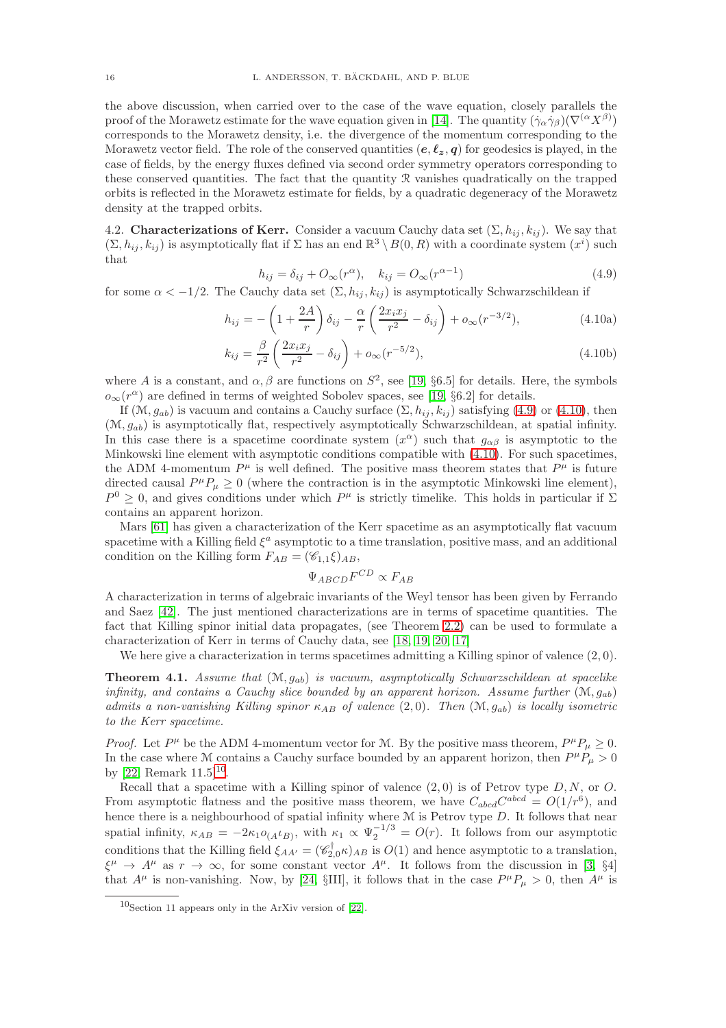the above discussion, when carried over to the case of the wave equation, closely parallels the proof of the Morawetz estimate for the wave equation given in [14]. The quantity $(\dot\gamma_\alpha\dot\gamma_\beta)(\nabla^{(\alpha}X^{\beta)})$ corresponds to the Morawetz density, i.e. the divergence of the momentum corresponding to the Morawetz vector field. The role of the conserved quantities $(\boldsymbol{e}, \boldsymbol{\ell_z}, \boldsymbol{q})$ for geodesics is played, in the case of fields, by the energy fluxes defined via second order symmetry operators corresponding to these conserved quantities. The fact that the quantity $\mathcal{R}$ vanishes quadratically on the trapped orbits is reflected in the Morawetz estimate for fields, by a quadratic degeneracy of the Morawetz density at the trapped orbits.

4.2. **Characterizations of Kerr.** Consider a vacuum Cauchy data set $(\Sigma, h_{ij}, k_{ij})$. We say that $(\Sigma, h_{ij}, k_{ij})$ is asymptotically flat if $\Sigma$ has an end $\mathbb{R}^3 \setminus B(0,R)$ with a coordinate system $(x^i)$ such that

$$h_{ij} = \delta_{ij} + O_\infty(r^\alpha), \quad k_{ij} = O_\infty(r^{\alpha-1}) \tag{4.9}$$

for some $\alpha < -1/2$. The Cauchy data set $(\Sigma, h_{ij}, k_{ij})$ is asymptotically Schwarzschildean if

$$h_{ij} = -\left(1 + \frac{2A}{r}\right)\delta_{ij} - \frac{\alpha}{r}\left(\frac{2x_ix_j}{r^2} - \delta_{ij}\right) + o_\infty(r^{-3/2}), \tag{4.10a}$$

$$k_{ij} = \frac{\beta}{r^2}\left(\frac{2x_ix_j}{r^2} - \delta_{ij}\right) + o_\infty(r^{-5/2}), \tag{4.10b}$$

where $A$ is a constant, and $\alpha, \beta$ are functions on $S^2$, see [19, §6.5] for details. Here, the symbols $o_\infty(r^\alpha)$ are defined in terms of weighted Sobolev spaces, see [19, §6.2] for details.

If $(\mathcal{M}, g_{ab})$ is vacuum and contains a Cauchy surface $(\Sigma, h_{ij}, k_{ij})$ satisfying (4.9) or (4.10), then $(\mathcal{M}, g_{ab})$ is asymptotically flat, respectively asymptotically Schwarzschildean, at spatial infinity. In this case there is a spacetime coordinate system $(x^\alpha)$ such that $g_{\alpha\beta}$ is asymptotic to the Minkowski line element with asymptotic conditions compatible with (4.10). For such spacetimes, the ADM 4-momentum $P^\mu$ is well defined. The positive mass theorem states that $P^\mu$ is future directed causal $P^\mu P_\mu \geq 0$ (where the contraction is in the asymptotic Minkowski line element), $P^0 \geq 0$, and gives conditions under which $P^\mu$ is strictly timelike. This holds in particular if $\Sigma$ contains an apparent horizon.

Mars [61] has given a characterization of the Kerr spacetime as an asymptotically flat vacuum spacetime with a Killing field $\xi^a$ asymptotic to a time translation, positive mass, and an additional condition on the Killing form $F_{AB} = (\mathscr{C}_{1,1}\xi)_{AB}$,

$$\Psi_{ABCD}F^{CD} \propto F_{AB}$$

A characterization in terms of algebraic invariants of the Weyl tensor has been given by Ferrando and Saez [42]. The just mentioned characterizations are in terms of spacetime quantities. The fact that Killing spinor initial data propagates, (see Theorem 2.2) can be used to formulate a characterization of Kerr in terms of Cauchy data, see [18, 19, 20, 17]

We here give a characterization in terms spacetimes admitting a Killing spinor of valence $(2,0)$.

**Theorem 4.1.** *Assume that $(\mathcal{M}, g_{ab})$ is vacuum, asymptotically Schwarzschildean at spacelike infinity, and contains a Cauchy slice bounded by an apparent horizon. Assume further $(\mathcal{M}, g_{ab})$ admits a non-vanishing Killing spinor $\kappa_{AB}$ of valence $(2,0)$. Then $(\mathcal{M}, g_{ab})$ is locally isometric to the Kerr spacetime.*

*Proof.* Let $P^\mu$ be the ADM 4-momentum vector for $\mathcal{M}$. By the positive mass theorem, $P^\mu P_\mu \geq 0$. In the case where $\mathcal{M}$ contains a Cauchy surface bounded by an apparent horizon, then $P^\mu P_\mu > 0$ by [22, Remark 11.5][10].

Recall that a spacetime with a Killing spinor of valence $(2,0)$ is of Petrov type $D, N$, or $O$. From asymptotic flatness and the positive mass theorem, we have $C_{abcd}C^{abcd} = O(1/r^6)$, and hence there is a neighbourhood of spatial infinity where $\mathcal{M}$ is Petrov type $D$. It follows that near spatial infinity, $\kappa_{AB} = -2\kappa_1 o_{(A}\iota_{B)}$, with $\kappa_1 \propto \Psi_2^{-1/3} = O(r)$. It follows from our asymptotic conditions that the Killing field $\xi_{AA'} = (\mathscr{C}^\dagger_{2,0}\kappa)_{AB}$ is $O(1)$ and hence asymptotic to a translation, $\xi^\mu \to A^\mu$ as $r \to \infty$, for some constant vector $A^\mu$. It follows from the discussion in [3, §4] that $A^\mu$ is non-vanishing. Now, by [24, §III], it follows that in the case $P^\mu P_\mu > 0$, then $A^\mu$ is

[10] Section 11 appears only in the ArXiv version of [22].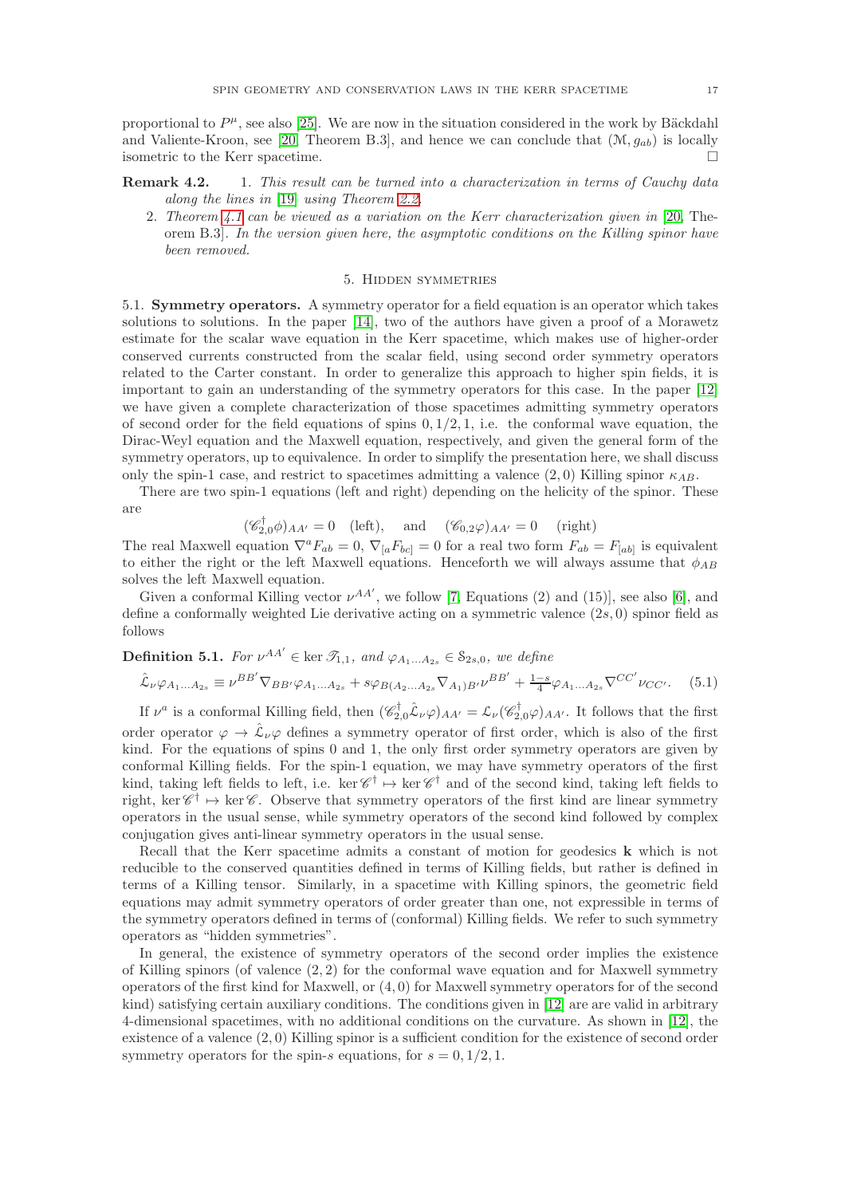proportional to $P^\mu$, see also [25]. We are now in the situation considered in the work by Bäckdahl and Valiente-Kroon, see [20, Theorem B.3], and hence we can conclude that $(\mathcal{M}, g_{ab})$ is locally isometric to the Kerr spacetime. □

**Remark 4.2.**
1. *This result can be turned into a characterization in terms of Cauchy data along the lines in* [19] *using Theorem 2.2.*
2. *Theorem 4.1 can be viewed as a variation on the Kerr characterization given in* [20, Theorem B.3]*. In the version given here, the asymptotic conditions on the Killing spinor have been removed.*

## 5. Hidden symmetries

**5.1. Symmetry operators.** A symmetry operator for a field equation is an operator which takes solutions to solutions. In the paper [14], two of the authors have given a proof of a Morawetz estimate for the scalar wave equation in the Kerr spacetime, which makes use of higher-order conserved currents constructed from the scalar field, using second order symmetry operators related to the Carter constant. In order to generalize this approach to higher spin fields, it is important to gain an understanding of the symmetry operators for this case. In the paper [12] we have given a complete characterization of those spacetimes admitting symmetry operators of second order for the field equations of spins $0, 1/2, 1$, i.e. the conformal wave equation, the Dirac-Weyl equation and the Maxwell equation, respectively, and given the general form of the symmetry operators, up to equivalence. In order to simplify the presentation here, we shall discuss only the spin-1 case, and restrict to spacetimes admitting a valence $(2,0)$ Killing spinor $\kappa_{AB}$.

There are two spin-1 equations (left and right) depending on the helicity of the spinor. These are

$$(\mathscr{C}^\dagger_{2,0}\phi)_{AA'} = 0 \quad \text{(left)}, \qquad \text{and} \qquad (\mathscr{C}_{0,2}\varphi)_{AA'} = 0 \quad \text{(right)}$$

The real Maxwell equation $\nabla^a F_{ab} = 0$, $\nabla_{[a}F_{bc]} = 0$ for a real two form $F_{ab} = F_{[ab]}$ is equivalent to either the right or the left Maxwell equations. Henceforth we will always assume that $\phi_{AB}$ solves the left Maxwell equation.

Given a conformal Killing vector $\nu^{AA'}$, we follow [7, Equations (2) and (15)], see also [6], and define a conformally weighted Lie derivative acting on a symmetric valence $(2s,0)$ spinor field as follows

**Definition 5.1.** *For $\nu^{AA'} \in \ker \mathscr{T}_{1,1}$, and $\varphi_{A_1\dots A_{2s}} \in \mathcal{S}_{2s,0}$, we define*

$$\hat{\mathcal{L}}_\nu \varphi_{A_1\dots A_{2s}} \equiv \nu^{BB'}\nabla_{BB'}\varphi_{A_1\dots A_{2s}} + s\varphi_{B(A_2\dots A_{2s}}\nabla_{A_1)B'}\nu^{BB'} + \tfrac{1-s}{4}\varphi_{A_1\dots A_{2s}}\nabla^{CC'}\nu_{CC'}. \quad (5.1)$$

If $\nu^a$ is a conformal Killing field, then $(\mathscr{C}^\dagger_{2,0}\hat{\mathcal{L}}_\nu\varphi)_{AA'} = \mathcal{L}_\nu(\mathscr{C}^\dagger_{2,0}\varphi)_{AA'}$. It follows that the first order operator $\varphi \to \hat{\mathcal{L}}_\nu\varphi$ defines a symmetry operator of first order, which is also of the first kind. For the equations of spins 0 and 1, the only first order symmetry operators are given by conformal Killing fields. For the spin-1 equation, we may have symmetry operators of the first kind, taking left fields to left, i.e. $\ker\mathscr{C}^\dagger \mapsto \ker\mathscr{C}^\dagger$ and of the second kind, taking left fields to right, $\ker\mathscr{C}^\dagger \mapsto \ker\mathscr{C}$. Observe that symmetry operators of the first kind are linear symmetry operators in the usual sense, while symmetry operators of the second kind followed by complex conjugation gives anti-linear symmetry operators in the usual sense.

Recall that the Kerr spacetime admits a constant of motion for geodesics $\mathbf{k}$ which is not reducible to the conserved quantities defined in terms of Killing fields, but rather is defined in terms of a Killing tensor. Similarly, in a spacetime with Killing spinors, the geometric field equations may admit symmetry operators of order greater than one, not expressible in terms of the symmetry operators defined in terms of (conformal) Killing fields. We refer to such symmetry operators as "hidden symmetries".

In general, the existence of symmetry operators of the second order implies the existence of Killing spinors (of valence $(2,2)$ for the conformal wave equation and for Maxwell symmetry operators of the first kind for Maxwell, or $(4,0)$ for Maxwell symmetry operators for of the second kind) satisfying certain auxiliary conditions. The conditions given in [12] are are valid in arbitrary 4-dimensional spacetimes, with no additional conditions on the curvature. As shown in [12], the existence of a valence $(2,0)$ Killing spinor is a sufficient condition for the existence of second order symmetry operators for the spin-$s$ equations, for $s = 0, 1/2, 1$.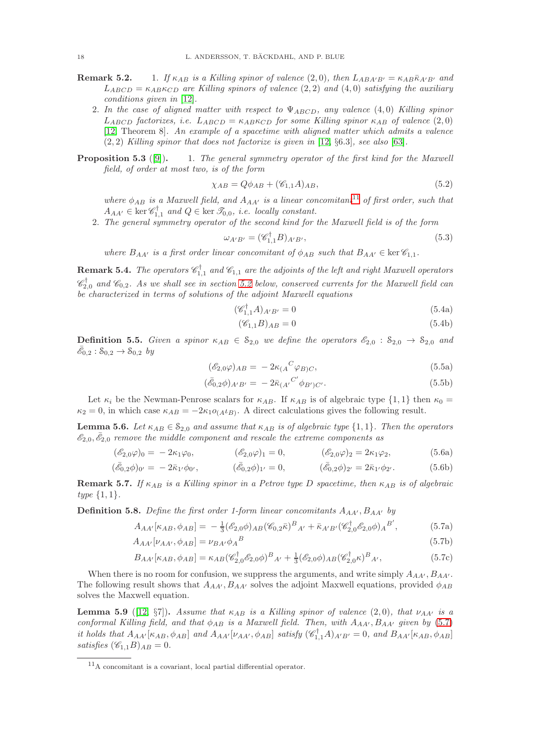**Remark 5.2.** 1. *If $\kappa_{AB}$ is a Killing spinor of valence $(2,0)$, then $L_{ABA'B'} = \kappa_{AB}\bar{\kappa}_{A'B'}$ and $L_{ABCD} = \kappa_{AB}\kappa_{CD}$ are Killing spinors of valence $(2,2)$ and $(4,0)$ satisfying the auxiliary conditions given in [12].*

2. *In the case of aligned matter with respect to $\Psi_{ABCD}$, any valence $(4,0)$ Killing spinor $L_{ABCD}$ factorizes, i.e. $L_{ABCD} = \kappa_{AB}\kappa_{CD}$ for some Killing spinor $\kappa_{AB}$ of valence $(2,0)$ [12, Theorem 8]. An example of a spacetime with aligned matter which admits a valence $(2,2)$ Killing spinor that does not factorize is given in [12, §6.3], see also [63].*

**Proposition 5.3** ([9])**.** 1. *The general symmetry operator of the first kind for the Maxwell field, of order at most two, is of the form*

$$\chi_{AB} = Q\phi_{AB} + (\mathscr{C}_{1,1}A)_{AB}, \tag{5.2}$$

*where $\phi_{AB}$ is a Maxwell field, and $A_{AA'}$ is a linear concomitant[11] of first order, such that $A_{AA'} \in \ker \mathscr{C}^\dagger_{1,1}$ and $Q \in \ker \mathscr{T}_{0,0}$, i.e. locally constant.*

2. *The general symmetry operator of the second kind for the Maxwell field is of the form*

$$\omega_{A'B'} = (\mathscr{C}^\dagger_{1,1}B)_{A'B'}, \tag{5.3}$$

*where $B_{AA'}$ is a first order linear concomitant of $\phi_{AB}$ such that $B_{AA'} \in \ker \mathscr{C}_{1,1}$.*

**Remark 5.4.** *The operators $\mathscr{C}^\dagger_{1,1}$ and $\mathscr{C}_{1,1}$ are the adjoints of the left and right Maxwell operators $\mathscr{C}^\dagger_{2,0}$ and $\mathscr{C}_{0,2}$. As we shall see in section 5.2 below, conserved currents for the Maxwell field can be characterized in terms of solutions of the adjoint Maxwell equations*

$$(\mathscr{C}^\dagger_{1,1}A)_{A'B'} = 0 \tag{5.4a}$$

$$(\mathscr{C}_{1,1}B)_{AB} = 0 \tag{5.4b}$$

**Definition 5.5.** *Given a spinor $\kappa_{AB} \in \mathcal{S}_{2,0}$ we define the operators $\mathscr{E}_{2,0} : \mathcal{S}_{2,0} \to \mathcal{S}_{2,0}$ and $\bar{\mathscr{E}}_{0,2} : \mathcal{S}_{0,2} \to \mathcal{S}_{0,2}$ by*

$$(\mathscr{E}_{2,0}\varphi)_{AB} = -2\kappa_{(A}{}^{C}\varphi_{B)C}, \tag{5.5a}$$

$$(\bar{\mathscr{E}}_{0,2}\phi)_{A'B'} = -2\bar{\kappa}_{(A'}{}^{C'}\phi_{B')C'}. \tag{5.5b}$$

Let $\kappa_i$ be the Newman-Penrose scalars for $\kappa_{AB}$. If $\kappa_{AB}$ is of algebraic type $\{1,1\}$ then $\kappa_0 = \kappa_2 = 0$, in which case $\kappa_{AB} = -2\kappa_1 o_{(A}\iota_{B)}$. A direct calculations gives the following result.

**Lemma 5.6.** *Let $\kappa_{AB} \in \mathcal{S}_{2,0}$ and assume that $\kappa_{AB}$ is of algebraic type $\{1,1\}$. Then the operators $\mathscr{E}_{2,0}, \bar{\mathscr{E}}_{2,0}$ remove the middle component and rescale the extreme components as*

$$(\mathscr{E}_{2,0}\varphi)_0 = -2\kappa_1\varphi_0, \qquad (\mathscr{E}_{2,0}\varphi)_1 = 0, \qquad (\mathscr{E}_{2,0}\varphi)_2 = 2\kappa_1\varphi_2, \tag{5.6a}$$

$$(\bar{\mathscr{E}}_{0,2}\phi)_{0'} = -2\bar{\kappa}_{1'}\phi_{0'}, \qquad (\bar{\mathscr{E}}_{0,2}\phi)_{1'} = 0, \qquad (\bar{\mathscr{E}}_{0,2}\phi)_{2'} = 2\bar{\kappa}_{1'}\phi_{2'}. \tag{5.6b}$$

**Remark 5.7.** *If $\kappa_{AB}$ is a Killing spinor in a Petrov type D spacetime, then $\kappa_{AB}$ is of algebraic type $\{1,1\}$.*

**Definition 5.8.** *Define the first order 1-form linear concomitants $A_{AA'}, B_{AA'}$ by*

$$A_{AA'}[\kappa_{AB}, \phi_{AB}] = -\tfrac{1}{3}(\mathscr{E}_{2,0}\phi)_{AB}(\mathscr{C}_{0,2}\bar{\kappa})^{B}{}_{A'} + \bar{\kappa}_{A'B'}(\mathscr{C}^\dagger_{2,0}\mathscr{E}_{2,0}\phi)_{A}{}^{B'}, \tag{5.7a}$$

$$A_{AA'}[\nu_{AA'}, \phi_{AB}] = \nu_{BA'}\phi_{A}{}^{B} \tag{5.7b}$$

$$B_{AA'}[\kappa_{AB}, \phi_{AB}] = \kappa_{AB}(\mathscr{C}^\dagger_{2,0}\mathscr{E}_{2,0}\phi)^{B}{}_{A'} + \tfrac{1}{3}(\mathscr{E}_{2,0}\phi)_{AB}(\mathscr{C}^\dagger_{2,0}\kappa)^{B}{}_{A'}, \tag{5.7c}$$

When there is no room for confusion, we suppress the arguments, and write simply $A_{AA'}, B_{AA'}$. The following result shows that $A_{AA'}, B_{AA'}$ solves the adjoint Maxwell equations, provided $\phi_{AB}$ solves the Maxwell equation.

**Lemma 5.9** ([12, §7])**.** *Assume that $\kappa_{AB}$ is a Killing spinor of valence $(2,0)$, that $\nu_{AA'}$ is a conformal Killing field, and that $\phi_{AB}$ is a Maxwell field. Then, with $A_{AA'}, B_{AA'}$ given by (5.7) it holds that $A_{AA'}[\kappa_{AB}, \phi_{AB}]$ and $A_{AA'}[\nu_{AA'}, \phi_{AB}]$ satisfy $(\mathscr{C}^\dagger_{1,1}A)_{A'B'} = 0$, and $B_{AA'}[\kappa_{AB}, \phi_{AB}]$ satisfies $(\mathscr{C}_{1,1}B)_{AB} = 0$.*

[11] A concomitant is a covariant, local partial differential operator.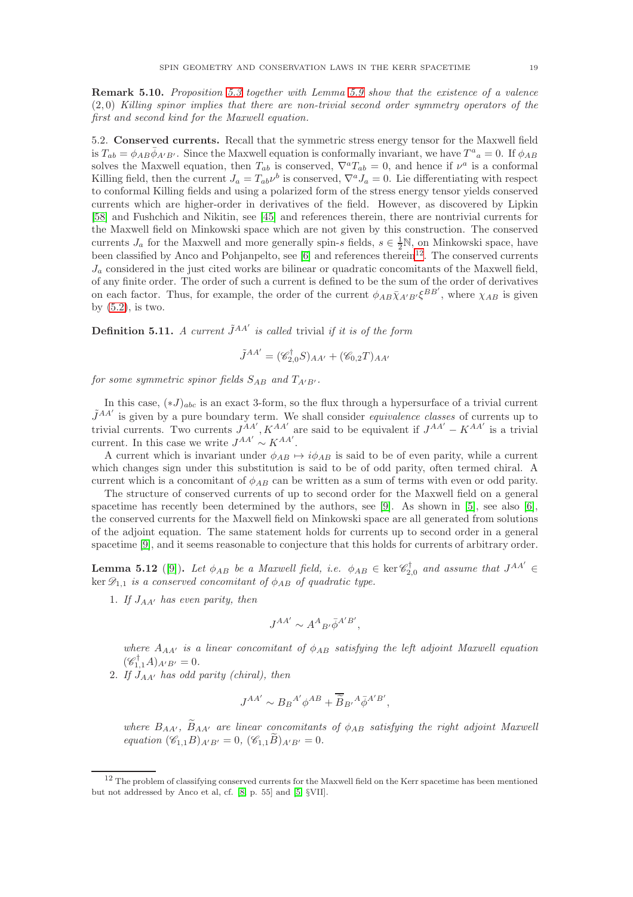**Remark 5.10.** *Proposition 5.3 together with Lemma 5.9 show that the existence of a valence* $(2,0)$ *Killing spinor implies that there are non-trivial second order symmetry operators of the first and second kind for the Maxwell equation.*

5.2. **Conserved currents.** Recall that the symmetric stress energy tensor for the Maxwell field is $T_{ab} = \phi_{AB}\bar{\phi}_{A'B'}$. Since the Maxwell equation is conformally invariant, we have $T^a{}_a = 0$. If $\phi_{AB}$ solves the Maxwell equation, then $T_{ab}$ is conserved, $\nabla^a T_{ab} = 0$, and hence if $\nu^a$ is a conformal Killing field, then the current $J_a = T_{ab}\nu^b$ is conserved, $\nabla^a J_a = 0$. Lie differentiating with respect to conformal Killing fields and using a polarized form of the stress energy tensor yields conserved currents which are higher-order in derivatives of the field. However, as discovered by Lipkin [58] and Fushchich and Nikitin, see [45] and references therein, there are nontrivial currents for the Maxwell field on Minkowski space which are not given by this construction. The conserved currents $J_a$ for the Maxwell and more generally spin-$s$ fields, $s \in \frac{1}{2}\mathbb{N}$, on Minkowski space, have been classified by Anco and Pohjanpelto, see [6] and references therein[12]. The conserved currents $J_a$ considered in the just cited works are bilinear or quadratic concomitants of the Maxwell field, of any finite order. The order of such a current is defined to be the sum of the order of derivatives on each factor. Thus, for example, the order of the current $\phi_{AB}\bar{\chi}_{A'B'}\xi^{BB'}$, where $\chi_{AB}$ is given by (5.2), is two.

**Definition 5.11.** *A current* $\tilde{J}^{AA'}$ *is called* trivial *if it is of the form*

$$\tilde{J}^{AA'} = (\mathscr{C}^\dagger_{2,0}S)_{AA'} + (\mathscr{C}_{0,2}T)_{AA'}$$

*for some symmetric spinor fields* $S_{AB}$ *and* $T_{A'B'}$.

In this case, $(*J)_{abc}$ is an exact 3-form, so the flux through a hypersurface of a trivial current $\tilde{J}^{AA'}$ is given by a pure boundary term. We shall consider *equivalence classes* of currents up to trivial currents. Two currents $J^{AA'}, K^{AA'}$ are said to be equivalent if $J^{AA'} - K^{AA'}$ is a trivial current. In this case we write $J^{AA'} \sim K^{AA'}$.

A current which is invariant under $\phi_{AB} \mapsto i\phi_{AB}$ is said to be of even parity, while a current which changes sign under this substitution is said to be of odd parity, often termed chiral. A current which is a concomitant of $\phi_{AB}$ can be written as a sum of terms with even or odd parity.

The structure of conserved currents of up to second order for the Maxwell field on a general spacetime has recently been determined by the authors, see [9]. As shown in [5], see also [6], the conserved currents for the Maxwell field on Minkowski space are all generated from solutions of the adjoint equation. The same statement holds for currents up to second order in a general spacetime [9], and it seems reasonable to conjecture that this holds for currents of arbitrary order.

**Lemma 5.12** ([9]). *Let* $\phi_{AB}$ *be a Maxwell field, i.e.* $\phi_{AB} \in \ker \mathscr{C}^\dagger_{2,0}$ *and assume that* $J^{AA'} \in \ker \mathscr{D}_{1,1}$ *is a conserved concomitant of* $\phi_{AB}$ *of quadratic type.*

1. *If* $J_{AA'}$ *has even parity, then*

$$J^{AA'} \sim A^A{}_{B'}\bar{\phi}^{A'B'},$$

*where* $A_{AA'}$ *is a linear concomitant of* $\phi_{AB}$ *satisfying the left adjoint Maxwell equation* $(\mathscr{C}^\dagger_{1,1}A)_{A'B'} = 0$.

2. *If* $J_{AA'}$ *has odd parity (chiral), then*

$$J^{AA'} \sim B_B{}^{A'}\phi^{AB} + \overline{\widetilde{B}}_{B'}{}^A\bar{\phi}^{A'B'},$$

*where* $B_{AA'}$, $\widetilde{B}_{AA'}$ *are linear concomitants of* $\phi_{AB}$ *satisfying the right adjoint Maxwell equation* $(\mathscr{C}_{1,1}B)_{A'B'} = 0$, $(\mathscr{C}_{1,1}\widetilde{B})_{A'B'} = 0$.

[12] The problem of classifying conserved currents for the Maxwell field on the Kerr spacetime has been mentioned but not addressed by Anco et al, cf. [8, p. 55] and [5, §VII].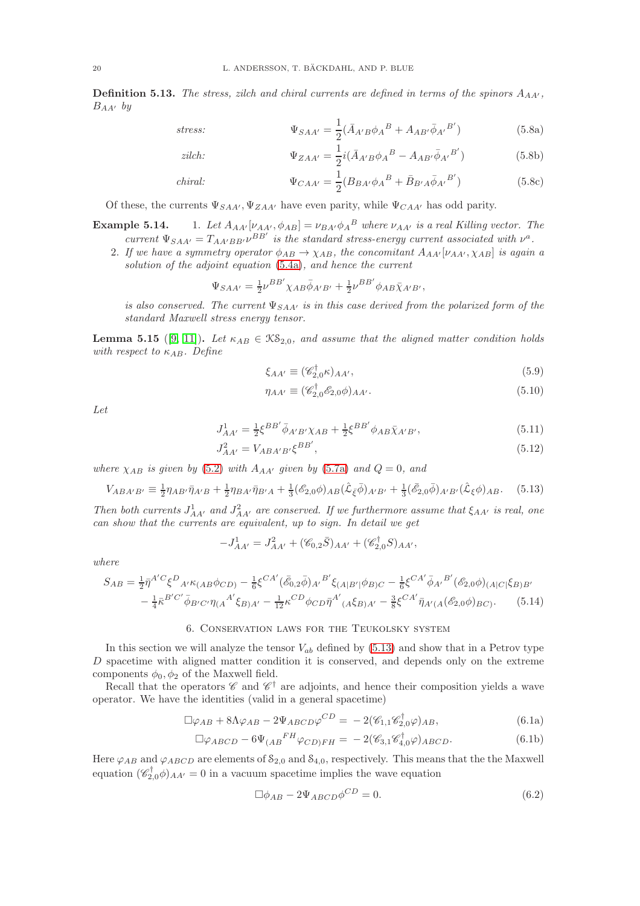**Definition 5.13.** *The stress, zilch and chiral currents are defined in terms of the spinors $A_{AA'}$, $B_{AA'}$ by*

$$\text{stress:} \qquad \Psi_{SAA'} = \frac{1}{2}(\bar{A}_{A'B}\phi_A{}^B + A_{AB'}\bar{\phi}_{A'}{}^{B'}) \tag{5.8a}$$

$$\text{zilch:} \qquad \Psi_{ZAA'} = \frac{1}{2}i(\bar{A}_{A'B}\phi_A{}^B - A_{AB'}\bar{\phi}_{A'}{}^{B'}) \tag{5.8b}$$

$$\text{chiral:} \qquad \Psi_{CAA'} = \frac{1}{2}(B_{BA'}\phi_A{}^B + \bar{B}_{B'A}\bar{\phi}_{A'}{}^{B'}) \tag{5.8c}$$

Of these, the currents $\Psi_{SAA'}, \Psi_{ZAA'}$ have even parity, while $\Psi_{CAA'}$ has odd parity.

**Example 5.14.**

1. *Let $A_{AA'}[\nu_{AA'}, \phi_{AB}] = \nu_{BA'}\phi_A{}^B$ where $\nu_{AA'}$ is a real Killing vector. The current $\Psi_{SAA'} = T_{AA'BB'}\nu^{BB'}$ is the standard stress-energy current associated with $\nu^a$.*
2. *If we have a symmetry operator $\phi_{AB} \to \chi_{AB}$, the concomitant $A_{AA'}[\nu_{AA'}, \chi_{AB}]$ is again a solution of the adjoint equation (5.4a), and hence the current*

$$\Psi_{SAA'} = \tfrac{1}{2}\nu^{BB'}\chi_{AB}\bar{\phi}_{A'B'} + \tfrac{1}{2}\nu^{BB'}\phi_{AB}\bar{\chi}_{A'B'},$$

*is also conserved. The current $\Psi_{SAA'}$ is in this case derived from the polarized form of the standard Maxwell stress energy tensor.*

**Lemma 5.15** ([9, 11]). *Let $\kappa_{AB} \in \mathcal{KS}_{2,0}$, and assume that the aligned matter condition holds with respect to $\kappa_{AB}$. Define*

$$\xi_{AA'} \equiv (\mathscr{C}^\dagger_{2,0}\kappa)_{AA'}, \tag{5.9}$$

$$\eta_{AA'} \equiv (\mathscr{C}^\dagger_{2,0}\mathscr{E}_{2,0}\phi)_{AA'}. \tag{5.10}$$

*Let*

$$J^1_{AA'} = \tfrac{1}{2}\xi^{BB'}\bar{\phi}_{A'B'}\chi_{AB} + \tfrac{1}{2}\xi^{BB'}\phi_{AB}\bar{\chi}_{A'B'}, \tag{5.11}$$

$$J^2_{AA'} = V_{ABA'B'}\xi^{BB'}, \tag{5.12}$$

*where $\chi_{AB}$ is given by (5.2) with $A_{AA'}$ given by (5.7a) and $Q = 0$, and*

$$V_{ABA'B'} \equiv \tfrac{1}{2}\eta_{AB'}\bar{\eta}_{A'B} + \tfrac{1}{2}\eta_{BA'}\bar{\eta}_{B'A} + \tfrac{1}{3}(\mathscr{E}_{2,0}\phi)_{AB}(\hat{\mathcal{L}}_{\bar{\xi}}\bar{\phi})_{A'B'} + \tfrac{1}{3}(\bar{\mathscr{E}}_{2,0}\bar{\phi})_{A'B'}(\hat{\mathcal{L}}_{\xi}\phi)_{AB}. \tag{5.13}$$

*Then both currents $J^1_{AA'}$ and $J^2_{AA'}$ are conserved. If we furthermore assume that $\xi_{AA'}$ is real, one can show that the currents are equivalent, up to sign. In detail we get*

$$-J^1_{AA'} = J^2_{AA'} + (\mathscr{C}_{0,2}\bar{S})_{AA'} + (\mathscr{C}^\dagger_{2,0}S)_{AA'},$$

*where*

$$\begin{aligned} S_{AB} = \; & \tfrac{1}{2}\bar{\eta}^{A'C}\xi^D{}_{A'}\kappa_{(AB}\phi_{CD)} - \tfrac{1}{6}\xi^{CA'}(\bar{\mathscr{E}}_{0,2}\bar{\phi})_{A'}{}^{B'}\xi_{(A|B'|}\phi_{B)C} - \tfrac{1}{6}\xi^{CA'}\bar{\phi}_{A'}{}^{B'}(\mathscr{E}_{2,0}\phi)_{(A|C|}\xi_{B)B'} \\ & - \tfrac{1}{4}\bar{\kappa}^{B'C'}\bar{\phi}_{B'C'}\eta_{(A}{}^{A'}\xi_{B)A'} - \tfrac{1}{12}\kappa^{CD}\phi_{CD}\bar{\eta}^{A'}{}_{(A}\xi_{B)A'} - \tfrac{3}{8}\xi^{CA'}\bar{\eta}_{A'(A}(\mathscr{E}_{2,0}\phi)_{BC)}. \end{aligned} \tag{5.14}$$

## 6. Conservation laws for the Teukolsky system

In this section we will analyze the tensor $V_{ab}$ defined by (5.13) and show that in a Petrov type D spacetime with aligned matter condition it is conserved, and depends only on the extreme components $\phi_0, \phi_2$ of the Maxwell field.

Recall that the operators $\mathscr{C}$ and $\mathscr{C}^\dagger$ are adjoints, and hence their composition yields a wave operator. We have the identities (valid in a general spacetime)

$$\square\varphi_{AB} + 8\Lambda\varphi_{AB} - 2\Psi_{ABCD}\varphi^{CD} = -2(\mathscr{C}_{1,1}\mathscr{C}^\dagger_{2,0}\varphi)_{AB}, \tag{6.1a}$$

$$\square\varphi_{ABCD} - 6\Psi_{(AB}{}^{FH}\varphi_{CD)FH} = -2(\mathscr{C}_{3,1}\mathscr{C}^\dagger_{4,0}\varphi)_{ABCD}. \tag{6.1b}$$

Here $\varphi_{AB}$ and $\varphi_{ABCD}$ are elements of $\mathcal{S}_{2,0}$ and $\mathcal{S}_{4,0}$, respectively. This means that the the Maxwell equation $(\mathscr{C}^\dagger_{2,0}\phi)_{AA'} = 0$ in a vacuum spacetime implies the wave equation

$$\square\phi_{AB} - 2\Psi_{ABCD}\phi^{CD} = 0. \tag{6.2}$$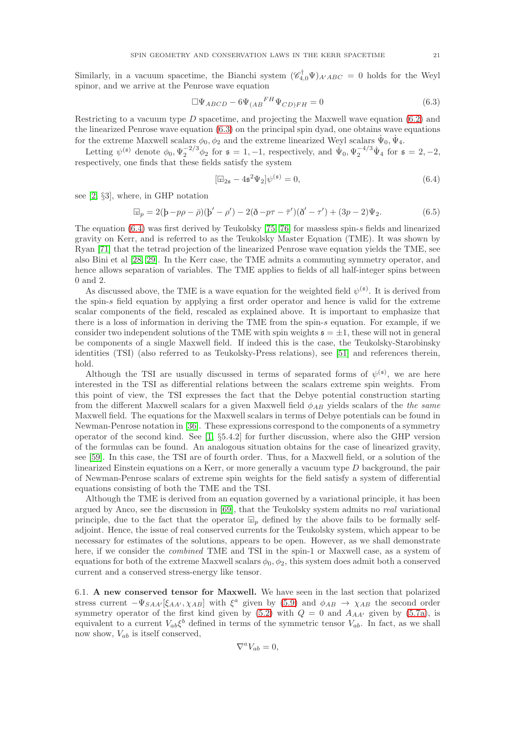Similarly, in a vacuum spacetime, the Bianchi system $(\mathscr{C}^\dagger_{4,0}\Psi)_{A'ABC} = 0$ holds for the Weyl spinor, and we arrive at the Penrose wave equation

$$\square \Psi_{ABCD} - 6\Psi_{(AB}{}^{FH}\Psi_{CD)FH} = 0 \tag{6.3}$$

Restricting to a vacuum type $D$ spacetime, and projecting the Maxwell wave equation (6.2) and the linearized Penrose wave equation (6.3) on the principal spin dyad, one obtains wave equations for the extreme Maxwell scalars $\phi_0, \phi_2$ and the extreme linearized Weyl scalars $\dot{\Psi}_0, \dot{\Psi}_4$.

Letting $\psi^{(\mathfrak{s})}$ denote $\phi_0, \Psi_2^{-2/3}\phi_2$ for $\mathfrak{s} = 1, -1$, respectively, and $\dot{\Psi}_0, \Psi_2^{-4/3}\dot{\Psi}_4$ for $\mathfrak{s} = 2, -2$, respectively, one finds that these fields satisfy the system

$$[\boxplus_{2\mathfrak{s}} - 4\mathfrak{s}^2\Psi_2]\psi^{(\mathfrak{s})} = 0, \tag{6.4}$$

see [2, §3], where, in GHP notation

$$\boxplus_p = 2(\text{þ} - p\rho - \bar{\rho})(\text{þ}' - \rho') - 2(\eth - p\tau - \bar{\tau}')(\eth' - \tau') + (3p-2)\Psi_2. \tag{6.5}$$

The equation (6.4) was first derived by Teukolsky [75, 76] for massless spin-$s$ fields and linearized gravity on Kerr, and is referred to as the Teukolsky Master Equation (TME). It was shown by Ryan [71] that the tetrad projection of the linearized Penrose wave equation yields the TME, see also Bini et al [28, 29]. In the Kerr case, the TME admits a commuting symmetry operator, and hence allows separation of variables. The TME applies to fields of all half-integer spins between 0 and 2.

As discussed above, the TME is a wave equation for the weighted field $\psi^{(\mathfrak{s})}$. It is derived from the spin-$s$ field equation by applying a first order operator and hence is valid for the extreme scalar components of the field, rescaled as explained above. It is important to emphasize that there is a loss of information in deriving the TME from the spin-$s$ equation. For example, if we consider two independent solutions of the TME with spin weights $\mathfrak{s} = \pm 1$, these will not in general be components of a single Maxwell field. If indeed this is the case, the Teukolsky-Starobinsky identities (TSI) (also referred to as Teukolsky-Press relations), see [51] and references therein, hold.

Although the TSI are usually discussed in terms of separated forms of $\psi^{(\mathfrak{s})}$, we are here interested in the TSI as differential relations between the scalars extreme spin weights. From this point of view, the TSI expresses the fact that the Debye potential construction starting from the different Maxwell scalars for a given Maxwell field $\phi_{AB}$ yields scalars of the *the same* Maxwell field. The equations for the Maxwell scalars in terms of Debye potentials can be found in Newman-Penrose notation in [36]. These expressions correspond to the components of a symmetry operator of the second kind. See [1, §5.4.2] for further discussion, where also the GHP version of the formulas can be found. An analogous situation obtains for the case of linearized gravity, see [59]. In this case, the TSI are of fourth order. Thus, for a Maxwell field, or a solution of the linearized Einstein equations on a Kerr, or more generally a vacuum type $D$ background, the pair of Newman-Penrose scalars of extreme spin weights for the field satisfy a system of differential equations consisting of both the TME and the TSI.

Although the TME is derived from an equation governed by a variational principle, it has been argued by Anco, see the discussion in [69], that the Teukolsky system admits no *real* variational principle, due to the fact that the operator $\boxplus_p$ defined by the above fails to be formally self-adjoint. Hence, the issue of real conserved currents for the Teukolsky system, which appear to be necessary for estimates of the solutions, appears to be open. However, as we shall demonstrate here, if we consider the *combined* TME and TSI in the spin-1 or Maxwell case, as a system of equations for both of the extreme Maxwell scalars $\phi_0, \phi_2$, this system does admit both a conserved current and a conserved stress-energy like tensor.

6.1. **A new conserved tensor for Maxwell.** We have seen in the last section that polarized stress current $-\Psi_{SAA'}[\xi_{AA'}, \chi_{AB}]$ with $\xi^a$ given by (5.9) and $\phi_{AB} \to \chi_{AB}$ the second order symmetry operator of the first kind given by (5.2) with $Q = 0$ and $A_{AA'}$ given by (5.7a), is equivalent to a current $V_{ab}\xi^b$ defined in terms of the symmetric tensor $V_{ab}$. In fact, as we shall now show, $V_{ab}$ is itself conserved,

$$\nabla^a V_{ab} = 0,$$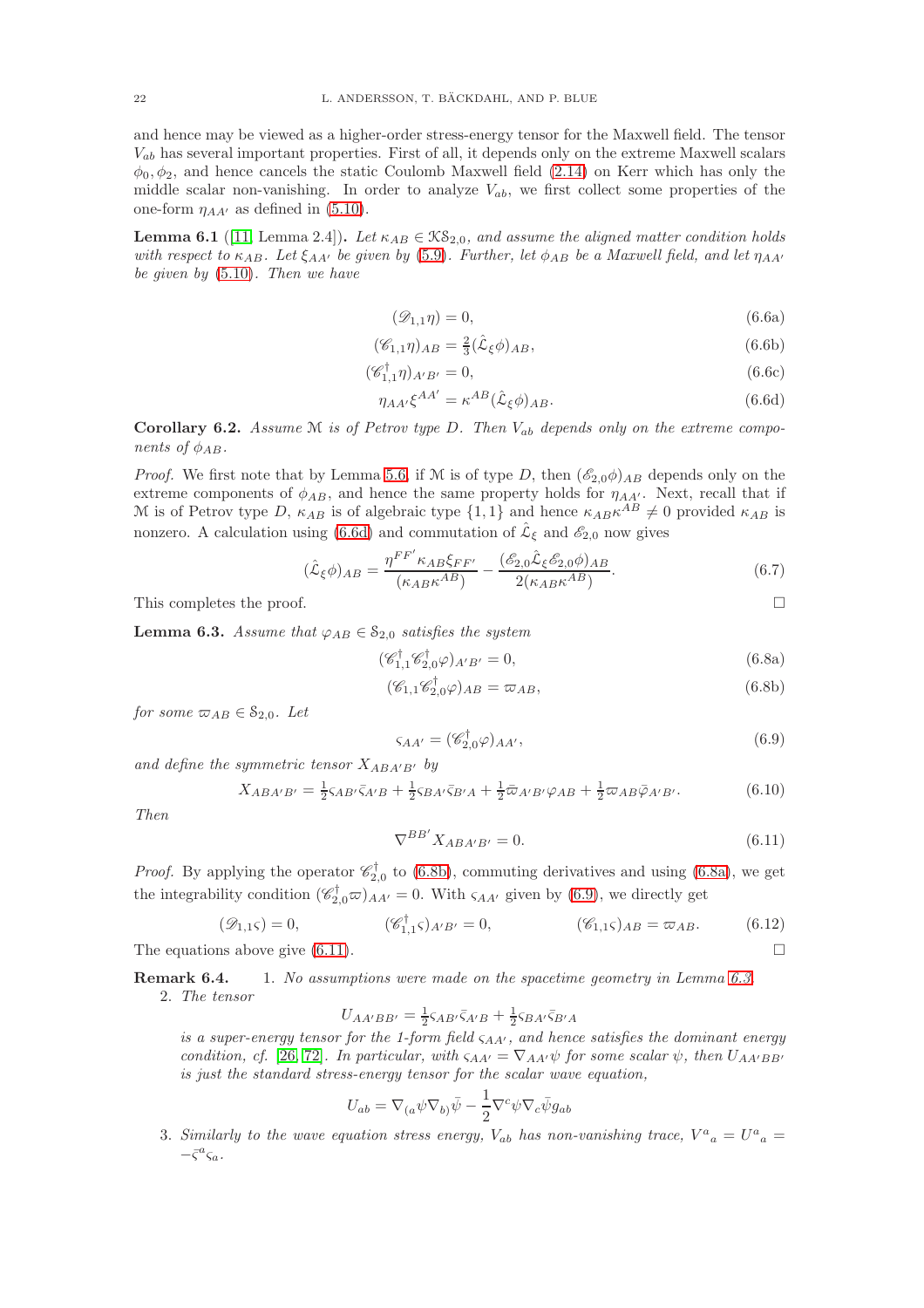and hence may be viewed as a higher-order stress-energy tensor for the Maxwell field. The tensor $V_{ab}$ has several important properties. First of all, it depends only on the extreme Maxwell scalars $\phi_0, \phi_2$, and hence cancels the static Coulomb Maxwell field (2.14) on Kerr which has only the middle scalar non-vanishing. In order to analyze $V_{ab}$, we first collect some properties of the one-form $\eta_{AA'}$ as defined in (5.10).

**Lemma 6.1** ([11, Lemma 2.4])**.** *Let $\kappa_{AB} \in \mathcal{KS}_{2,0}$, and assume the aligned matter condition holds with respect to $\kappa_{AB}$. Let $\xi_{AA'}$ be given by (5.9). Further, let $\phi_{AB}$ be a Maxwell field, and let $\eta_{AA'}$ be given by (5.10). Then we have*

$$(\mathscr{D}_{1,1}\eta) = 0, \tag{6.6a}$$

$$(\mathscr{C}_{1,1}\eta)_{AB} = \tfrac{2}{3}(\hat{\mathcal{L}}_\xi \phi)_{AB}, \tag{6.6b}$$

$$(\mathscr{C}^\dagger_{1,1}\eta)_{A'B'} = 0, \tag{6.6c}$$

$$\eta_{AA'}\xi^{AA'} = \kappa^{AB}(\hat{\mathcal{L}}_\xi \phi)_{AB}. \tag{6.6d}$$

**Corollary 6.2.** *Assume $\mathcal{M}$ is of Petrov type D. Then $V_{ab}$ depends only on the extreme components of $\phi_{AB}$.*

*Proof.* We first note that by Lemma 5.6, if $\mathcal{M}$ is of type $D$, then $(\mathscr{E}_{2,0}\phi)_{AB}$ depends only on the extreme components of $\phi_{AB}$, and hence the same property holds for $\eta_{AA'}$. Next, recall that if $\mathcal{M}$ is of Petrov type $D$, $\kappa_{AB}$ is of algebraic type $\{1,1\}$ and hence $\kappa_{AB}\kappa^{AB} \neq 0$ provided $\kappa_{AB}$ is nonzero. A calculation using (6.6d) and commutation of $\hat{\mathcal{L}}_\xi$ and $\mathscr{E}_{2,0}$ now gives

$$(\hat{\mathcal{L}}_\xi \phi)_{AB} = \frac{\eta^{FF'}\kappa_{AB}\xi_{FF'}}{(\kappa_{AB}\kappa^{AB})} - \frac{(\mathscr{E}_{2,0}\hat{\mathcal{L}}_\xi \mathscr{E}_{2,0}\phi)_{AB}}{2(\kappa_{AB}\kappa^{AB})}. \tag{6.7}$$

This completes the proof. $\square$

**Lemma 6.3.** *Assume that $\varphi_{AB} \in \mathcal{S}_{2,0}$ satisfies the system*

$$(\mathscr{C}^\dagger_{1,1}\mathscr{C}^\dagger_{2,0}\varphi)_{A'B'} = 0, \tag{6.8a}$$

$$(\mathscr{C}_{1,1}\mathscr{C}^\dagger_{2,0}\varphi)_{AB} = \varpi_{AB}, \tag{6.8b}$$

*for some $\varpi_{AB} \in \mathcal{S}_{2,0}$. Let*

$$\varsigma_{AA'} = (\mathscr{C}^\dagger_{2,0}\varphi)_{AA'}, \tag{6.9}$$

*and define the symmetric tensor $X_{ABA'B'}$ by*

$$X_{ABA'B'} = \tfrac{1}{2}\varsigma_{AB'}\bar{\varsigma}_{A'B} + \tfrac{1}{2}\varsigma_{BA'}\bar{\varsigma}_{B'A} + \tfrac{1}{2}\bar{\varpi}_{A'B'}\varphi_{AB} + \tfrac{1}{2}\varpi_{AB}\bar{\varphi}_{A'B'}. \tag{6.10}$$

*Then*

$$\nabla^{BB'}X_{ABA'B'} = 0. \tag{6.11}$$

*Proof.* By applying the operator $\mathscr{C}^\dagger_{2,0}$ to (6.8b), commuting derivatives and using (6.8a), we get the integrability condition $(\mathscr{C}^\dagger_{2,0}\varpi)_{AA'} = 0$. With $\varsigma_{AA'}$ given by (6.9), we directly get

$$(\mathscr{D}_{1,1}\varsigma) = 0, \qquad (\mathscr{C}^\dagger_{1,1}\varsigma)_{A'B'} = 0, \qquad (\mathscr{C}_{1,1}\varsigma)_{AB} = \varpi_{AB}. \tag{6.12}$$

The equations above give (6.11). $\square$

**Remark 6.4.**
1. *No assumptions were made on the spacetime geometry in Lemma 6.3.*
2. *The tensor*

$$U_{AA'BB'} = \tfrac{1}{2}\varsigma_{AB'}\bar{\varsigma}_{A'B} + \tfrac{1}{2}\varsigma_{BA'}\bar{\varsigma}_{B'A}$$

*is a super-energy tensor for the 1-form field $\varsigma_{AA'}$, and hence satisfies the dominant energy condition, cf. [26, 72]. In particular, with $\varsigma_{AA'} = \nabla_{AA'}\psi$ for some scalar $\psi$, then $U_{AA'BB'}$ is just the standard stress-energy tensor for the scalar wave equation,*

$$U_{ab} = \nabla_{(a}\psi\nabla_{b)}\bar{\psi} - \frac{1}{2}\nabla^c\psi\nabla_c\bar{\psi}g_{ab}$$

3. *Similarly to the wave equation stress energy, $V_{ab}$ has non-vanishing trace, $V^a{}_a = U^a{}_a = -\bar{\varsigma}^a\varsigma_a$.*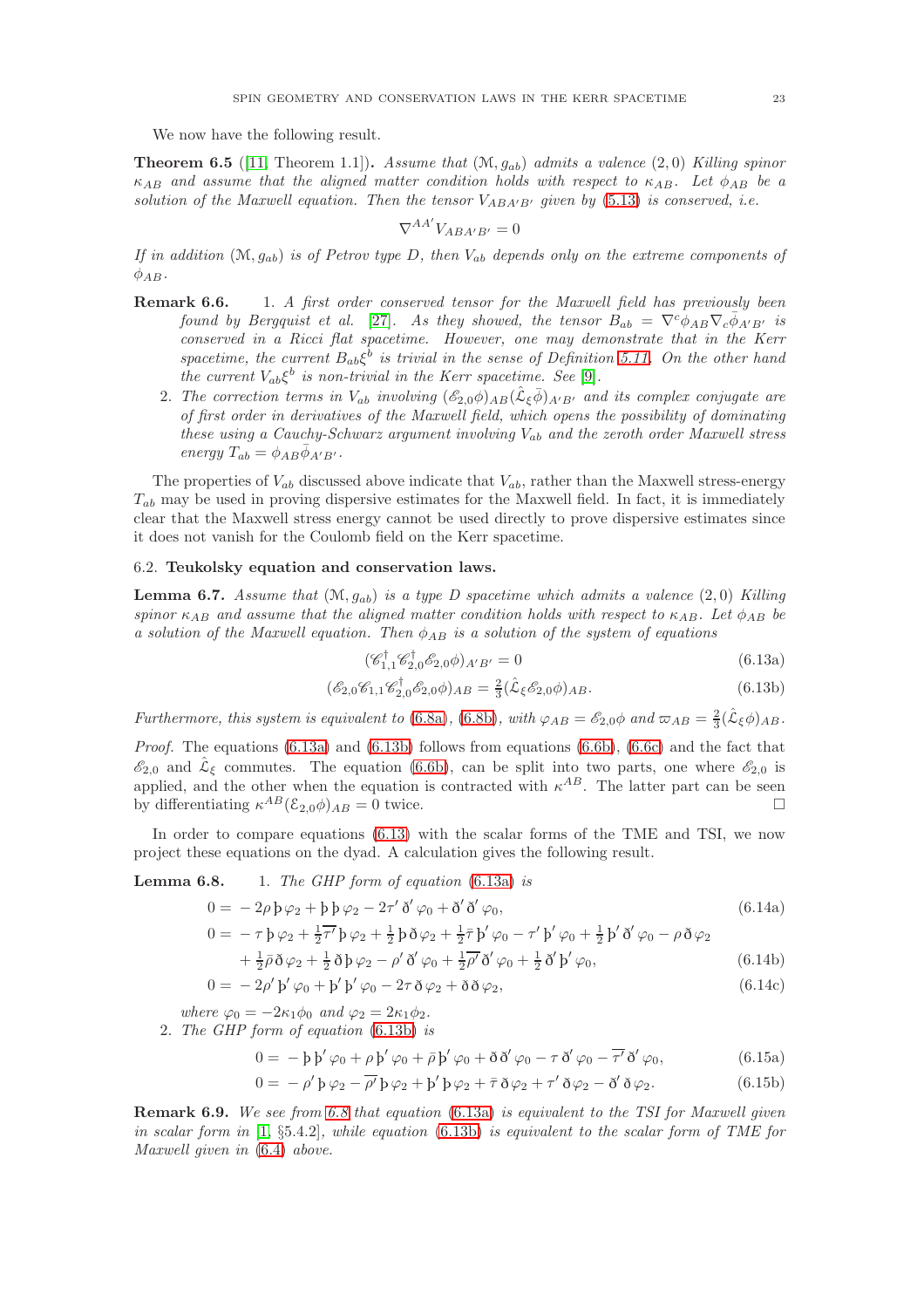We now have the following result.

**Theorem 6.5** ([11, Theorem 1.1])**.** *Assume that $(\mathcal{M}, g_{ab})$ admits a valence $(2,0)$ Killing spinor $\kappa_{AB}$ and assume that the aligned matter condition holds with respect to $\kappa_{AB}$. Let $\phi_{AB}$ be a solution of the Maxwell equation. Then the tensor $V_{ABA'B'}$ given by (5.13) is conserved, i.e.*

$$\nabla^{AA'} V_{ABA'B'} = 0$$

*If in addition $(\mathcal{M}, g_{ab})$ is of Petrov type D, then $V_{ab}$ depends only on the extreme components of $\phi_{AB}$.*

**Remark 6.6.**
1. *A first order conserved tensor for the Maxwell field has previously been found by Bergquist et al. [27]. As they showed, the tensor $B_{ab} = \nabla^c \phi_{AB} \nabla_c \bar{\phi}_{A'B'}$ is conserved in a Ricci flat spacetime. However, one may demonstrate that in the Kerr spacetime, the current $B_{ab}\xi^b$ is trivial in the sense of Definition 5.11. On the other hand the current $V_{ab}\xi^b$ is non-trivial in the Kerr spacetime. See [9].*
2. *The correction terms in $V_{ab}$ involving $(\mathscr{E}_{2,0}\phi)_{AB}(\hat{\mathcal{L}}_\xi \bar{\phi})_{A'B'}$ and its complex conjugate are of first order in derivatives of the Maxwell field, which opens the possibility of dominating these using a Cauchy-Schwarz argument involving $V_{ab}$ and the zeroth order Maxwell stress energy $T_{ab} = \phi_{AB}\bar{\phi}_{A'B'}$.*

The properties of $V_{ab}$ discussed above indicate that $V_{ab}$, rather than the Maxwell stress-energy $T_{ab}$ may be used in proving dispersive estimates for the Maxwell field. In fact, it is immediately clear that the Maxwell stress energy cannot be used directly to prove dispersive estimates since it does not vanish for the Coulomb field on the Kerr spacetime.

### 6.2. Teukolsky equation and conservation laws.

**Lemma 6.7.** *Assume that $(\mathcal{M}, g_{ab})$ is a type D spacetime which admits a valence $(2,0)$ Killing spinor $\kappa_{AB}$ and assume that the aligned matter condition holds with respect to $\kappa_{AB}$. Let $\phi_{AB}$ be a solution of the Maxwell equation. Then $\phi_{AB}$ is a solution of the system of equations*

$$(\mathscr{C}^\dagger_{1,1}\mathscr{C}^\dagger_{2,0}\mathscr{E}_{2,0}\phi)_{A'B'} = 0 \tag{6.13a}$$

$$(\mathscr{E}_{2,0}\mathscr{C}_{1,1}\mathscr{C}^\dagger_{2,0}\mathscr{E}_{2,0}\phi)_{AB} = \tfrac{2}{3}(\hat{\mathcal{L}}_\xi \mathscr{E}_{2,0}\phi)_{AB}. \tag{6.13b}$$

*Furthermore, this system is equivalent to (6.8a), (6.8b), with $\varphi_{AB} = \mathscr{E}_{2,0}\phi$ and $\varpi_{AB} = \frac{2}{3}(\hat{\mathcal{L}}_\xi \phi)_{AB}$.*

*Proof.* The equations (6.13a) and (6.13b) follows from equations (6.6b), (6.6c) and the fact that $\mathscr{E}_{2,0}$ and $\hat{\mathcal{L}}_\xi$ commutes. The equation (6.6b), can be split into two parts, one where $\mathscr{E}_{2,0}$ is applied, and the other when the equation is contracted with $\kappa^{AB}$. The latter part can be seen by differentiating $\kappa^{AB}(\mathcal{E}_{2,0}\phi)_{AB} = 0$ twice. $\square$

In order to compare equations (6.13) with the scalar forms of the TME and TSI, we now project these equations on the dyad. A calculation gives the following result.

**Lemma 6.8.**
1. *The GHP form of equation (6.13a) is*

$$0 = -2\rho\, \text{þ}\, \varphi_2 + \text{þ}\,\text{þ}\,\varphi_2 - 2\tau'\,\eth'\,\varphi_0 + \eth'\,\eth'\,\varphi_0, \tag{6.14a}$$

$$\begin{aligned}0 = &-\tau\,\text{þ}\,\varphi_2 + \tfrac{1}{2}\overline{\tau'}\,\text{þ}\,\varphi_2 + \tfrac{1}{2}\,\text{þ}\,\eth\,\varphi_2 + \tfrac{1}{2}\bar{\tau}\,\text{þ}'\,\varphi_0 - \tau'\,\text{þ}'\,\varphi_0 + \tfrac{1}{2}\,\text{þ}'\,\eth'\,\varphi_0 - \rho\,\eth\,\varphi_2 \\ &+ \tfrac{1}{2}\bar{\rho}\,\eth\,\varphi_2 + \tfrac{1}{2}\,\eth\,\text{þ}\,\varphi_2 - \rho'\,\eth'\,\varphi_0 + \tfrac{1}{2}\overline{\rho'}\,\eth'\,\varphi_0 + \tfrac{1}{2}\,\eth'\,\text{þ}'\,\varphi_0,\end{aligned} \tag{6.14b}$$

$$0 = -2\rho'\,\text{þ}'\,\varphi_0 + \text{þ}'\,\text{þ}'\,\varphi_0 - 2\tau\,\eth\,\varphi_2 + \eth\,\eth\,\varphi_2, \tag{6.14c}$$

*where $\varphi_0 = -2\kappa_1\phi_0$ and $\varphi_2 = 2\kappa_1\phi_2$.*

2. *The GHP form of equation (6.13b) is*

$$0 = -\text{þ}\,\text{þ}'\,\varphi_0 + \rho\,\text{þ}'\,\varphi_0 + \bar{\rho}\,\text{þ}'\,\varphi_0 + \eth\,\eth'\,\varphi_0 - \tau\,\eth'\,\varphi_0 - \overline{\tau'}\,\eth'\,\varphi_0, \tag{6.15a}$$

$$0 = -\rho'\,\text{þ}\,\varphi_2 - \overline{\rho'}\,\text{þ}\,\varphi_2 + \text{þ}'\,\text{þ}\,\varphi_2 + \bar{\tau}\,\eth\,\varphi_2 + \tau'\,\eth\,\varphi_2 - \eth'\,\eth\,\varphi_2. \tag{6.15b}$$

**Remark 6.9.** *We see from 6.8 that equation (6.13a) is equivalent to the TSI for Maxwell given in scalar form in [1, §5.4.2], while equation (6.13b) is equivalent to the scalar form of TME for Maxwell given in (6.4) above.*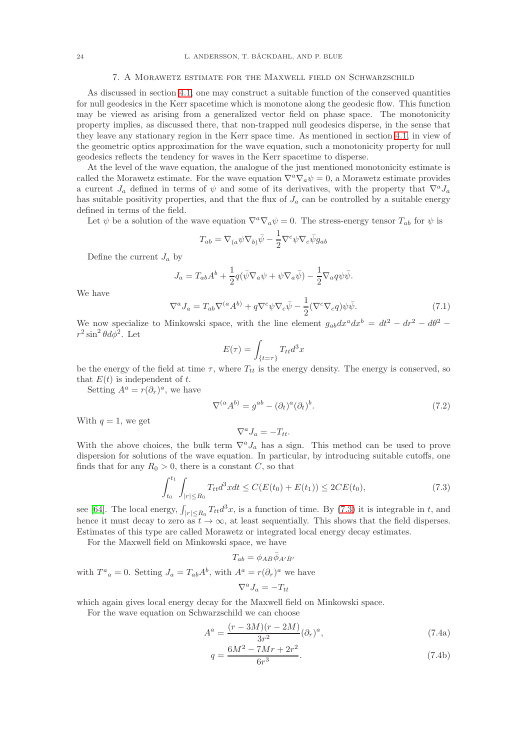## 7. A Morawetz estimate for the Maxwell field on Schwarzschild

As discussed in section 4.1, one may construct a suitable function of the conserved quantities for null geodesics in the Kerr spacetime which is monotone along the geodesic flow. This function may be viewed as arising from a generalized vector field on phase space. The monotonicity property implies, as discussed there, that non-trapped null geodesics disperse, in the sense that they leave any stationary region in the Kerr space time. As mentioned in section 4.1, in view of the geometric optics approximation for the wave equation, such a monotonicity property for null geodesics reflects the tendency for waves in the Kerr spacetime to disperse.

At the level of the wave equation, the analogue of the just mentioned monotonicity estimate is called the Morawetz estimate. For the wave equation $\nabla^a\nabla_a\psi = 0$, a Morawetz estimate provides a current $J_a$ defined in terms of $\psi$ and some of its derivatives, with the property that $\nabla^a J_a$ has suitable positivity properties, and that the flux of $J_a$ can be controlled by a suitable energy defined in terms of the field.

Let $\psi$ be a solution of the wave equation $\nabla^a\nabla_a\psi = 0$. The stress-energy tensor $T_{ab}$ for $\psi$ is

$$T_{ab} = \nabla_{(a}\psi\nabla_{b)}\bar{\psi} - \frac{1}{2}\nabla^c\psi\nabla_c\bar{\psi}g_{ab}$$

Define the current $J_a$ by

$$J_a = T_{ab}A^b + \frac{1}{2}q(\bar{\psi}\nabla_a\psi + \psi\nabla_a\bar{\psi}) - \frac{1}{2}\nabla_a q\psi\bar{\psi}.$$

We have

$$\nabla^a J_a = T_{ab}\nabla^{(a}A^{b)} + q\nabla^c\psi\nabla_c\bar{\psi} - \frac{1}{2}(\nabla^c\nabla_c q)\psi\bar{\psi}. \tag{7.1}$$

We now specialize to Minkowski space, with the line element $g_{ab}dx^a dx^b = dt^2 - dr^2 - d\theta^2 - r^2\sin^2\theta d\phi^2$. Let

$$E(\tau) = \int_{\{t=\tau\}} T_{tt}d^3x$$

be the energy of the field at time $\tau$, where $T_{tt}$ is the energy density. The energy is conserved, so that $E(t)$ is independent of $t$.

Setting $A^a = r(\partial_r)^a$, we have

$$\nabla^{(a}A^{b)} = g^{ab} - (\partial_t)^a(\partial_t)^b. \tag{7.2}$$

With $q = 1$, we get

$$\nabla^a J_a = -T_{tt}.$$

With the above choices, the bulk term $\nabla^a J_a$ has a sign. This method can be used to prove dispersion for solutions of the wave equation. In particular, by introducing suitable cutoffs, one finds that for any $R_0 > 0$, there is a constant $C$, so that

$$\int_{t_0}^{t_1}\int_{|r|\leq R_0} T_{tt}d^3x dt \leq C(E(t_0) + E(t_1)) \leq 2CE(t_0), \tag{7.3}$$

see [64]. The local energy, $\int_{|r|\leq R_0} T_{tt}d^3x$, is a function of time. By (7.3) it is integrable in $t$, and hence it must decay to zero as $t \to \infty$, at least sequentially. This shows that the field disperses. Estimates of this type are called Morawetz or integrated local energy decay estimates.

For the Maxwell field on Minkowski space, we have

$$T_{ab} = \phi_{AB}\bar{\phi}_{A'B'}$$

with $T^a{}_a = 0$. Setting $J_a = T_{ab}A^b$, with $A^a = r(\partial_r)^a$ we have

$$\nabla^a J_a = -T_{tt}$$

which again gives local energy decay for the Maxwell field on Minkowski space.

For the wave equation on Schwarzschild we can choose

$$A^a = \frac{(r-3M)(r-2M)}{3r^2}(\partial_r)^a, \tag{7.4a}$$

$$q = \frac{6M^2 - 7Mr + 2r^2}{6r^3}. \tag{7.4b}$$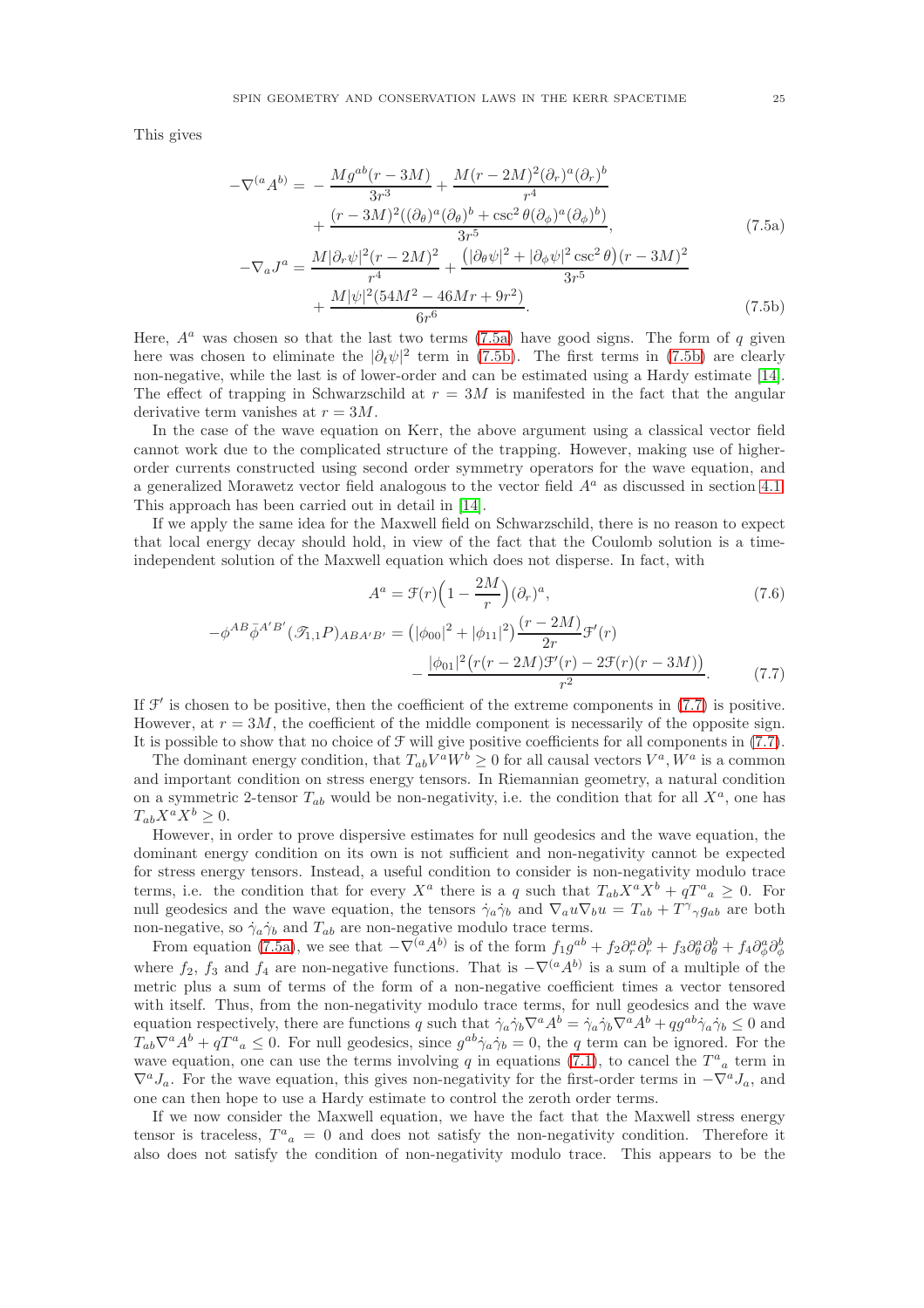This gives

$$
\begin{aligned}
-\nabla^{(a}A^{b)} =& -\frac{Mg^{ab}(r-3M)}{3r^3} + \frac{M(r-2M)^2(\partial_r)^a(\partial_r)^b}{r^4} \\
&+ \frac{(r-3M)^2((\partial_\theta)^a(\partial_\theta)^b + \csc^2\theta(\partial_\phi)^a(\partial_\phi)^b)}{3r^5},
\end{aligned} \tag{7.5a}
$$

$$
\begin{aligned}
-\nabla_a J^a =& \frac{M|\partial_r\psi|^2(r-2M)^2}{r^4} + \frac{\left(|\partial_\theta\psi|^2 + |\partial_\phi\psi|^2\csc^2\theta\right)(r-3M)^2}{3r^5} \\
&+ \frac{M|\psi|^2(54M^2-46Mr+9r^2)}{6r^6}.
\end{aligned} \tag{7.5b}
$$

Here, $A^a$ was chosen so that the last two terms (7.5a) have good signs. The form of $q$ given here was chosen to eliminate the $|\partial_t\psi|^2$ term in (7.5b). The first terms in (7.5b) are clearly non-negative, while the last is of lower-order and can be estimated using a Hardy estimate [14]. The effect of trapping in Schwarzschild at $r = 3M$ is manifested in the fact that the angular derivative term vanishes at $r = 3M$.

In the case of the wave equation on Kerr, the above argument using a classical vector field cannot work due to the complicated structure of the trapping. However, making use of higher-order currents constructed using second order symmetry operators for the wave equation, and a generalized Morawetz vector field analogous to the vector field $A^a$ as discussed in section 4.1. This approach has been carried out in detail in [14].

If we apply the same idea for the Maxwell field on Schwarzschild, there is no reason to expect that local energy decay should hold, in view of the fact that the Coulomb solution is a time-independent solution of the Maxwell equation which does not disperse. In fact, with

$$
A^a = \mathcal{F}(r)\Big(1-\frac{2M}{r}\Big)(\partial_r)^a, \tag{7.6}
$$

$$
\begin{aligned}
-\phi^{AB}\bar\phi^{A'B'}(\mathscr{T}_{1,1}P)_{ABA'B'} =& \left(|\phi_{00}|^2 + |\phi_{11}|^2\right)\frac{(r-2M)}{2r}\mathcal{F}'(r) \\
&- \frac{|\phi_{01}|^2\left(r(r-2M)\mathcal{F}'(r) - 2\mathcal{F}(r)(r-3M)\right)}{r^2}.
\end{aligned} \tag{7.7}
$$

If $\mathcal{F}'$ is chosen to be positive, then the coefficient of the extreme components in (7.7) is positive. However, at $r = 3M$, the coefficient of the middle component is necessarily of the opposite sign. It is possible to show that no choice of $\mathcal{F}$ will give positive coefficients for all components in (7.7).

The dominant energy condition, that $T_{ab}V^aW^b \geq 0$ for all causal vectors $V^a, W^a$ is a common and important condition on stress energy tensors. In Riemannian geometry, a natural condition on a symmetric 2-tensor $T_{ab}$ would be non-negativity, i.e. the condition that for all $X^a$, one has $T_{ab}X^aX^b \geq 0$.

However, in order to prove dispersive estimates for null geodesics and the wave equation, the dominant energy condition on its own is not sufficient and non-negativity cannot be expected for stress energy tensors. Instead, a useful condition to consider is non-negativity modulo trace terms, i.e. the condition that for every $X^a$ there is a $q$ such that $T_{ab}X^aX^b + qT^a{}_a \geq 0$. For null geodesics and the wave equation, the tensors $\dot\gamma_a\dot\gamma_b$ and $\nabla_a u\nabla_b u = T_{ab} + T^\gamma{}_\gamma g_{ab}$ are both non-negative, so $\dot\gamma_a\dot\gamma_b$ and $T_{ab}$ are non-negative modulo trace terms.

From equation (7.5a), we see that $-\nabla^{(a}A^{b)}$ is of the form $f_1 g^{ab} + f_2\partial_r^a\partial_r^b + f_3\partial_\theta^a\partial_\theta^b + f_4\partial_\phi^a\partial_\phi^b$ where $f_2$, $f_3$ and $f_4$ are non-negative functions. That is $-\nabla^{(a}A^{b)}$ is a sum of a multiple of the metric plus a sum of terms of the form of a non-negative coefficient times a vector tensored with itself. Thus, from the non-negativity modulo trace terms, for null geodesics and the wave equation respectively, there are functions $q$ such that $\dot\gamma_a\dot\gamma_b\nabla^aA^b = \dot\gamma_a\dot\gamma_b\nabla^aA^b + qg^{ab}\dot\gamma_a\dot\gamma_b \leq 0$ and $T_{ab}\nabla^aA^b + qT^a{}_a \leq 0$. For null geodesics, since $g^{ab}\dot\gamma_a\dot\gamma_b = 0$, the $q$ term can be ignored. For the wave equation, one can use the terms involving $q$ in equations (7.1), to cancel the $T^a{}_a$ term in $\nabla^aJ_a$. For the wave equation, this gives non-negativity for the first-order terms in $-\nabla^aJ_a$, and one can then hope to use a Hardy estimate to control the zeroth order terms.

If we now consider the Maxwell equation, we have the fact that the Maxwell stress energy tensor is traceless, $T^a{}_a = 0$ and does not satisfy the non-negativity condition. Therefore it also does not satisfy the condition of non-negativity modulo trace. This appears to be the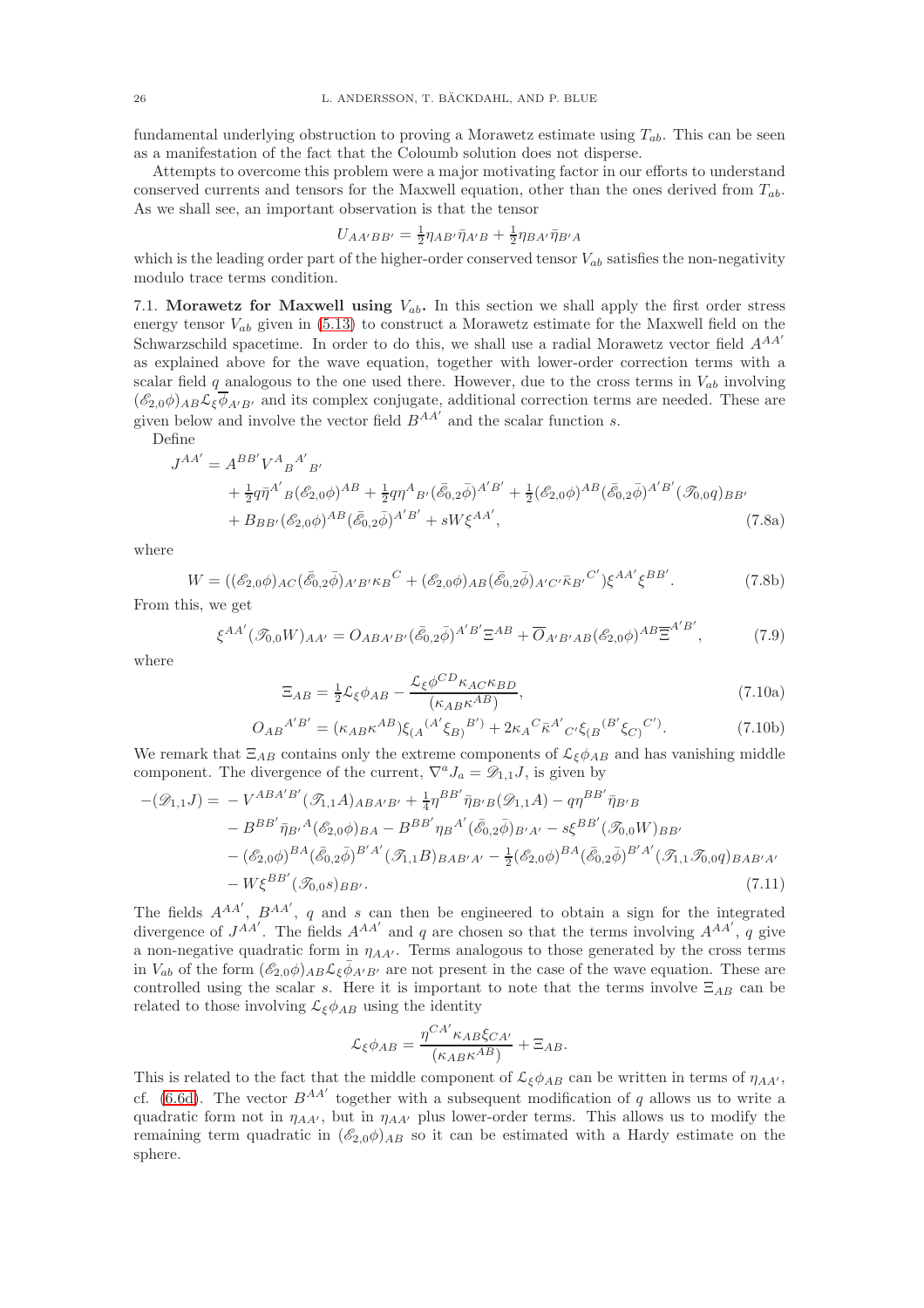fundamental underlying obstruction to proving a Morawetz estimate using $T_{ab}$. This can be seen as a manifestation of the fact that the Coloumb solution does not disperse.

Attempts to overcome this problem were a major motivating factor in our efforts to understand conserved currents and tensors for the Maxwell equation, other than the ones derived from $T_{ab}$. As we shall see, an important observation is that the tensor

$$U_{AA'BB'} = \tfrac{1}{2}\eta_{AB'}\bar{\eta}_{A'B} + \tfrac{1}{2}\eta_{BA'}\bar{\eta}_{B'A}$$

which is the leading order part of the higher-order conserved tensor $V_{ab}$ satisfies the non-negativity modulo trace terms condition.

**7.1. Morawetz for Maxwell using $V_{ab}$.** In this section we shall apply the first order stress energy tensor $V_{ab}$ given in (5.13) to construct a Morawetz estimate for the Maxwell field on the Schwarzschild spacetime. In order to do this, we shall use a radial Morawetz vector field $A^{AA'}$ as explained above for the wave equation, together with lower-order correction terms with a scalar field $q$ analogous to the one used there. However, due to the cross terms in $V_{ab}$ involving $(\mathscr{E}_{2,0}\phi)_{AB}\mathcal{L}_\xi\overline{\phi}_{A'B'}$ and its complex conjugate, additional correction terms are needed. These are given below and involve the vector field $B^{AA'}$ and the scalar function $s$.

Define

$$\begin{aligned}
J^{AA'} = {} & A^{BB'}V^{A}{}_{B}{}^{A'}{}_{B'} \\
& + \tfrac{1}{2}q\bar{\eta}^{A'}{}_{B}(\mathscr{E}_{2,0}\phi)^{AB} + \tfrac{1}{2}q\eta^{A}{}_{B'}(\bar{\mathscr{E}}_{0,2}\bar{\phi})^{A'B'} + \tfrac{1}{2}(\mathscr{E}_{2,0}\phi)^{AB}(\bar{\mathscr{E}}_{0,2}\bar{\phi})^{A'B'}(\mathscr{T}_{0,0}q)_{BB'} \\
& + B_{BB'}(\mathscr{E}_{2,0}\phi)^{AB}(\bar{\mathscr{E}}_{0,2}\bar{\phi})^{A'B'} + sW\xi^{AA'},
\end{aligned} \tag{7.8a}$$

where

$$W = ((\mathscr{E}_{2,0}\phi)_{AC}(\bar{\mathscr{E}}_{0,2}\bar{\phi})_{A'B'}\kappa_{B}{}^{C} + (\mathscr{E}_{2,0}\phi)_{AB}(\bar{\mathscr{E}}_{0,2}\bar{\phi})_{A'C'}\bar{\kappa}_{B'}{}^{C'})\xi^{AA'}\xi^{BB'}. \tag{7.8b}$$

From this, we get

$$\xi^{AA'}(\mathscr{T}_{0,0}W)_{AA'} = O_{ABA'B'}(\bar{\mathscr{E}}_{0,2}\bar{\phi})^{A'B'}\Xi^{AB} + \overline{O}_{A'B'AB}(\mathscr{E}_{2,0}\phi)^{AB}\overline{\Xi}^{A'B'}, \tag{7.9}$$

where

$$\Xi_{AB} = \tfrac{1}{2}\mathcal{L}_\xi\phi_{AB} - \frac{\mathcal{L}_\xi\phi^{CD}\kappa_{AC}\kappa_{BD}}{(\kappa_{AB}\kappa^{AB})}, \tag{7.10a}$$

$$O_{AB}{}^{A'B'} = (\kappa_{AB}\kappa^{AB})\xi_{(A}{}^{(A'}\xi_{B)}{}^{B')} + 2\kappa_{A}{}^{C}\bar{\kappa}^{A'}{}_{C'}\xi_{(B}{}^{(B'}\xi_{C)}{}^{C')}. \tag{7.10b}$$

We remark that $\Xi_{AB}$ contains only the extreme components of $\mathcal{L}_\xi\phi_{AB}$ and has vanishing middle component. The divergence of the current, $\nabla^a J_a = \mathscr{D}_{1,1}J$, is given by

$$\begin{aligned}
-(\mathscr{D}_{1,1}J) = {} & -V^{ABA'B'}(\mathscr{T}_{1,1}A)_{ABA'B'} + \tfrac{1}{4}\eta^{BB'}\bar{\eta}_{B'B}(\mathscr{D}_{1,1}A) - q\eta^{BB'}\bar{\eta}_{B'B} \\
& - B^{BB'}\bar{\eta}_{B'}{}^{A}(\mathscr{E}_{2,0}\phi)_{BA} - B^{BB'}\eta_{B}{}^{A'}(\bar{\mathscr{E}}_{0,2}\bar{\phi})_{B'A'} - s\xi^{BB'}(\mathscr{T}_{0,0}W)_{BB'} \\
& - (\mathscr{E}_{2,0}\phi)^{BA}(\bar{\mathscr{E}}_{0,2}\bar{\phi})^{B'A'}(\mathscr{T}_{1,1}B)_{BAB'A'} - \tfrac{1}{2}(\mathscr{E}_{2,0}\phi)^{BA}(\bar{\mathscr{E}}_{0,2}\bar{\phi})^{B'A'}(\mathscr{T}_{1,1}\mathscr{T}_{0,0}q)_{BAB'A'} \\
& - W\xi^{BB'}(\mathscr{T}_{0,0}s)_{BB'}.
\end{aligned} \tag{7.11}$$

The fields $A^{AA'}$, $B^{AA'}$, $q$ and $s$ can then be engineered to obtain a sign for the integrated divergence of $J^{AA'}$. The fields $A^{AA'}$ and $q$ are chosen so that the terms involving $A^{AA'}$, $q$ give a non-negative quadratic form in $\eta_{AA'}$. Terms analogous to those generated by the cross terms in $V_{ab}$ of the form $(\mathscr{E}_{2,0}\phi)_{AB}\mathcal{L}_\xi\bar{\phi}_{A'B'}$ are not present in the case of the wave equation. These are controlled using the scalar $s$. Here it is important to note that the terms involve $\Xi_{AB}$ can be related to those involving $\mathcal{L}_\xi\phi_{AB}$ using the identity

$$\mathcal{L}_\xi\phi_{AB} = \frac{\eta^{CA'}\kappa_{AB}\xi_{CA'}}{(\kappa_{AB}\kappa^{AB})} + \Xi_{AB}.$$

This is related to the fact that the middle component of $\mathcal{L}_\xi\phi_{AB}$ can be written in terms of $\eta_{AA'}$, cf. (6.6d). The vector $B^{AA'}$ together with a subsequent modification of $q$ allows us to write a quadratic form not in $\eta_{AA'}$, but in $\eta_{AA'}$ plus lower-order terms. This allows us to modify the remaining term quadratic in $(\mathscr{E}_{2,0}\phi)_{AB}$ so it can be estimated with a Hardy estimate on the sphere.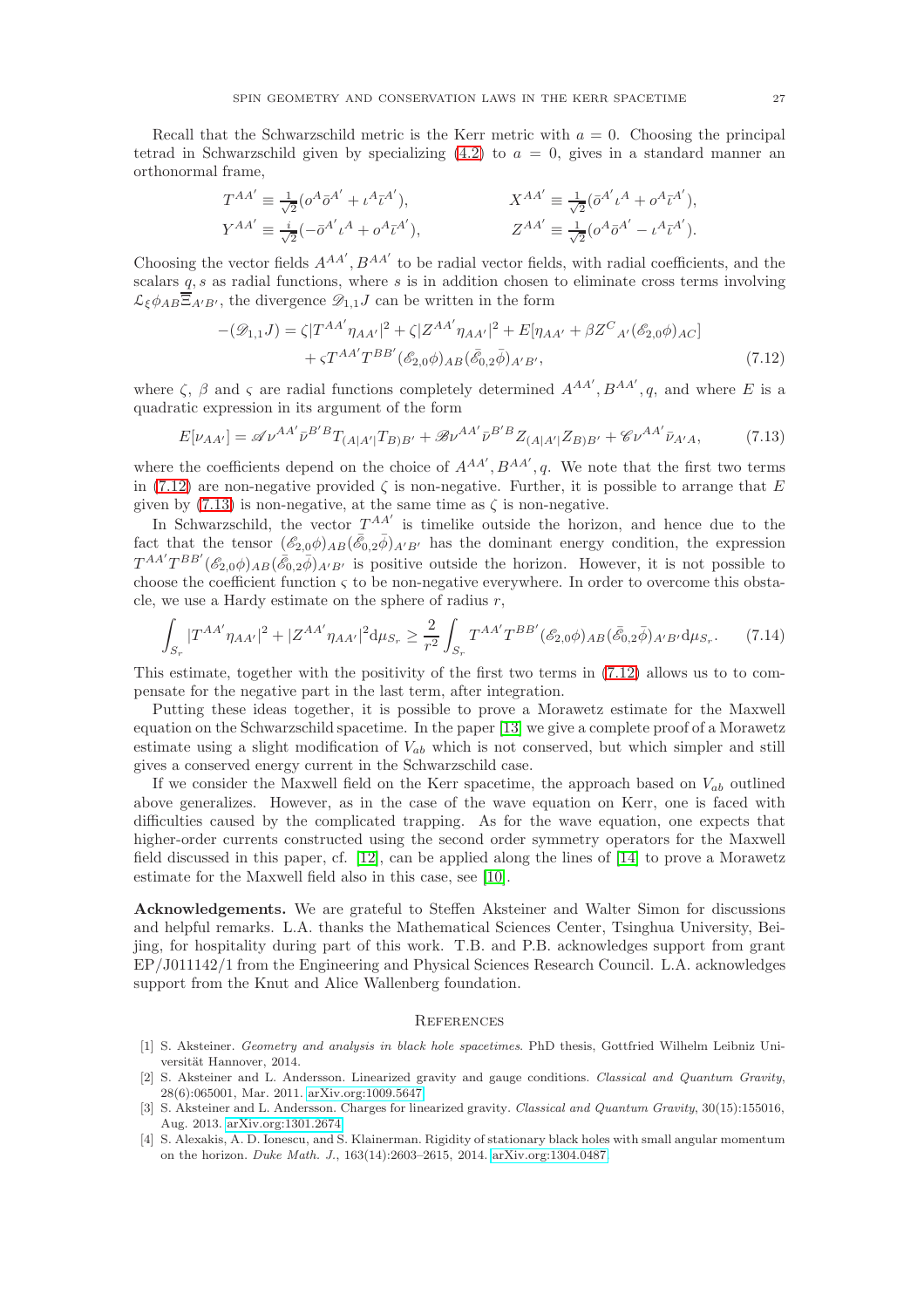Recall that the Schwarzschild metric is the Kerr metric with $a = 0$. Choosing the principal tetrad in Schwarzschild given by specializing (4.2) to $a = 0$, gives in a standard manner an orthonormal frame,

$$T^{AA'} \equiv \tfrac{1}{\sqrt{2}}(o^A\bar{o}^{A'} + \iota^A\bar{\iota}^{A'}), \qquad X^{AA'} \equiv \tfrac{1}{\sqrt{2}}(\bar{o}^{A'}\iota^A + o^A\bar{\iota}^{A'}),$$
$$Y^{AA'} \equiv \tfrac{i}{\sqrt{2}}(-\bar{o}^{A'}\iota^A + o^A\bar{\iota}^{A'}), \qquad Z^{AA'} \equiv \tfrac{1}{\sqrt{2}}(o^A\bar{o}^{A'} - \iota^A\bar{\iota}^{A'}).$$

Choosing the vector fields $A^{AA'}, B^{AA'}$ to be radial vector fields, with radial coefficients, and the scalars $q, s$ as radial functions, where $s$ is in addition chosen to eliminate cross terms involving $\mathcal{L}_\xi \phi_{AB}\overline{\overline{\Xi}}_{A'B'}$, the divergence $\mathscr{D}_{1,1}J$ can be written in the form

$$\begin{aligned}-(\mathscr{D}_{1,1}J) = {}& \zeta|T^{AA'}\eta_{AA'}|^2 + \zeta|Z^{AA'}\eta_{AA'}|^2 + E[\eta_{AA'} + \beta Z^C{}_{A'}(\mathscr{E}_{2,0}\phi)_{AC}] \\ &+ \varsigma T^{AA'}T^{BB'}(\mathscr{E}_{2,0}\phi)_{AB}(\bar{\mathscr{E}}_{0,2}\bar{\phi})_{A'B'},\end{aligned} \tag{7.12}$$

where $\zeta$, $\beta$ and $\varsigma$ are radial functions completely determined $A^{AA'}, B^{AA'}, q$, and where $E$ is a quadratic expression in its argument of the form

$$E[\nu_{AA'}] = \mathscr{A}\nu^{AA'}\bar{\nu}^{B'B}T_{(A|A'|}T_{B)B'} + \mathscr{B}\nu^{AA'}\bar{\nu}^{B'B}Z_{(A|A'|}Z_{B)B'} + \mathscr{C}\nu^{AA'}\bar{\nu}_{A'A}, \tag{7.13}$$

where the coefficients depend on the choice of $A^{AA'}, B^{AA'}, q$. We note that the first two terms in (7.12) are non-negative provided $\zeta$ is non-negative. Further, it is possible to arrange that $E$ given by (7.13) is non-negative, at the same time as $\zeta$ is non-negative.

In Schwarzschild, the vector $T^{AA'}$ is timelike outside the horizon, and hence due to the fact that the tensor $(\mathscr{E}_{2,0}\phi)_{AB}(\bar{\mathscr{E}}_{0,2}\bar{\phi})_{A'B'}$ has the dominant energy condition, the expression $T^{AA'}T^{BB'}(\mathscr{E}_{2,0}\phi)_{AB}(\bar{\mathscr{E}}_{0,2}\bar{\phi})_{A'B'}$ is positive outside the horizon. However, it is not possible to choose the coefficient function $\varsigma$ to be non-negative everywhere. In order to overcome this obstacle, we use a Hardy estimate on the sphere of radius $r$,

$$\int_{S_r} |T^{AA'}\eta_{AA'}|^2 + |Z^{AA'}\eta_{AA'}|^2 \mathrm{d}\mu_{S_r} \geq \frac{2}{r^2}\int_{S_r} T^{AA'}T^{BB'}(\mathscr{E}_{2,0}\phi)_{AB}(\bar{\mathscr{E}}_{0,2}\bar{\phi})_{A'B'}\mathrm{d}\mu_{S_r}. \tag{7.14}$$

This estimate, together with the positivity of the first two terms in (7.12) allows us to to compensate for the negative part in the last term, after integration.

Putting these ideas together, it is possible to prove a Morawetz estimate for the Maxwell equation on the Schwarzschild spacetime. In the paper [13] we give a complete proof of a Morawetz estimate using a slight modification of $V_{ab}$ which is not conserved, but which simpler and still gives a conserved energy current in the Schwarzschild case.

If we consider the Maxwell field on the Kerr spacetime, the approach based on $V_{ab}$ outlined above generalizes. However, as in the case of the wave equation on Kerr, one is faced with difficulties caused by the complicated trapping. As for the wave equation, one expects that higher-order currents constructed using the second order symmetry operators for the Maxwell field discussed in this paper, cf. [12], can be applied along the lines of [14] to prove a Morawetz estimate for the Maxwell field also in this case, see [10].

**Acknowledgements.** We are grateful to Steffen Aksteiner and Walter Simon for discussions and helpful remarks. L.A. thanks the Mathematical Sciences Center, Tsinghua University, Beijing, for hospitality during part of this work. T.B. and P.B. acknowledges support from grant EP/J011142/1 from the Engineering and Physical Sciences Research Council. L.A. acknowledges support from the Knut and Alice Wallenberg foundation.

## References

[1] S. Aksteiner. *Geometry and analysis in black hole spacetimes*. PhD thesis, Gottfried Wilhelm Leibniz Universität Hannover, 2014.

[2] S. Aksteiner and L. Andersson. Linearized gravity and gauge conditions. *Classical and Quantum Gravity*, 28(6):065001, Mar. 2011. arXiv.org:1009.5647

[3] S. Aksteiner and L. Andersson. Charges for linearized gravity. *Classical and Quantum Gravity*, 30(15):155016, Aug. 2013. arXiv.org:1301.2674

[4] S. Alexakis, A. D. Ionescu, and S. Klainerman. Rigidity of stationary black holes with small angular momentum on the horizon. *Duke Math. J.*, 163(14):2603–2615, 2014. arXiv.org:1304.0487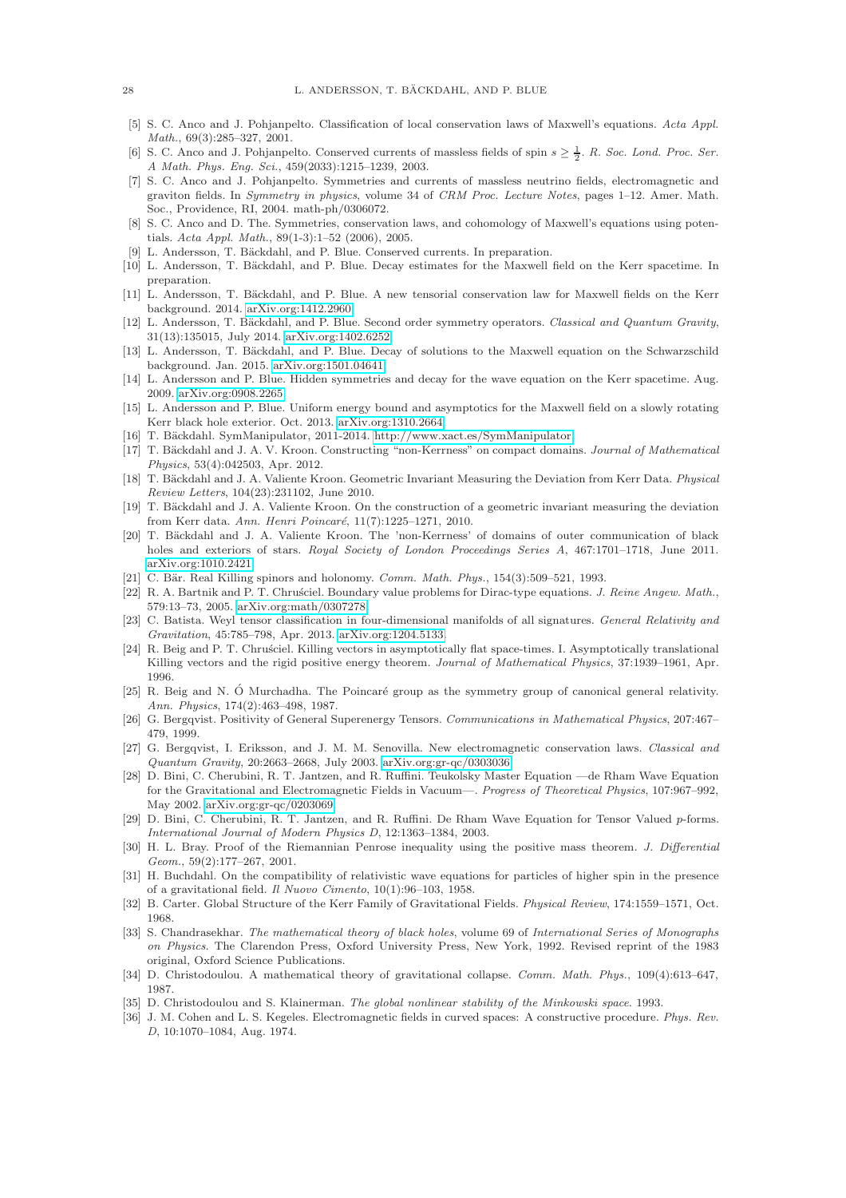[5] S. C. Anco and J. Pohjanpelto. Classification of local conservation laws of Maxwell's equations. *Acta Appl. Math.*, 69(3):285–327, 2001.

[6] S. C. Anco and J. Pohjanpelto. Conserved currents of massless fields of spin $s \geq \frac{1}{2}$. *R. Soc. Lond. Proc. Ser. A Math. Phys. Eng. Sci.*, 459(2033):1215–1239, 2003.

[7] S. C. Anco and J. Pohjanpelto. Symmetries and currents of massless neutrino fields, electromagnetic and graviton fields. In *Symmetry in physics*, volume 34 of *CRM Proc. Lecture Notes*, pages 1–12. Amer. Math. Soc., Providence, RI, 2004. math-ph/0306072.

[8] S. C. Anco and D. The. Symmetries, conservation laws, and cohomology of Maxwell's equations using potentials. *Acta Appl. Math.*, 89(1-3):1–52 (2006), 2005.

[9] L. Andersson, T. Bäckdahl, and P. Blue. Conserved currents. In preparation.

[10] L. Andersson, T. Bäckdahl, and P. Blue. Decay estimates for the Maxwell field on the Kerr spacetime. In preparation.

[11] L. Andersson, T. Bäckdahl, and P. Blue. A new tensorial conservation law for Maxwell fields on the Kerr background. 2014. arXiv.org:1412.2960.

[12] L. Andersson, T. Bäckdahl, and P. Blue. Second order symmetry operators. *Classical and Quantum Gravity*, 31(13):135015, July 2014. arXiv.org:1402.6252.

[13] L. Andersson, T. Bäckdahl, and P. Blue. Decay of solutions to the Maxwell equation on the Schwarzschild background. Jan. 2015. arXiv.org:1501.04641.

[14] L. Andersson and P. Blue. Hidden symmetries and decay for the wave equation on the Kerr spacetime. Aug. 2009. arXiv.org:0908.2265.

[15] L. Andersson and P. Blue. Uniform energy bound and asymptotics for the Maxwell field on a slowly rotating Kerr black hole exterior. Oct. 2013. arXiv.org:1310.2664.

[16] T. Bäckdahl. SymManipulator, 2011-2014. http://www.xact.es/SymManipulator.

[17] T. Bäckdahl and J. A. V. Kroon. Constructing "non-Kerrness" on compact domains. *Journal of Mathematical Physics*, 53(4):042503, Apr. 2012.

[18] T. Bäckdahl and J. A. Valiente Kroon. Geometric Invariant Measuring the Deviation from Kerr Data. *Physical Review Letters*, 104(23):231102, June 2010.

[19] T. Bäckdahl and J. A. Valiente Kroon. On the construction of a geometric invariant measuring the deviation from Kerr data. *Ann. Henri Poincaré*, 11(7):1225–1271, 2010.

[20] T. Bäckdahl and J. A. Valiente Kroon. The 'non-Kerrness' of domains of outer communication of black holes and exteriors of stars. *Royal Society of London Proceedings Series A*, 467:1701–1718, June 2011. arXiv.org:1010.2421.

[21] C. Bär. Real Killing spinors and holonomy. *Comm. Math. Phys.*, 154(3):509–521, 1993.

[22] R. A. Bartnik and P. T. Chruściel. Boundary value problems for Dirac-type equations. *J. Reine Angew. Math.*, 579:13–73, 2005. arXiv.org:math/0307278.

[23] C. Batista. Weyl tensor classification in four-dimensional manifolds of all signatures. *General Relativity and Gravitation*, 45:785–798, Apr. 2013. arXiv.org:1204.5133.

[24] R. Beig and P. T. Chruściel. Killing vectors in asymptotically flat space-times. I. Asymptotically translational Killing vectors and the rigid positive energy theorem. *Journal of Mathematical Physics*, 37:1939–1961, Apr. 1996.

[25] R. Beig and N. Ó Murchadha. The Poincaré group as the symmetry group of canonical general relativity. *Ann. Physics*, 174(2):463–498, 1987.

[26] G. Bergqvist. Positivity of General Superenergy Tensors. *Communications in Mathematical Physics*, 207:467–479, 1999.

[27] G. Bergqvist, I. Eriksson, and J. M. M. Senovilla. New electromagnetic conservation laws. *Classical and Quantum Gravity*, 20:2663–2668, July 2003. arXiv.org:gr-qc/0303036.

[28] D. Bini, C. Cherubini, R. T. Jantzen, and R. Ruffini. Teukolsky Master Equation —de Rham Wave Equation for the Gravitational and Electromagnetic Fields in Vacuum—. *Progress of Theoretical Physics*, 107:967–992, May 2002. arXiv.org:gr-qc/0203069.

[29] D. Bini, C. Cherubini, R. T. Jantzen, and R. Ruffini. De Rham Wave Equation for Tensor Valued $p$-forms. *International Journal of Modern Physics D*, 12:1363–1384, 2003.

[30] H. L. Bray. Proof of the Riemannian Penrose inequality using the positive mass theorem. *J. Differential Geom.*, 59(2):177–267, 2001.

[31] H. Buchdahl. On the compatibility of relativistic wave equations for particles of higher spin in the presence of a gravitational field. *Il Nuovo Cimento*, 10(1):96–103, 1958.

[32] B. Carter. Global Structure of the Kerr Family of Gravitational Fields. *Physical Review*, 174:1559–1571, Oct. 1968.

[33] S. Chandrasekhar. *The mathematical theory of black holes*, volume 69 of *International Series of Monographs on Physics*. The Clarendon Press, Oxford University Press, New York, 1992. Revised reprint of the 1983 original, Oxford Science Publications.

[34] D. Christodoulou. A mathematical theory of gravitational collapse. *Comm. Math. Phys.*, 109(4):613–647, 1987.

[35] D. Christodoulou and S. Klainerman. *The global nonlinear stability of the Minkowski space*. 1993.

[36] J. M. Cohen and L. S. Kegeles. Electromagnetic fields in curved spaces: A constructive procedure. *Phys. Rev. D*, 10:1070–1084, Aug. 1974.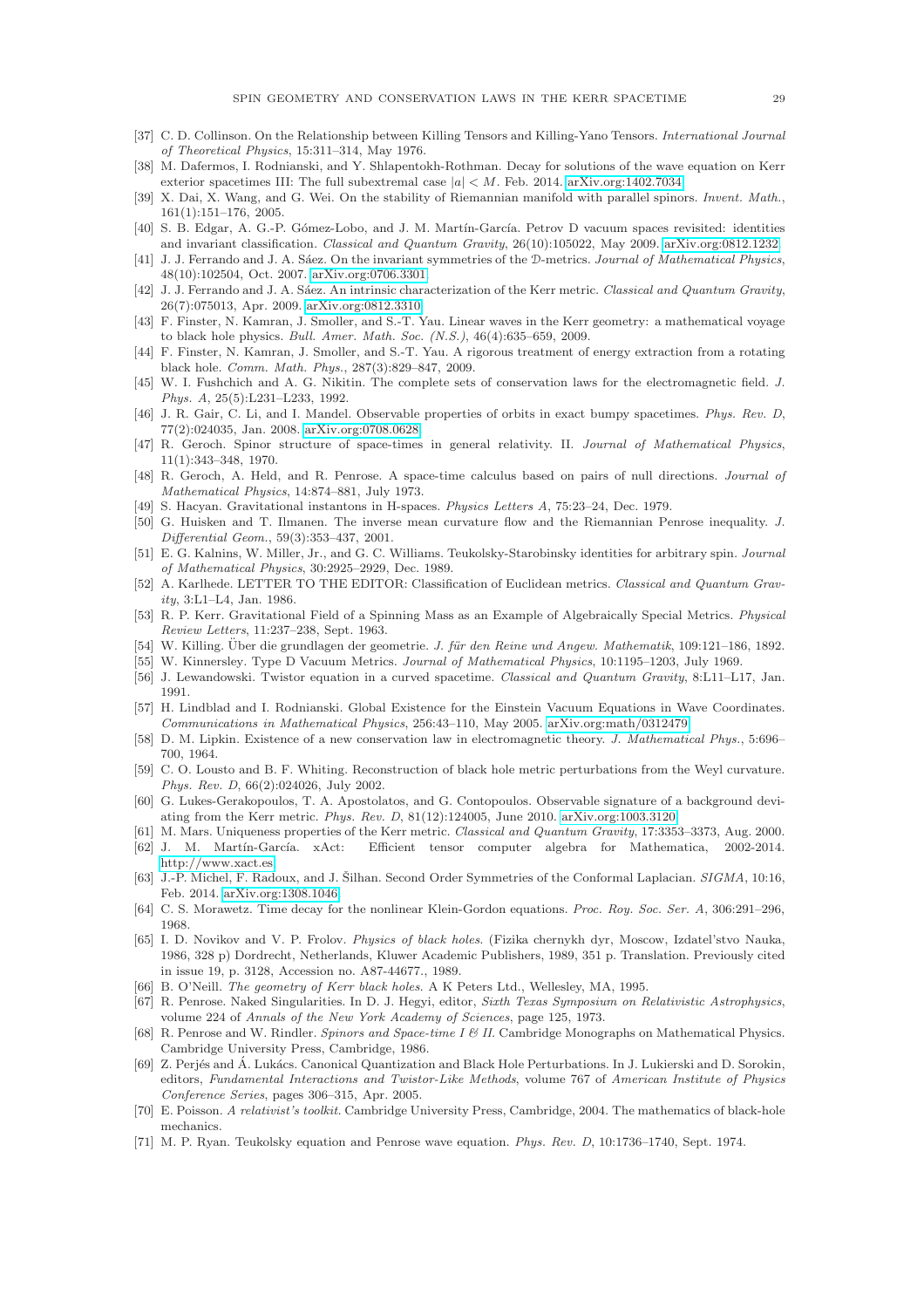[37] C. D. Collinson. On the Relationship between Killing Tensors and Killing-Yano Tensors. *International Journal of Theoretical Physics*, 15:311–314, May 1976.

[38] M. Dafermos, I. Rodnianski, and Y. Shlapentokh-Rothman. Decay for solutions of the wave equation on Kerr exterior spacetimes III: The full subextremal case $|a| < M$. Feb. 2014. arXiv.org:1402.7034.

[39] X. Dai, X. Wang, and G. Wei. On the stability of Riemannian manifold with parallel spinors. *Invent. Math.*, 161(1):151–176, 2005.

[40] S. B. Edgar, A. G.-P. Gómez-Lobo, and J. M. Martín-García. Petrov D vacuum spaces revisited: identities and invariant classification. *Classical and Quantum Gravity*, 26(10):105022, May 2009. arXiv.org:0812.1232.

[41] J. J. Ferrando and J. A. Sáez. On the invariant symmetries of the $\mathcal{D}$-metrics. *Journal of Mathematical Physics*, 48(10):102504, Oct. 2007. arXiv.org:0706.3301.

[42] J. J. Ferrando and J. A. Sáez. An intrinsic characterization of the Kerr metric. *Classical and Quantum Gravity*, 26(7):075013, Apr. 2009. arXiv.org:0812.3310.

[43] F. Finster, N. Kamran, J. Smoller, and S.-T. Yau. Linear waves in the Kerr geometry: a mathematical voyage to black hole physics. *Bull. Amer. Math. Soc. (N.S.)*, 46(4):635–659, 2009.

[44] F. Finster, N. Kamran, J. Smoller, and S.-T. Yau. A rigorous treatment of energy extraction from a rotating black hole. *Comm. Math. Phys.*, 287(3):829–847, 2009.

[45] W. I. Fushchich and A. G. Nikitin. The complete sets of conservation laws for the electromagnetic field. *J. Phys. A*, 25(5):L231–L233, 1992.

[46] J. R. Gair, C. Li, and I. Mandel. Observable properties of orbits in exact bumpy spacetimes. *Phys. Rev. D*, 77(2):024035, Jan. 2008. arXiv.org:0708.0628.

[47] R. Geroch. Spinor structure of space-times in general relativity. II. *Journal of Mathematical Physics*, 11(1):343–348, 1970.

[48] R. Geroch, A. Held, and R. Penrose. A space-time calculus based on pairs of null directions. *Journal of Mathematical Physics*, 14:874–881, July 1973.

[49] S. Hacyan. Gravitational instantons in H-spaces. *Physics Letters A*, 75:23–24, Dec. 1979.

[50] G. Huisken and T. Ilmanen. The inverse mean curvature flow and the Riemannian Penrose inequality. *J. Differential Geom.*, 59(3):353–437, 2001.

[51] E. G. Kalnins, W. Miller, Jr., and G. C. Williams. Teukolsky-Starobinsky identities for arbitrary spin. *Journal of Mathematical Physics*, 30:2925–2929, Dec. 1989.

[52] A. Karlhede. LETTER TO THE EDITOR: Classification of Euclidean metrics. *Classical and Quantum Gravity*, 3:L1–L4, Jan. 1986.

[53] R. P. Kerr. Gravitational Field of a Spinning Mass as an Example of Algebraically Special Metrics. *Physical Review Letters*, 11:237–238, Sept. 1963.

[54] W. Killing. Über die grundlagen der geometrie. *J. für den Reine und Angew. Mathematik*, 109:121–186, 1892.

[55] W. Kinnersley. Type D Vacuum Metrics. *Journal of Mathematical Physics*, 10:1195–1203, July 1969.

[56] J. Lewandowski. Twistor equation in a curved spacetime. *Classical and Quantum Gravity*, 8:L11–L17, Jan. 1991.

[57] H. Lindblad and I. Rodnianski. Global Existence for the Einstein Vacuum Equations in Wave Coordinates. *Communications in Mathematical Physics*, 256:43–110, May 2005. arXiv.org:math/0312479.

[58] D. M. Lipkin. Existence of a new conservation law in electromagnetic theory. *J. Mathematical Phys.*, 5:696–700, 1964.

[59] C. O. Lousto and B. F. Whiting. Reconstruction of black hole metric perturbations from the Weyl curvature. *Phys. Rev. D*, 66(2):024026, July 2002.

[60] G. Lukes-Gerakopoulos, T. A. Apostolatos, and G. Contopoulos. Observable signature of a background deviating from the Kerr metric. *Phys. Rev. D*, 81(12):124005, June 2010. arXiv.org:1003.3120.

[61] M. Mars. Uniqueness properties of the Kerr metric. *Classical and Quantum Gravity*, 17:3353–3373, Aug. 2000.

[62] J. M. Martín-García. xAct: Efficient tensor computer algebra for Mathematica, 2002-2014. http://www.xact.es.

[63] J.-P. Michel, F. Radoux, and J. Šilhan. Second Order Symmetries of the Conformal Laplacian. *SIGMA*, 10:16, Feb. 2014. arXiv.org:1308.1046.

[64] C. S. Morawetz. Time decay for the nonlinear Klein-Gordon equations. *Proc. Roy. Soc. Ser. A*, 306:291–296, 1968.

[65] I. D. Novikov and V. P. Frolov. *Physics of black holes.* (Fizika chernykh dyr, Moscow, Izdatel'stvo Nauka, 1986, 328 p) Dordrecht, Netherlands, Kluwer Academic Publishers, 1989, 351 p. Translation. Previously cited in issue 19, p. 3128, Accession no. A87-44677., 1989.

[66] B. O'Neill. *The geometry of Kerr black holes.* A K Peters Ltd., Wellesley, MA, 1995.

[67] R. Penrose. Naked Singularities. In D. J. Hegyi, editor, *Sixth Texas Symposium on Relativistic Astrophysics*, volume 224 of *Annals of the New York Academy of Sciences*, page 125, 1973.

[68] R. Penrose and W. Rindler. *Spinors and Space-time I & II.* Cambridge Monographs on Mathematical Physics. Cambridge University Press, Cambridge, 1986.

[69] Z. Perjés and Á. Lukács. Canonical Quantization and Black Hole Perturbations. In J. Lukierski and D. Sorokin, editors, *Fundamental Interactions and Twistor-Like Methods*, volume 767 of *American Institute of Physics Conference Series*, pages 306–315, Apr. 2005.

[70] E. Poisson. *A relativist's toolkit.* Cambridge University Press, Cambridge, 2004. The mathematics of black-hole mechanics.

[71] M. P. Ryan. Teukolsky equation and Penrose wave equation. *Phys. Rev. D*, 10:1736–1740, Sept. 1974.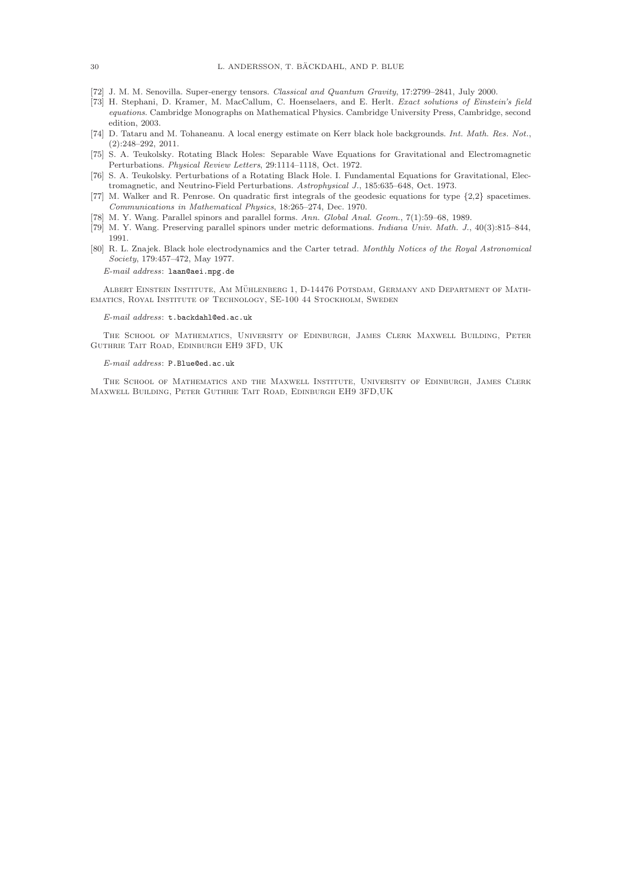[72] J. M. M. Senovilla. Super-energy tensors. *Classical and Quantum Gravity*, 17:2799–2841, July 2000.

[73] H. Stephani, D. Kramer, M. MacCallum, C. Hoenselaers, and E. Herlt. *Exact solutions of Einstein's field equations*. Cambridge Monographs on Mathematical Physics. Cambridge University Press, Cambridge, second edition, 2003.

[74] D. Tataru and M. Tohaneanu. A local energy estimate on Kerr black hole backgrounds. *Int. Math. Res. Not.*, (2):248–292, 2011.

[75] S. A. Teukolsky. Rotating Black Holes: Separable Wave Equations for Gravitational and Electromagnetic Perturbations. *Physical Review Letters*, 29:1114–1118, Oct. 1972.

[76] S. A. Teukolsky. Perturbations of a Rotating Black Hole. I. Fundamental Equations for Gravitational, Electromagnetic, and Neutrino-Field Perturbations. *Astrophysical J.*, 185:635–648, Oct. 1973.

[77] M. Walker and R. Penrose. On quadratic first integrals of the geodesic equations for type $\{2,2\}$ spacetimes. *Communications in Mathematical Physics*, 18:265–274, Dec. 1970.

[78] M. Y. Wang. Parallel spinors and parallel forms. *Ann. Global Anal. Geom.*, 7(1):59–68, 1989.

[79] M. Y. Wang. Preserving parallel spinors under metric deformations. *Indiana Univ. Math. J.*, 40(3):815–844, 1991.

[80] R. L. Znajek. Black hole electrodynamics and the Carter tetrad. *Monthly Notices of the Royal Astronomical Society*, 179:457–472, May 1977.

*E-mail address*: laan@aei.mpg.de

Albert Einstein Institute, Am Mühlenberg 1, D-14476 Potsdam, Germany and Department of Mathematics, Royal Institute of Technology, SE-100 44 Stockholm, Sweden

*E-mail address*: t.backdahl@ed.ac.uk

The School of Mathematics, University of Edinburgh, James Clerk Maxwell Building, Peter Guthrie Tait Road, Edinburgh EH9 3FD, UK

*E-mail address*: P.Blue@ed.ac.uk

The School of Mathematics and the Maxwell Institute, University of Edinburgh, James Clerk Maxwell Building, Peter Guthrie Tait Road, Edinburgh EH9 3FD,UK